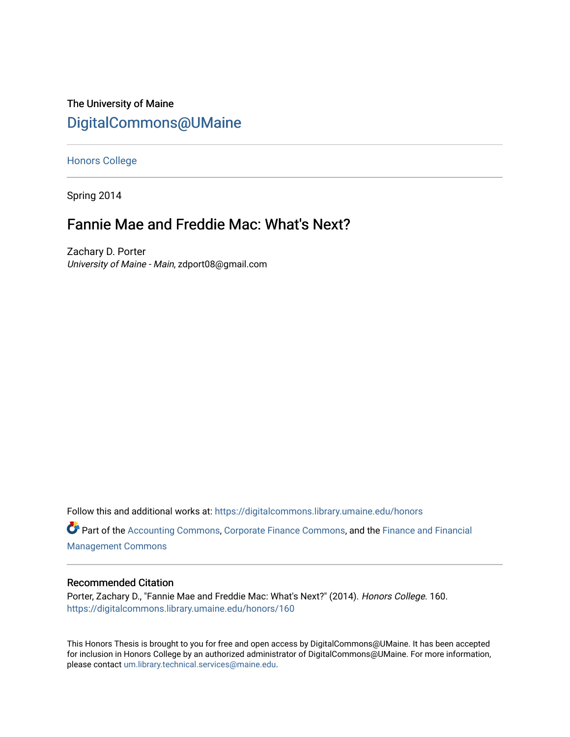The University of Maine

DigitalCommons@UMaine

Honors College

Spring 2014

# Fannie Mae and Freddie Mac: What's Next?

Zachary D. Porter

*University of Maine - Main*, zdport08@gmail.com

Follow this and additional works at: https://digitalcommons.library.umaine.edu/honors

Part of the Accounting Commons, Corporate Finance Commons, and the Finance and Financial Management Commons

## Recommended Citation

Porter, Zachary D., "Fannie Mae and Freddie Mac: What's Next?" (2014). *Honors College*. 160.
https://digitalcommons.library.umaine.edu/honors/160

This Honors Thesis is brought to you for free and open access by DigitalCommons@UMaine. It has been accepted for inclusion in Honors College by an authorized administrator of DigitalCommons@UMaine. For more information, please contact um.library.technical.services@maine.edu.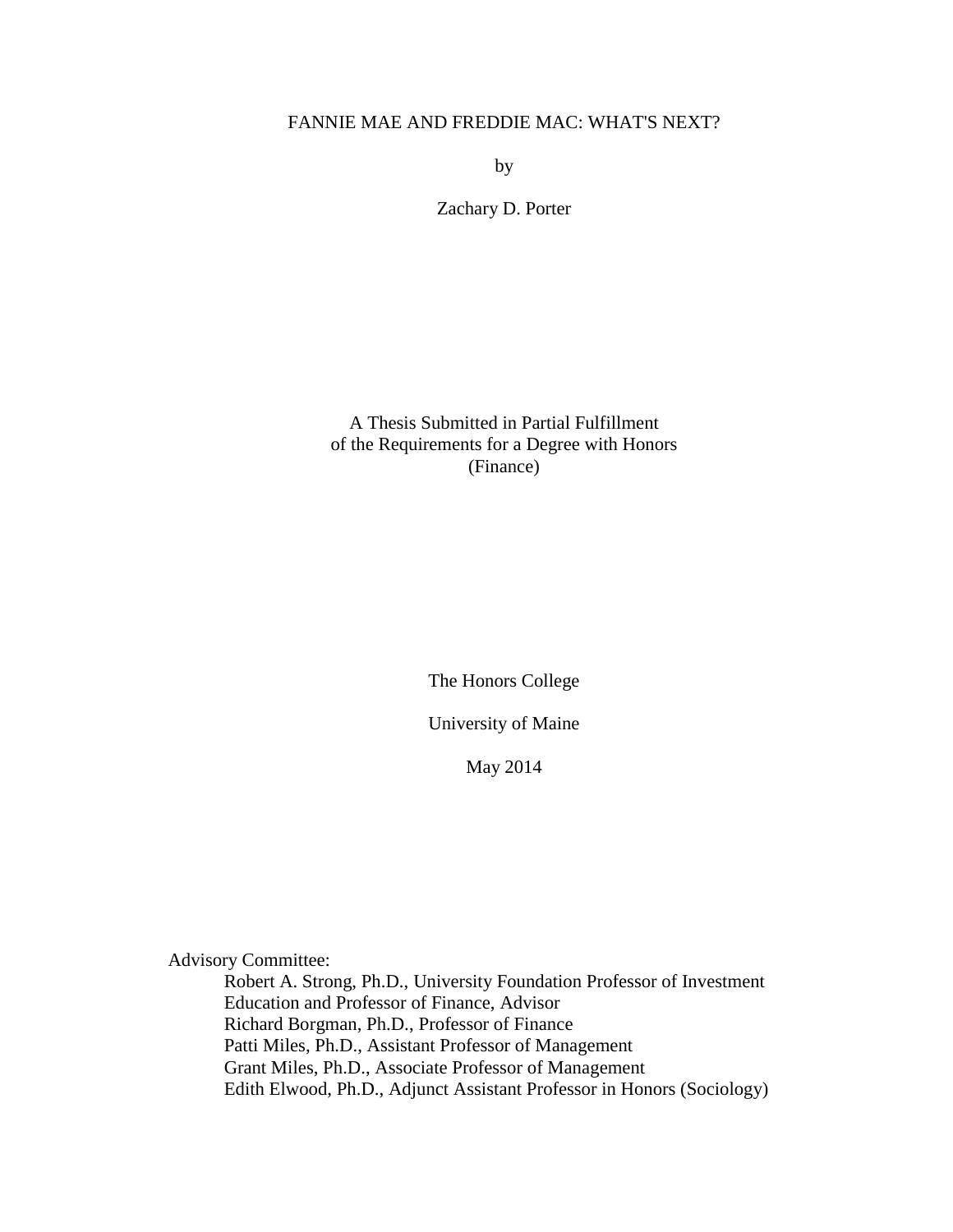# FANNIE MAE AND FREDDIE MAC: WHAT'S NEXT?

by

Zachary D. Porter

A Thesis Submitted in Partial Fulfillment
of the Requirements for a Degree with Honors
(Finance)

The Honors College

University of Maine

May 2014

Advisory Committee:

Robert A. Strong, Ph.D., University Foundation Professor of Investment Education and Professor of Finance, Advisor
Richard Borgman, Ph.D., Professor of Finance
Patti Miles, Ph.D., Assistant Professor of Management
Grant Miles, Ph.D., Associate Professor of Management
Edith Elwood, Ph.D., Adjunct Assistant Professor in Honors (Sociology)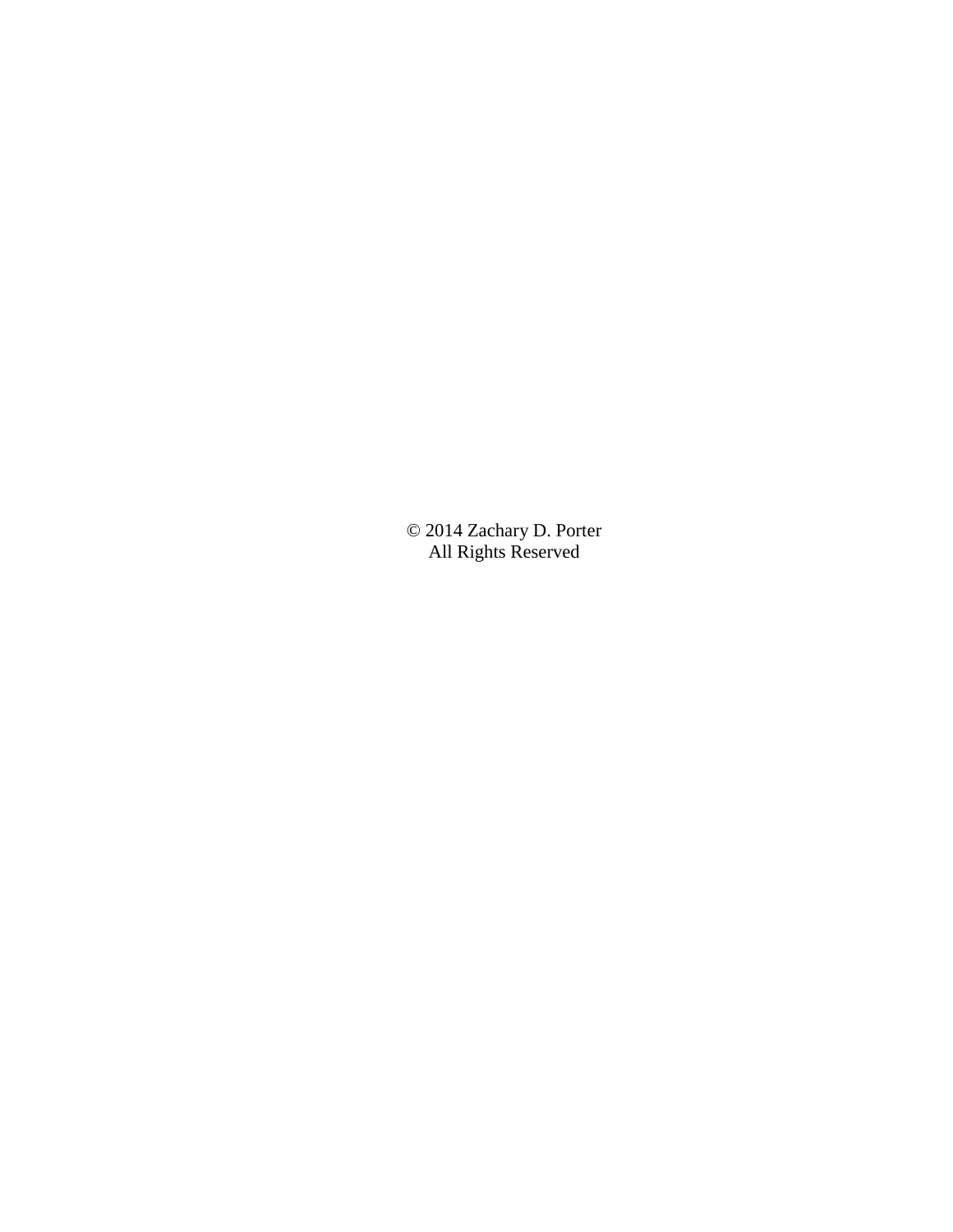© 2014 Zachary D. Porter
All Rights Reserved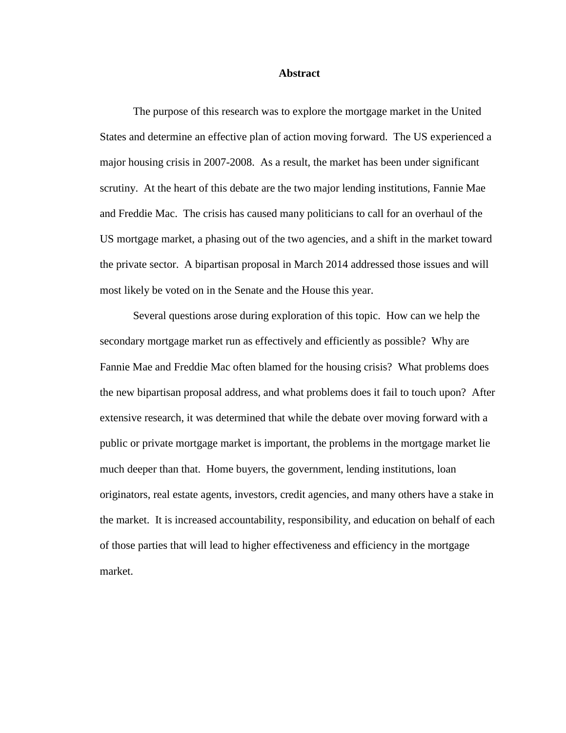## Abstract

The purpose of this research was to explore the mortgage market in the United States and determine an effective plan of action moving forward. The US experienced a major housing crisis in 2007-2008. As a result, the market has been under significant scrutiny. At the heart of this debate are the two major lending institutions, Fannie Mae and Freddie Mac. The crisis has caused many politicians to call for an overhaul of the US mortgage market, a phasing out of the two agencies, and a shift in the market toward the private sector. A bipartisan proposal in March 2014 addressed those issues and will most likely be voted on in the Senate and the House this year.

Several questions arose during exploration of this topic. How can we help the secondary mortgage market run as effectively and efficiently as possible? Why are Fannie Mae and Freddie Mac often blamed for the housing crisis? What problems does the new bipartisan proposal address, and what problems does it fail to touch upon? After extensive research, it was determined that while the debate over moving forward with a public or private mortgage market is important, the problems in the mortgage market lie much deeper than that. Home buyers, the government, lending institutions, loan originators, real estate agents, investors, credit agencies, and many others have a stake in the market. It is increased accountability, responsibility, and education on behalf of each of those parties that will lead to higher effectiveness and efficiency in the mortgage market.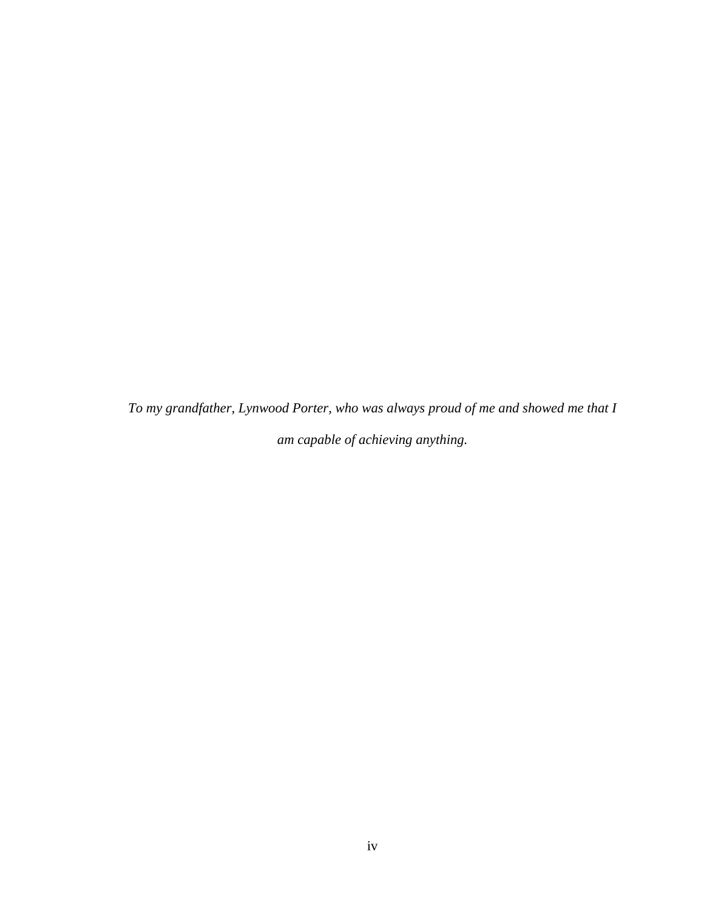*To my grandfather, Lynwood Porter, who was always proud of me and showed me that I am capable of achieving anything.*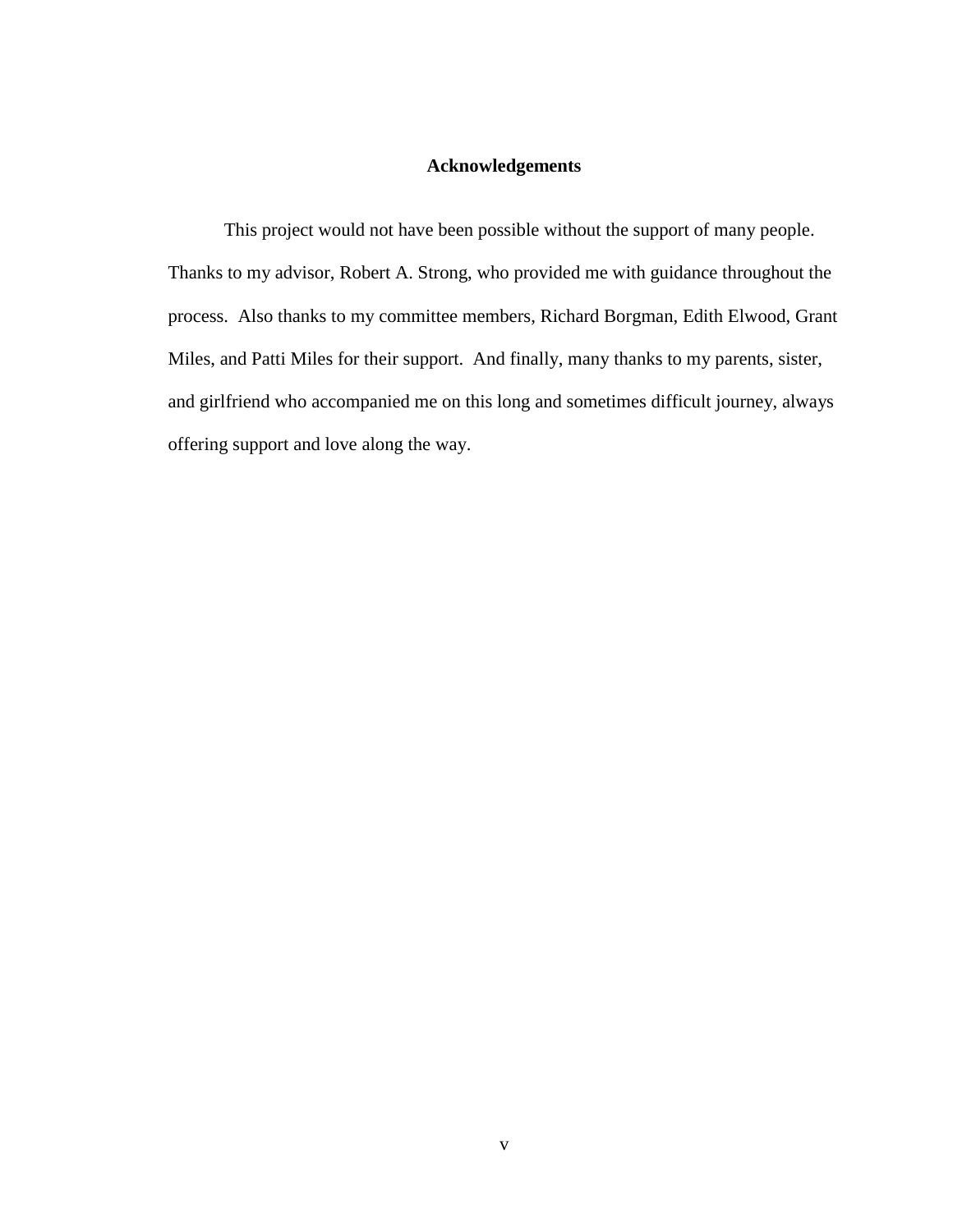# Acknowledgements

This project would not have been possible without the support of many people. Thanks to my advisor, Robert A. Strong, who provided me with guidance throughout the process. Also thanks to my committee members, Richard Borgman, Edith Elwood, Grant Miles, and Patti Miles for their support. And finally, many thanks to my parents, sister, and girlfriend who accompanied me on this long and sometimes difficult journey, always offering support and love along the way.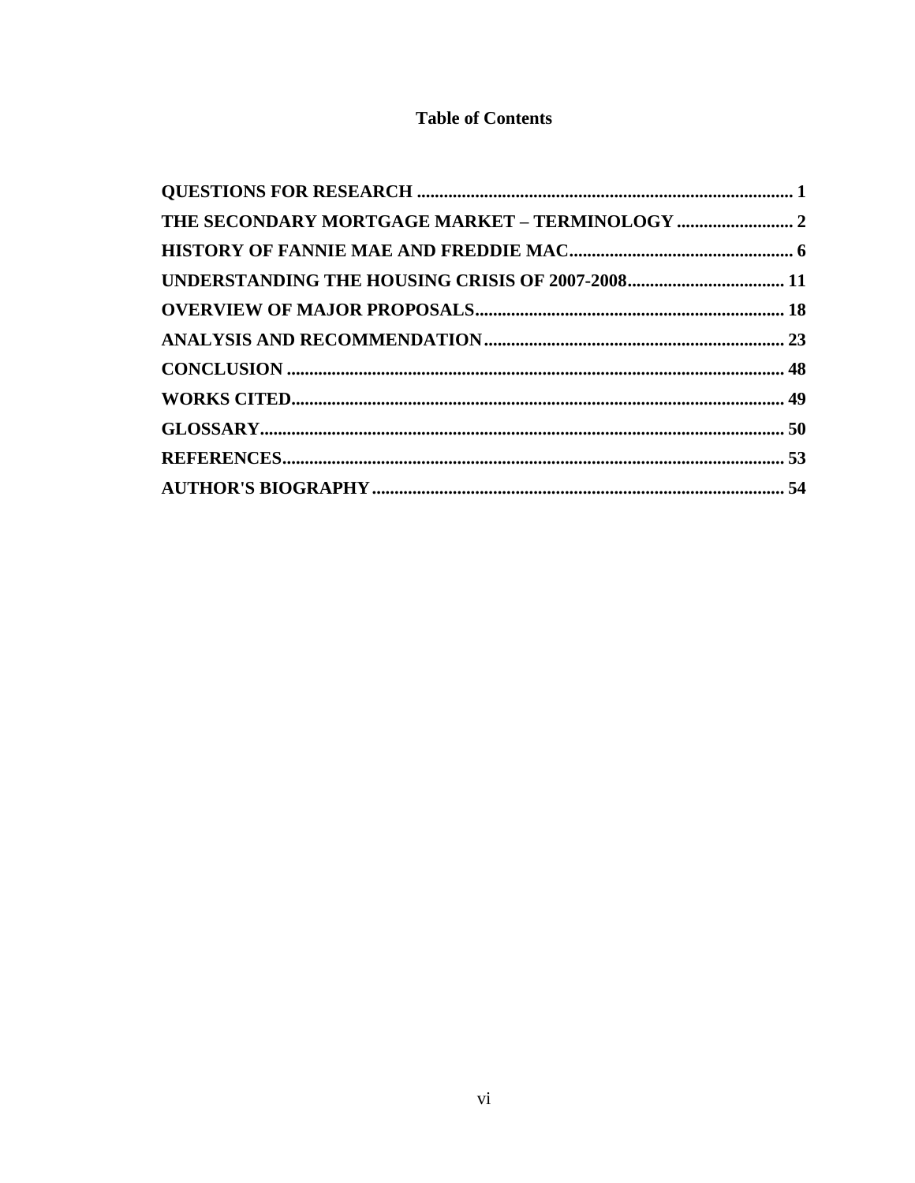# Table of Contents

**QUESTIONS FOR RESEARCH** ........................................ **1**
**THE SECONDARY MORTGAGE MARKET – TERMINOLOGY** ........................................ **2**
**HISTORY OF FANNIE MAE AND FREDDIE MAC** ........................................ **6**
**UNDERSTANDING THE HOUSING CRISIS OF 2007-2008** ........................................ **11**
**OVERVIEW OF MAJOR PROPOSALS** ........................................ **18**
**ANALYSIS AND RECOMMENDATION** ........................................ **23**
**CONCLUSION** ........................................ **48**
**WORKS CITED** ........................................ **49**
**GLOSSARY** ........................................ **50**
**REFERENCES** ........................................ **53**
**AUTHOR'S BIOGRAPHY** ........................................ **54**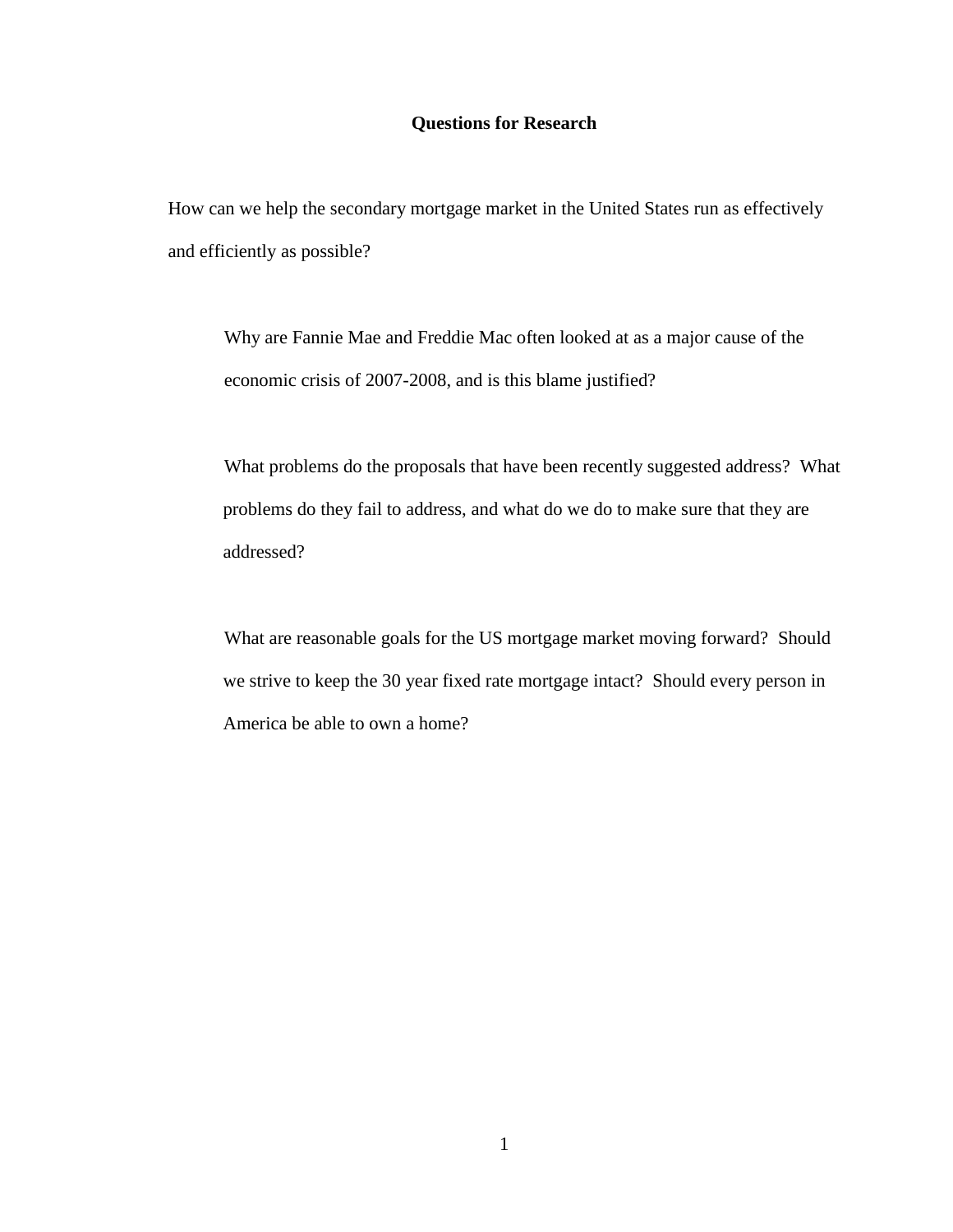**Questions for Research**

How can we help the secondary mortgage market in the United States run as effectively and efficiently as possible?

> Why are Fannie Mae and Freddie Mac often looked at as a major cause of the economic crisis of 2007-2008, and is this blame justified?
>
> What problems do the proposals that have been recently suggested address? What problems do they fail to address, and what do we do to make sure that they are addressed?
>
> What are reasonable goals for the US mortgage market moving forward? Should we strive to keep the 30 year fixed rate mortgage intact? Should every person in America be able to own a home?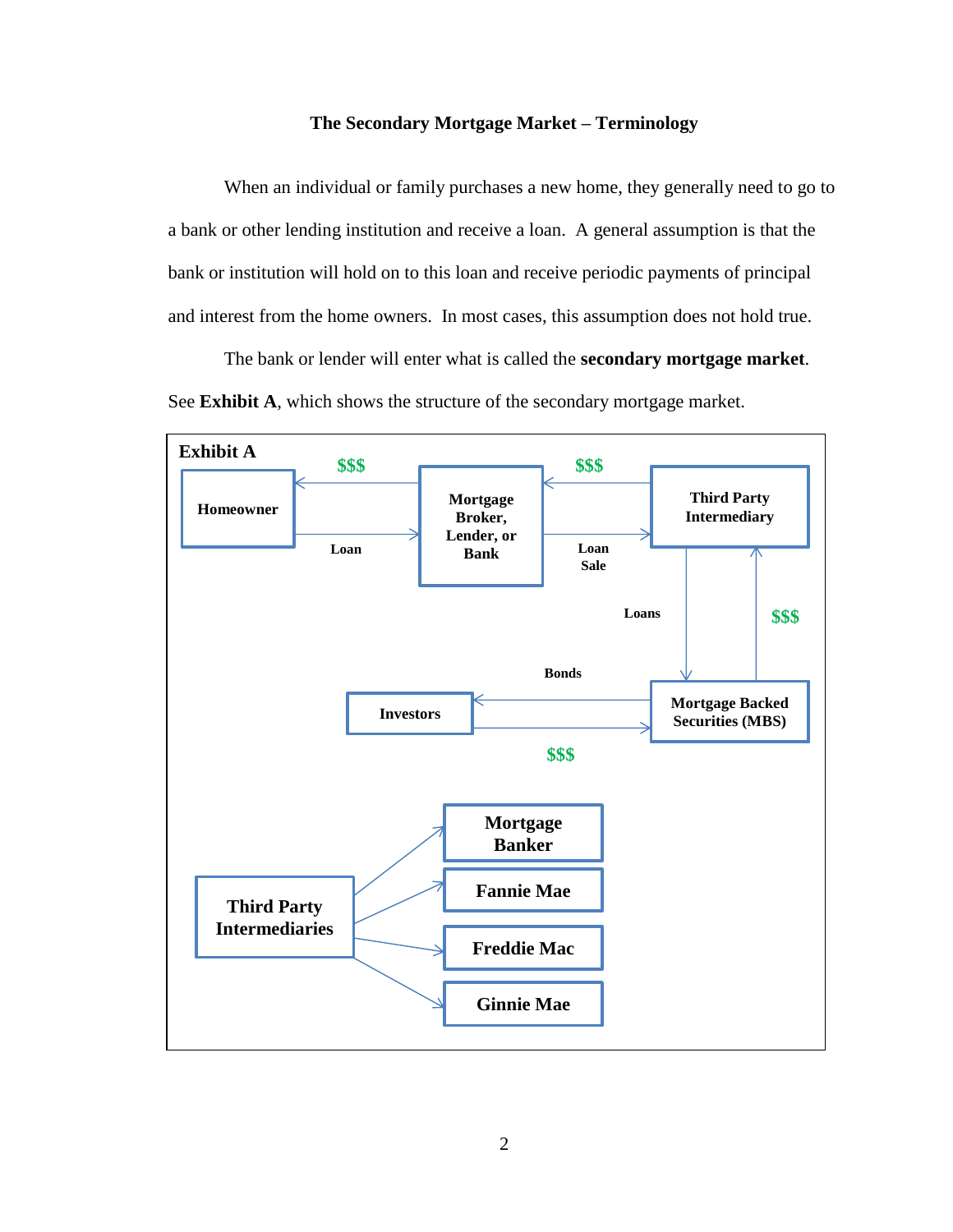## The Secondary Mortgage Market – Terminology

When an individual or family purchases a new home, they generally need to go to a bank or other lending institution and receive a loan. A general assumption is that the bank or institution will hold on to this loan and receive periodic payments of principal and interest from the home owners. In most cases, this assumption does not hold true.

The bank or lender will enter what is called the **secondary mortgage market**. See **Exhibit A**, which shows the structure of the secondary mortgage market.

**Exhibit A**

Homeowner — Loan → Mortgage Broker, Lender, or Bank — $$$ → Homeowner

Mortgage Broker, Lender, or Bank — Loan Sale → Third Party Intermediary — $$$ → Mortgage Broker, Lender, or Bank

Third Party Intermediary — Loans → Mortgage Backed Securities (MBS) — $$$ → Third Party Intermediary

Mortgage Backed Securities (MBS) — Bonds → Investors — $$$ → Mortgage Backed Securities (MBS)

Third Party Intermediaries → Mortgage Banker, Fannie Mae, Freddie Mac, Ginnie Mae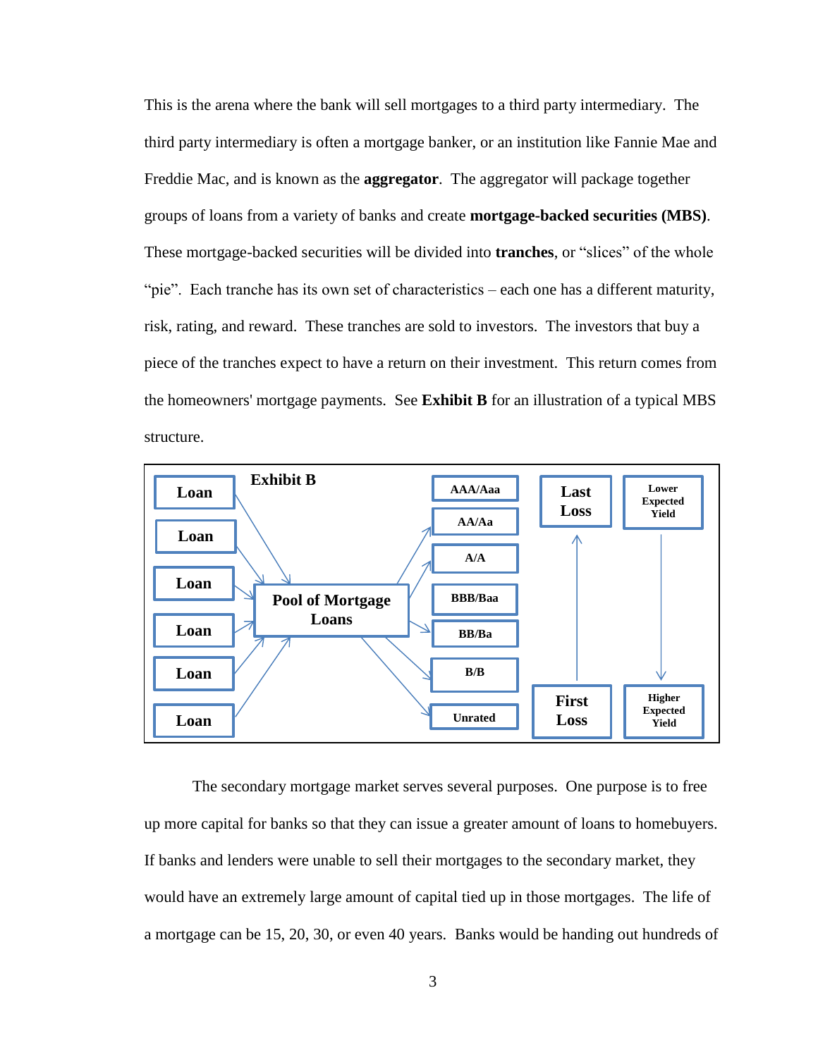This is the arena where the bank will sell mortgages to a third party intermediary. The third party intermediary is often a mortgage banker, or an institution like Fannie Mae and Freddie Mac, and is known as the **aggregator**. The aggregator will package together groups of loans from a variety of banks and create **mortgage-backed securities (MBS)**. These mortgage-backed securities will be divided into **tranches**, or "slices" of the whole "pie". Each tranche has its own set of characteristics – each one has a different maturity, risk, rating, and reward. These tranches are sold to investors. The investors that buy a piece of the tranches expect to have a return on their investment. This return comes from the homeowners' mortgage payments. See **Exhibit B** for an illustration of a typical MBS structure.

**Exhibit B**

The secondary mortgage market serves several purposes. One purpose is to free up more capital for banks so that they can issue a greater amount of loans to homebuyers. If banks and lenders were unable to sell their mortgages to the secondary market, they would have an extremely large amount of capital tied up in those mortgages. The life of a mortgage can be 15, 20, 30, or even 40 years. Banks would be handing out hundreds of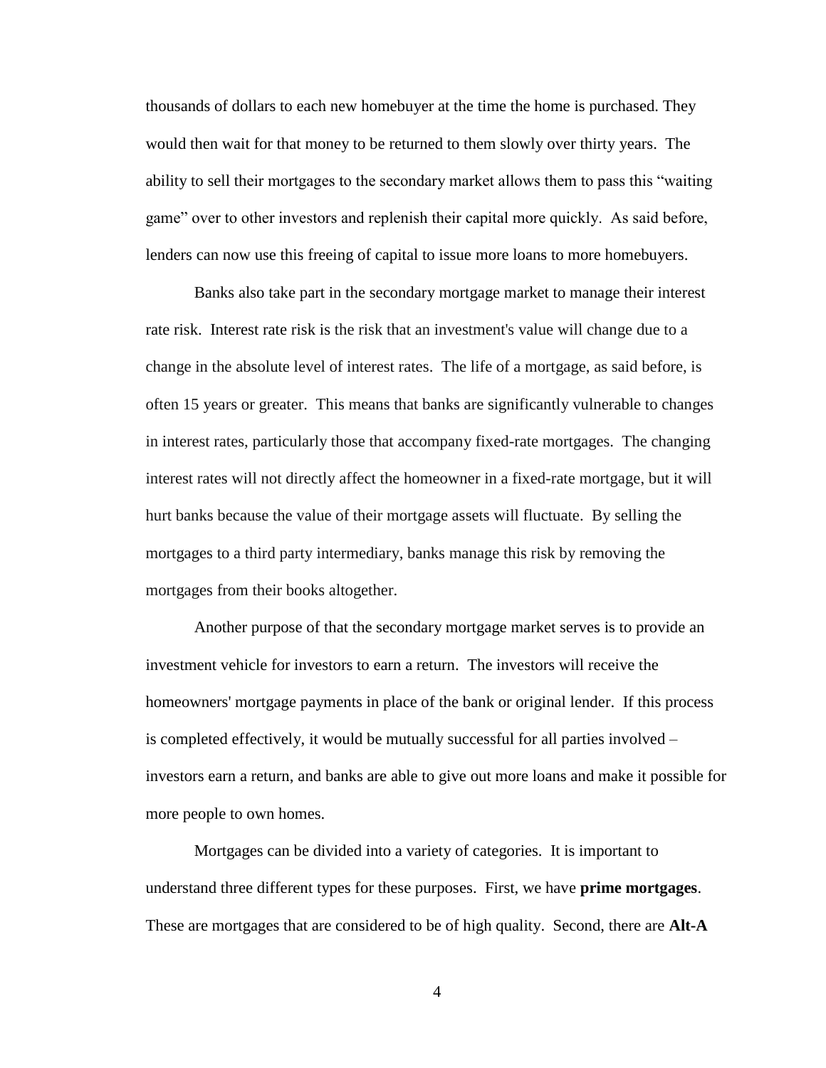thousands of dollars to each new homebuyer at the time the home is purchased. They would then wait for that money to be returned to them slowly over thirty years. The ability to sell their mortgages to the secondary market allows them to pass this "waiting game" over to other investors and replenish their capital more quickly. As said before, lenders can now use this freeing of capital to issue more loans to more homebuyers.

Banks also take part in the secondary mortgage market to manage their interest rate risk. Interest rate risk is the risk that an investment's value will change due to a change in the absolute level of interest rates. The life of a mortgage, as said before, is often 15 years or greater. This means that banks are significantly vulnerable to changes in interest rates, particularly those that accompany fixed-rate mortgages. The changing interest rates will not directly affect the homeowner in a fixed-rate mortgage, but it will hurt banks because the value of their mortgage assets will fluctuate. By selling the mortgages to a third party intermediary, banks manage this risk by removing the mortgages from their books altogether.

Another purpose of that the secondary mortgage market serves is to provide an investment vehicle for investors to earn a return. The investors will receive the homeowners' mortgage payments in place of the bank or original lender. If this process is completed effectively, it would be mutually successful for all parties involved – investors earn a return, and banks are able to give out more loans and make it possible for more people to own homes.

Mortgages can be divided into a variety of categories. It is important to understand three different types for these purposes. First, we have **prime mortgages**. These are mortgages that are considered to be of high quality. Second, there are **Alt-A**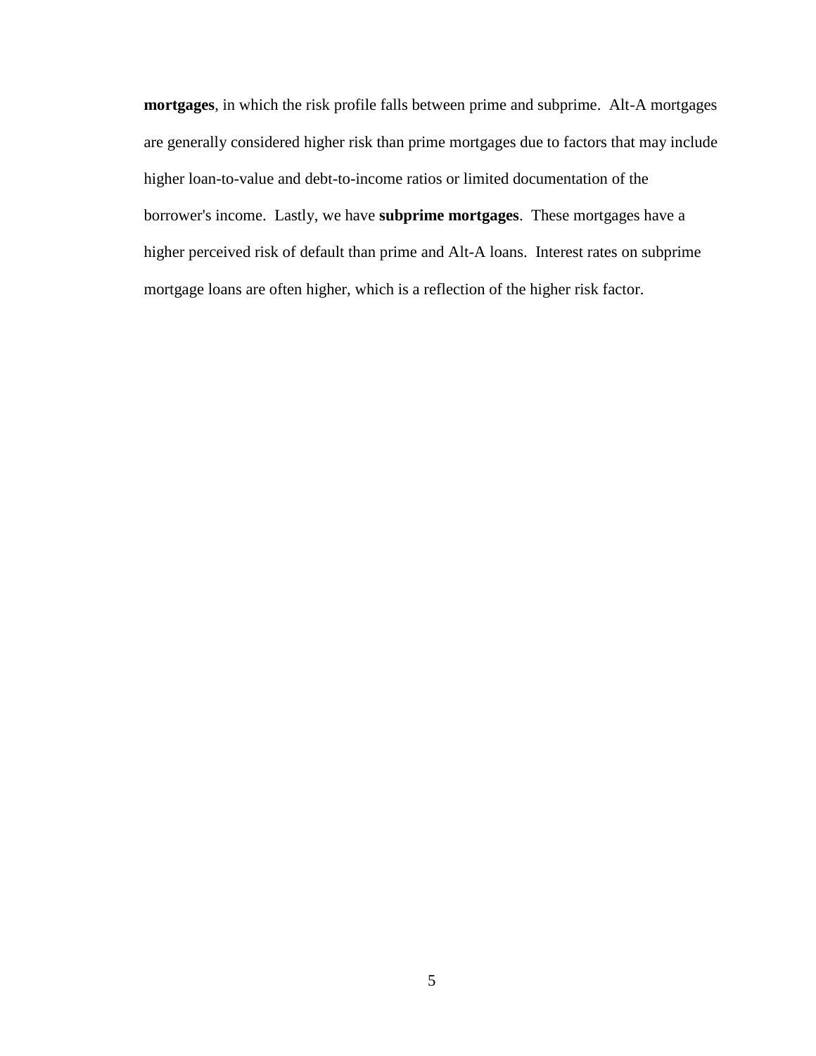**mortgages**, in which the risk profile falls between prime and subprime. Alt-A mortgages are generally considered higher risk than prime mortgages due to factors that may include higher loan-to-value and debt-to-income ratios or limited documentation of the borrower's income. Lastly, we have **subprime mortgages**. These mortgages have a higher perceived risk of default than prime and Alt-A loans. Interest rates on subprime mortgage loans are often higher, which is a reflection of the higher risk factor.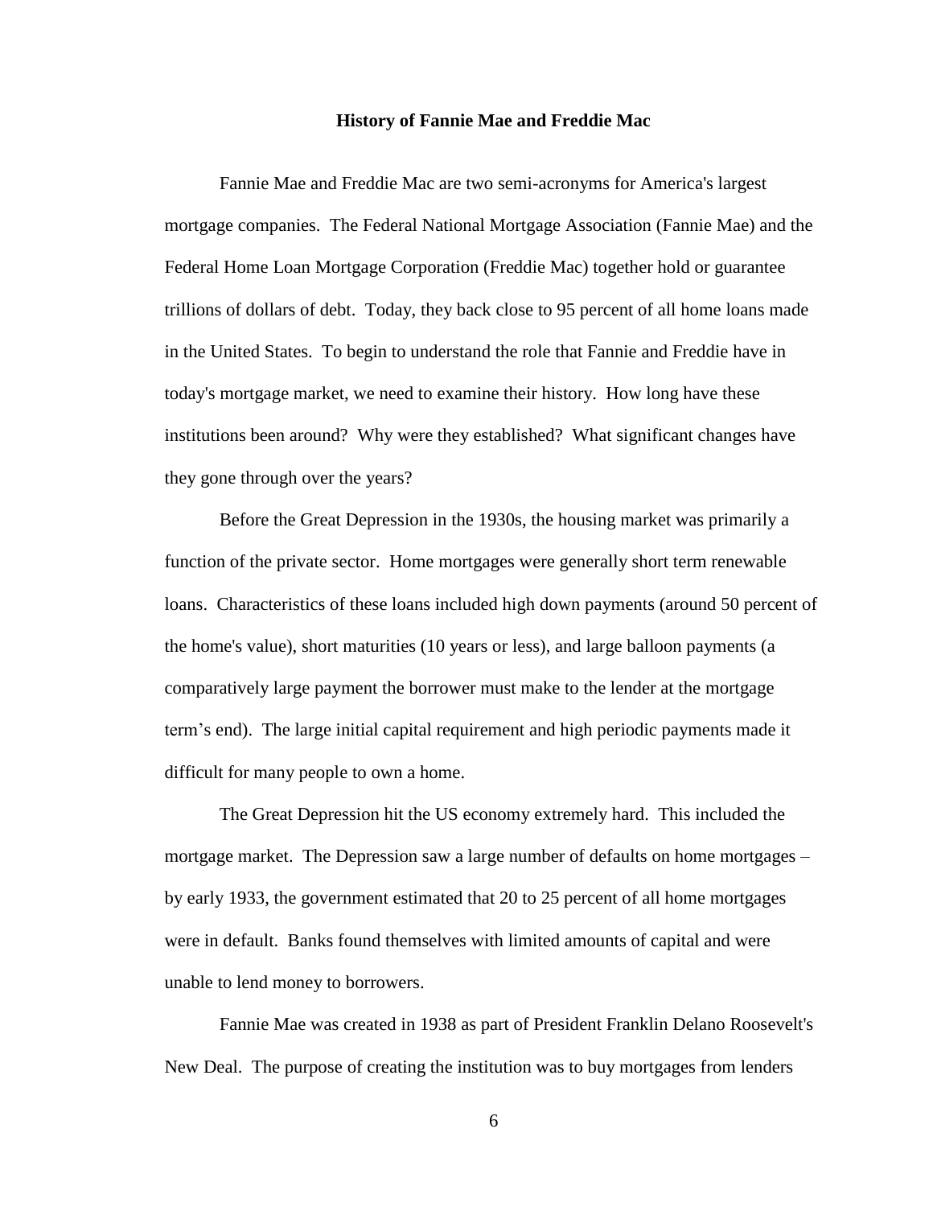## History of Fannie Mae and Freddie Mac

Fannie Mae and Freddie Mac are two semi-acronyms for America's largest mortgage companies. The Federal National Mortgage Association (Fannie Mae) and the Federal Home Loan Mortgage Corporation (Freddie Mac) together hold or guarantee trillions of dollars of debt. Today, they back close to 95 percent of all home loans made in the United States. To begin to understand the role that Fannie and Freddie have in today's mortgage market, we need to examine their history. How long have these institutions been around? Why were they established? What significant changes have they gone through over the years?

Before the Great Depression in the 1930s, the housing market was primarily a function of the private sector. Home mortgages were generally short term renewable loans. Characteristics of these loans included high down payments (around 50 percent of the home's value), short maturities (10 years or less), and large balloon payments (a comparatively large payment the borrower must make to the lender at the mortgage term's end). The large initial capital requirement and high periodic payments made it difficult for many people to own a home.

The Great Depression hit the US economy extremely hard. This included the mortgage market. The Depression saw a large number of defaults on home mortgages – by early 1933, the government estimated that 20 to 25 percent of all home mortgages were in default. Banks found themselves with limited amounts of capital and were unable to lend money to borrowers.

Fannie Mae was created in 1938 as part of President Franklin Delano Roosevelt's New Deal. The purpose of creating the institution was to buy mortgages from lenders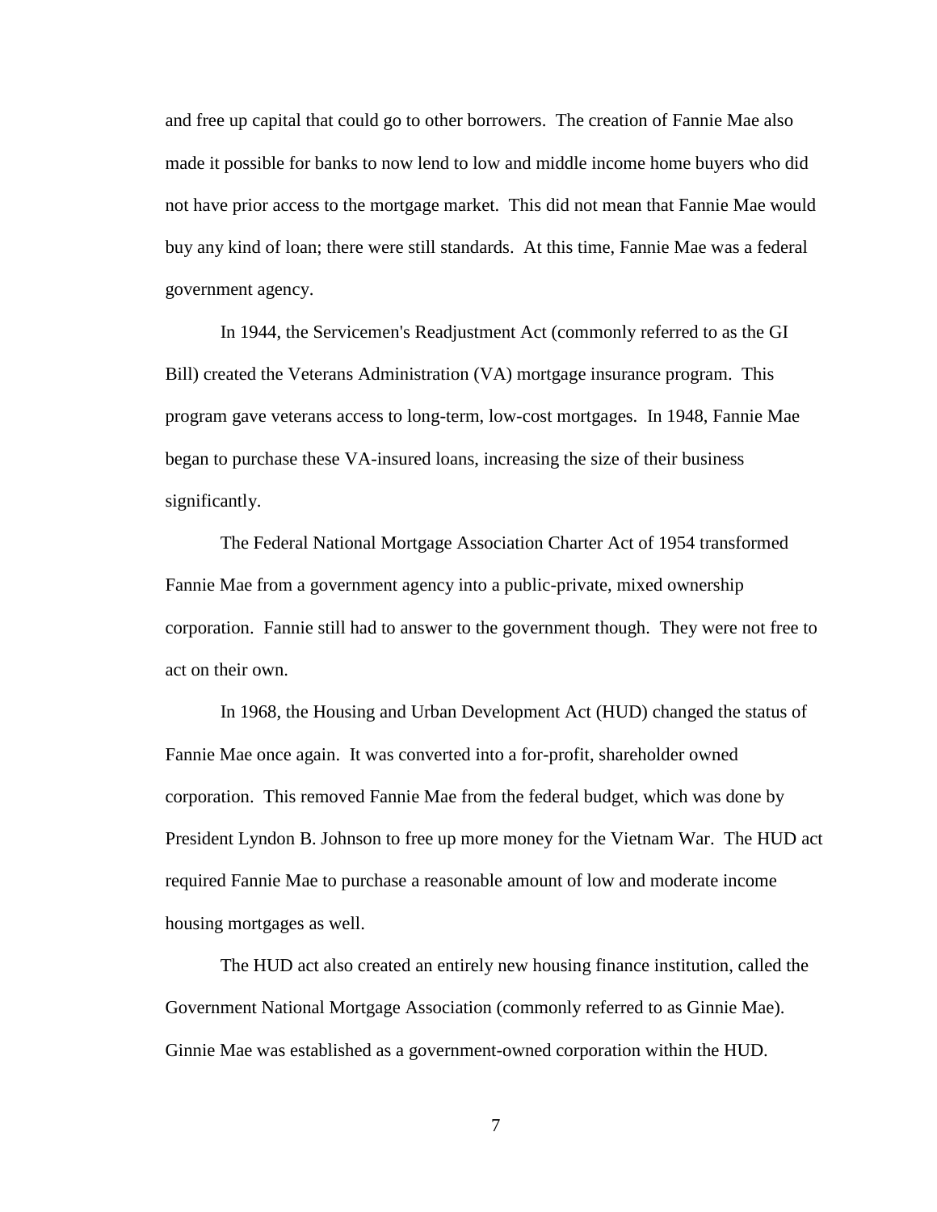and free up capital that could go to other borrowers. The creation of Fannie Mae also made it possible for banks to now lend to low and middle income home buyers who did not have prior access to the mortgage market. This did not mean that Fannie Mae would buy any kind of loan; there were still standards. At this time, Fannie Mae was a federal government agency.

In 1944, the Servicemen's Readjustment Act (commonly referred to as the GI Bill) created the Veterans Administration (VA) mortgage insurance program. This program gave veterans access to long-term, low-cost mortgages. In 1948, Fannie Mae began to purchase these VA-insured loans, increasing the size of their business significantly.

The Federal National Mortgage Association Charter Act of 1954 transformed Fannie Mae from a government agency into a public-private, mixed ownership corporation. Fannie still had to answer to the government though. They were not free to act on their own.

In 1968, the Housing and Urban Development Act (HUD) changed the status of Fannie Mae once again. It was converted into a for-profit, shareholder owned corporation. This removed Fannie Mae from the federal budget, which was done by President Lyndon B. Johnson to free up more money for the Vietnam War. The HUD act required Fannie Mae to purchase a reasonable amount of low and moderate income housing mortgages as well.

The HUD act also created an entirely new housing finance institution, called the Government National Mortgage Association (commonly referred to as Ginnie Mae). Ginnie Mae was established as a government-owned corporation within the HUD.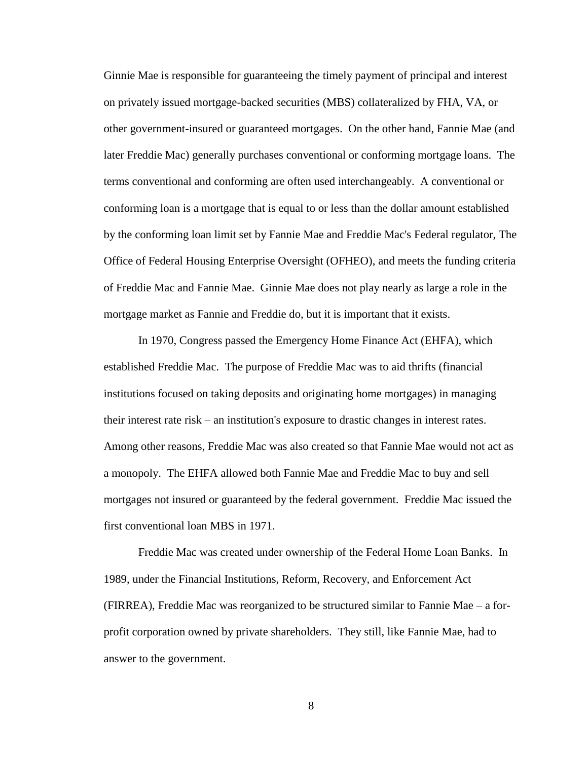Ginnie Mae is responsible for guaranteeing the timely payment of principal and interest on privately issued mortgage-backed securities (MBS) collateralized by FHA, VA, or other government-insured or guaranteed mortgages. On the other hand, Fannie Mae (and later Freddie Mac) generally purchases conventional or conforming mortgage loans. The terms conventional and conforming are often used interchangeably. A conventional or conforming loan is a mortgage that is equal to or less than the dollar amount established by the conforming loan limit set by Fannie Mae and Freddie Mac's Federal regulator, The Office of Federal Housing Enterprise Oversight (OFHEO), and meets the funding criteria of Freddie Mac and Fannie Mae. Ginnie Mae does not play nearly as large a role in the mortgage market as Fannie and Freddie do, but it is important that it exists.

In 1970, Congress passed the Emergency Home Finance Act (EHFA), which established Freddie Mac. The purpose of Freddie Mac was to aid thrifts (financial institutions focused on taking deposits and originating home mortgages) in managing their interest rate risk – an institution's exposure to drastic changes in interest rates. Among other reasons, Freddie Mac was also created so that Fannie Mae would not act as a monopoly. The EHFA allowed both Fannie Mae and Freddie Mac to buy and sell mortgages not insured or guaranteed by the federal government. Freddie Mac issued the first conventional loan MBS in 1971.

Freddie Mac was created under ownership of the Federal Home Loan Banks. In 1989, under the Financial Institutions, Reform, Recovery, and Enforcement Act (FIRREA), Freddie Mac was reorganized to be structured similar to Fannie Mae – a for-profit corporation owned by private shareholders. They still, like Fannie Mae, had to answer to the government.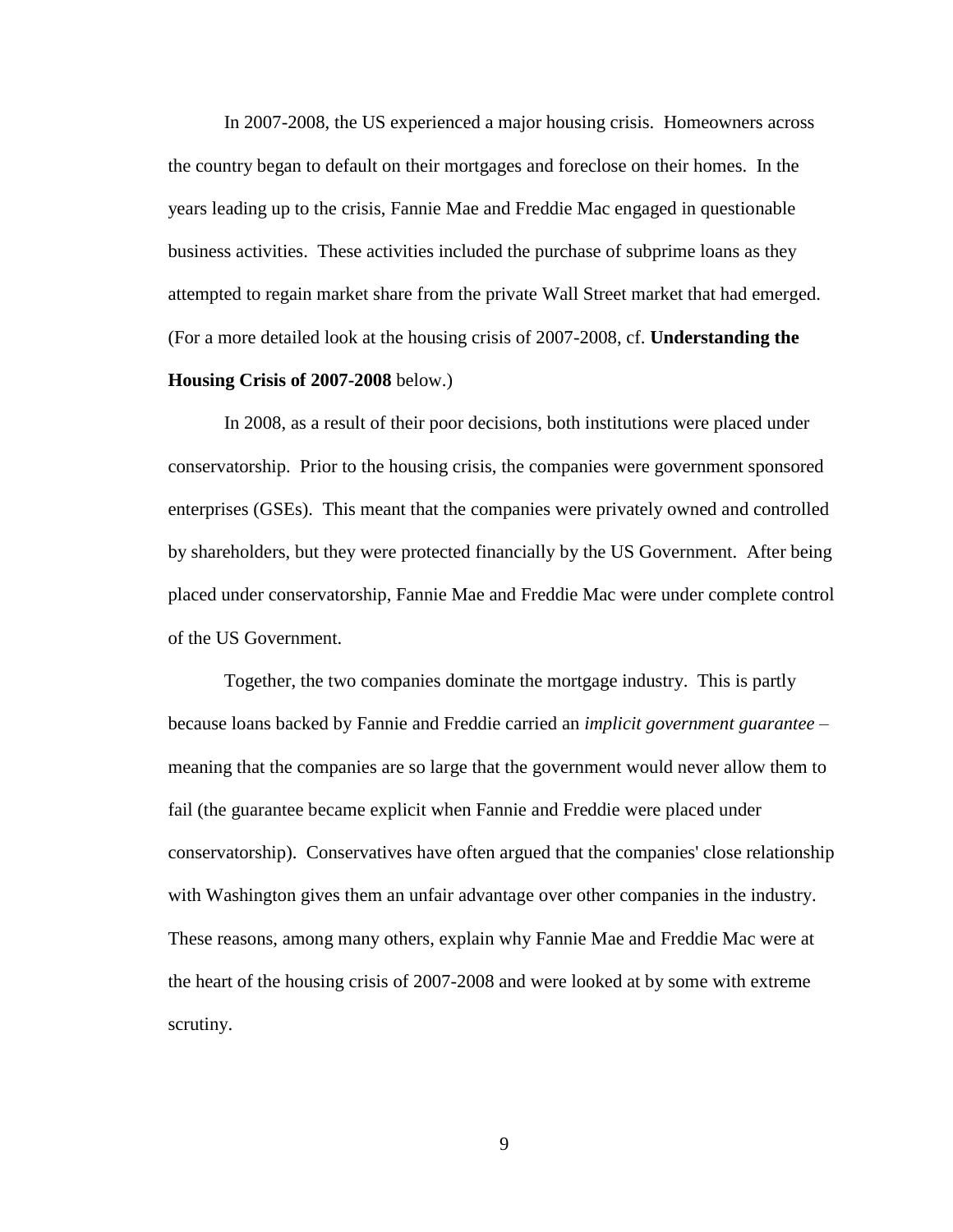In 2007-2008, the US experienced a major housing crisis. Homeowners across the country began to default on their mortgages and foreclose on their homes. In the years leading up to the crisis, Fannie Mae and Freddie Mac engaged in questionable business activities. These activities included the purchase of subprime loans as they attempted to regain market share from the private Wall Street market that had emerged. (For a more detailed look at the housing crisis of 2007-2008, cf. **Understanding the Housing Crisis of 2007-2008** below.)

In 2008, as a result of their poor decisions, both institutions were placed under conservatorship. Prior to the housing crisis, the companies were government sponsored enterprises (GSEs). This meant that the companies were privately owned and controlled by shareholders, but they were protected financially by the US Government. After being placed under conservatorship, Fannie Mae and Freddie Mac were under complete control of the US Government.

Together, the two companies dominate the mortgage industry. This is partly because loans backed by Fannie and Freddie carried an *implicit government guarantee* – meaning that the companies are so large that the government would never allow them to fail (the guarantee became explicit when Fannie and Freddie were placed under conservatorship). Conservatives have often argued that the companies' close relationship with Washington gives them an unfair advantage over other companies in the industry. These reasons, among many others, explain why Fannie Mae and Freddie Mac were at the heart of the housing crisis of 2007-2008 and were looked at by some with extreme scrutiny.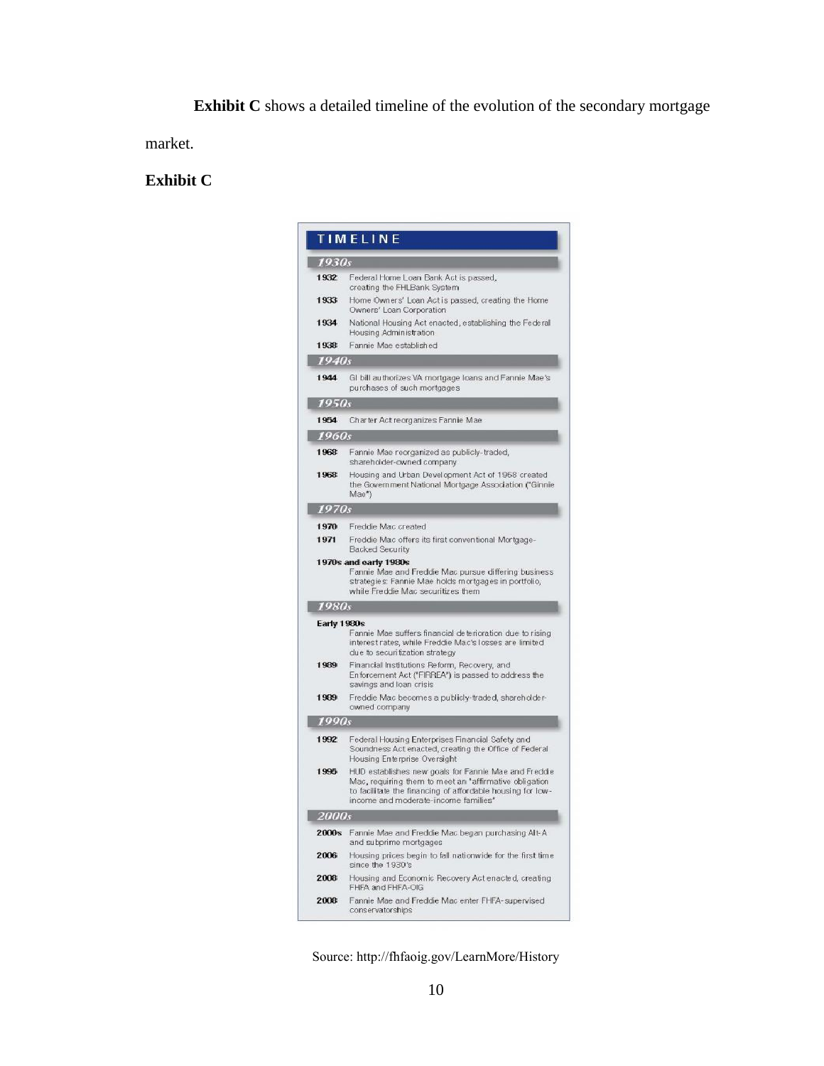**Exhibit C** shows a detailed timeline of the evolution of the secondary mortgage market.

**Exhibit C**

## TIMELINE

### 1930s

| | |
|---|---|
| 1932 | Federal Home Loan Bank Act is passed, creating the FHLBank System |
| 1933 | Home Owners' Loan Act is passed, creating the Home Owners' Loan Corporation |
| 1934 | National Housing Act enacted, establishing the Federal Housing Administration |
| 1938 | Fannie Mae established |

### 1940s

| | |
|---|---|
| 1944 | GI bill authorizes VA mortgage loans and Fannie Mae's purchases of such mortgages |

### 1950s

| | |
|---|---|
| 1954 | Charter Act reorganizes Fannie Mae |

### 1960s

| | |
|---|---|
| 1968 | Fannie Mae reorganized as publicly-traded, shareholder-owned company |
| 1968 | Housing and Urban Development Act of 1968 created the Government National Mortgage Association ("Ginnie Mae") |

### 1970s

| | |
|---|---|
| 1970 | Freddie Mac created |
| 1971 | Freddie Mac offers its first conventional Mortgage-Backed Security |
| 1970s and early 1980s | Fannie Mae and Freddie Mac pursue differing business strategies: Fannie Mae holds mortgages in portfolio, while Freddie Mac securitizes them |

### 1980s

| | |
|---|---|
| Early 1980s | Fannie Mae suffers financial deterioration due to rising interest rates, while Freddie Mac's losses are limited due to securitization strategy |
| 1989 | Financial Institutions Reform, Recovery, and Enforcement Act ("FIRREA") is passed to address the savings and loan crisis |
| 1989 | Freddie Mac becomes a publicly-traded, shareholder-owned company |

### 1990s

| | |
|---|---|
| 1992 | Federal Housing Enterprises Financial Safety and Soundness Act enacted, creating the Office of Federal Housing Enterprise Oversight |
| 1995 | HUD establishes new goals for Fannie Mae and Freddie Mac, requiring them to meet an "affirmative obligation to facilitate the financing of affordable housing for low-income and moderate-income families" |

### 2000s

| | |
|---|---|
| 2000s | Fannie Mae and Freddie Mac began purchasing Alt-A and subprime mortgages |
| 2006 | Housing prices begin to fall nationwide for the first time since the 1930's |
| 2008 | Housing and Economic Recovery Act enacted, creating FHFA and FHFA-OIG |
| 2008 | Fannie Mae and Freddie Mac enter FHFA-supervised conservatorships |

Source: http://fhfaoig.gov/LearnMore/History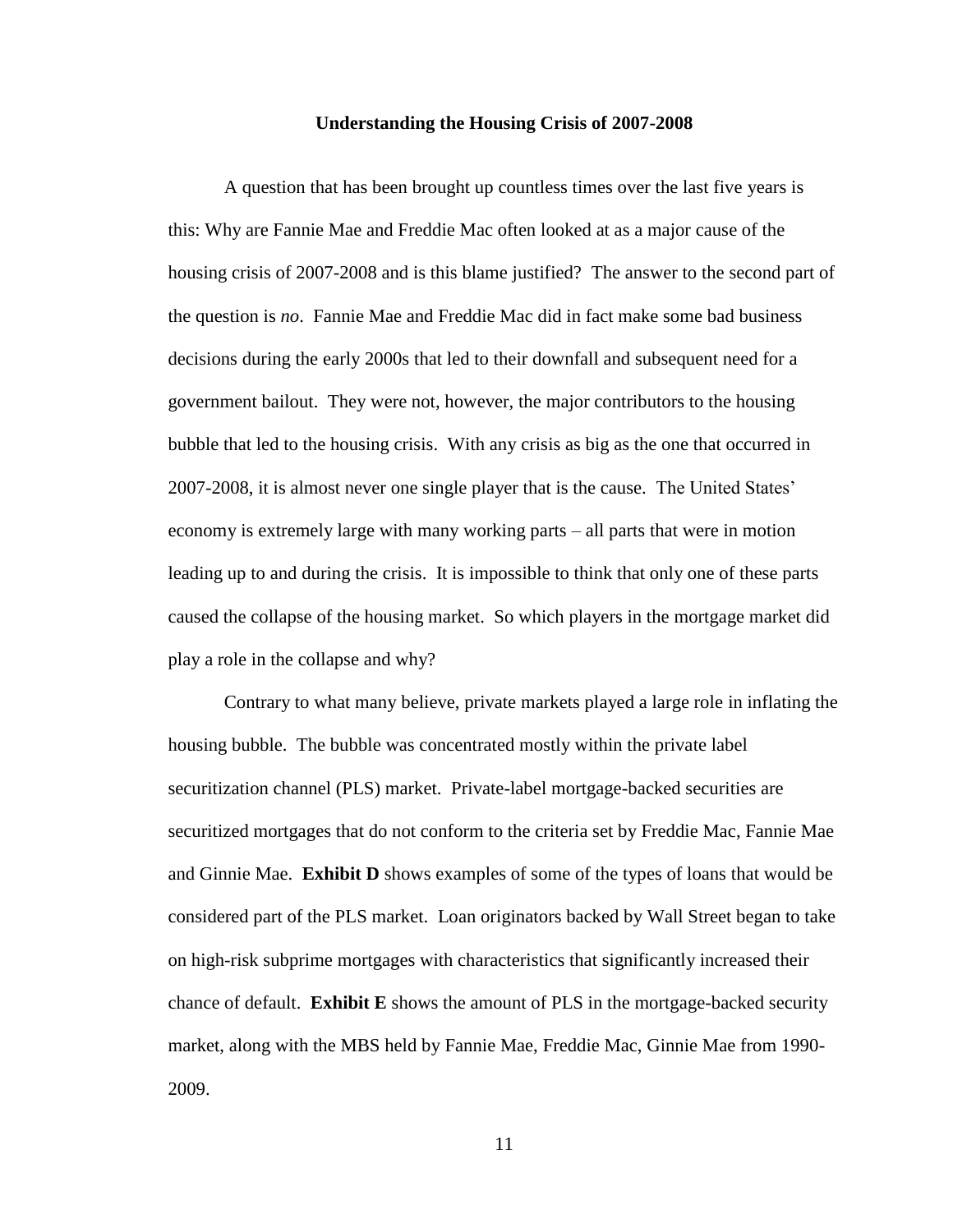**Understanding the Housing Crisis of 2007-2008**

A question that has been brought up countless times over the last five years is this: Why are Fannie Mae and Freddie Mac often looked at as a major cause of the housing crisis of 2007-2008 and is this blame justified? The answer to the second part of the question is *no*. Fannie Mae and Freddie Mac did in fact make some bad business decisions during the early 2000s that led to their downfall and subsequent need for a government bailout. They were not, however, the major contributors to the housing bubble that led to the housing crisis. With any crisis as big as the one that occurred in 2007-2008, it is almost never one single player that is the cause. The United States' economy is extremely large with many working parts – all parts that were in motion leading up to and during the crisis. It is impossible to think that only one of these parts caused the collapse of the housing market. So which players in the mortgage market did play a role in the collapse and why?

Contrary to what many believe, private markets played a large role in inflating the housing bubble. The bubble was concentrated mostly within the private label securitization channel (PLS) market. Private-label mortgage-backed securities are securitized mortgages that do not conform to the criteria set by Freddie Mac, Fannie Mae and Ginnie Mae. **Exhibit D** shows examples of some of the types of loans that would be considered part of the PLS market. Loan originators backed by Wall Street began to take on high-risk subprime mortgages with characteristics that significantly increased their chance of default. **Exhibit E** shows the amount of PLS in the mortgage-backed security market, along with the MBS held by Fannie Mae, Freddie Mac, Ginnie Mae from 1990-2009.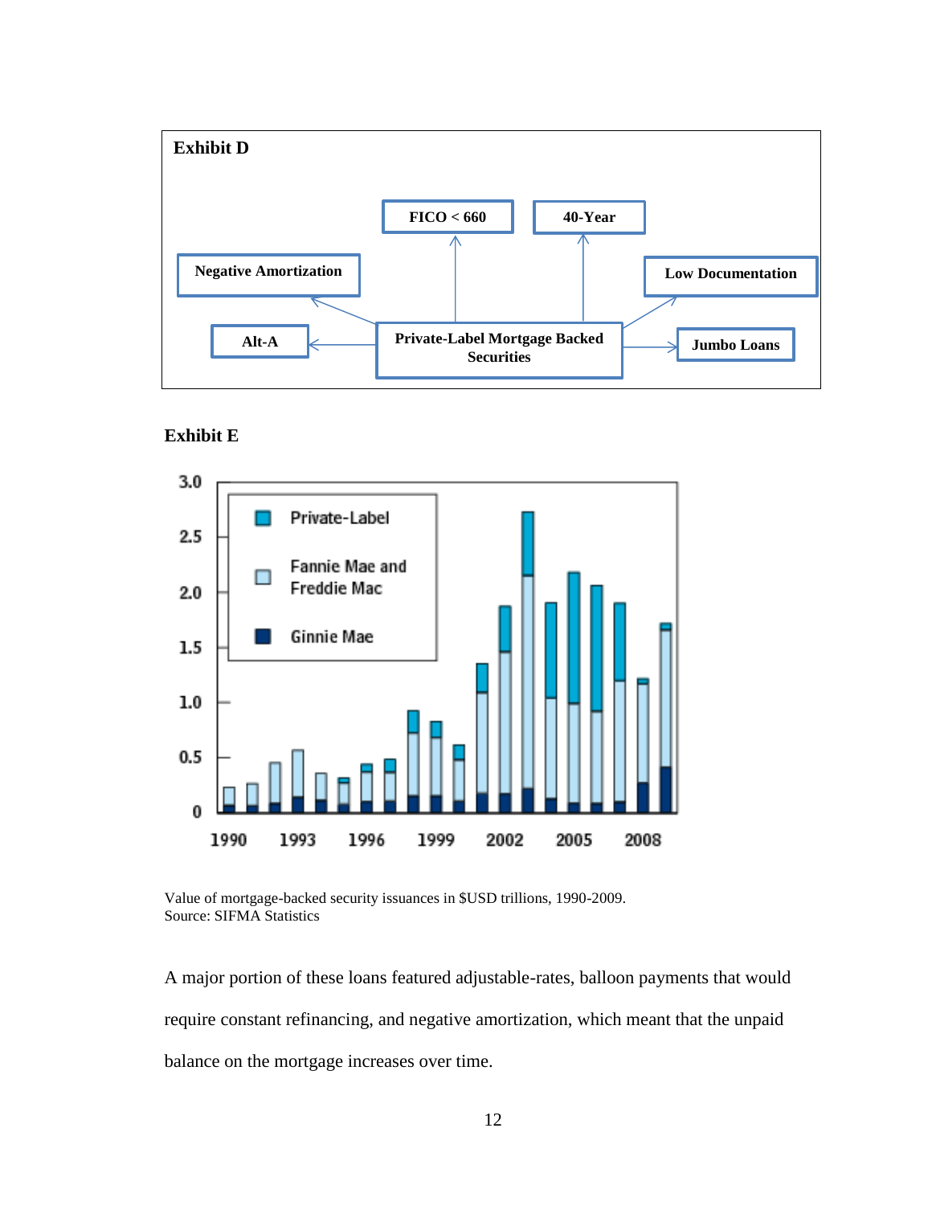**Exhibit D**

**Exhibit E**

Value of mortgage-backed security issuances in $USD trillions, 1990-2009.
Source: SIFMA Statistics

A major portion of these loans featured adjustable-rates, balloon payments that would require constant refinancing, and negative amortization, which meant that the unpaid balance on the mortgage increases over time.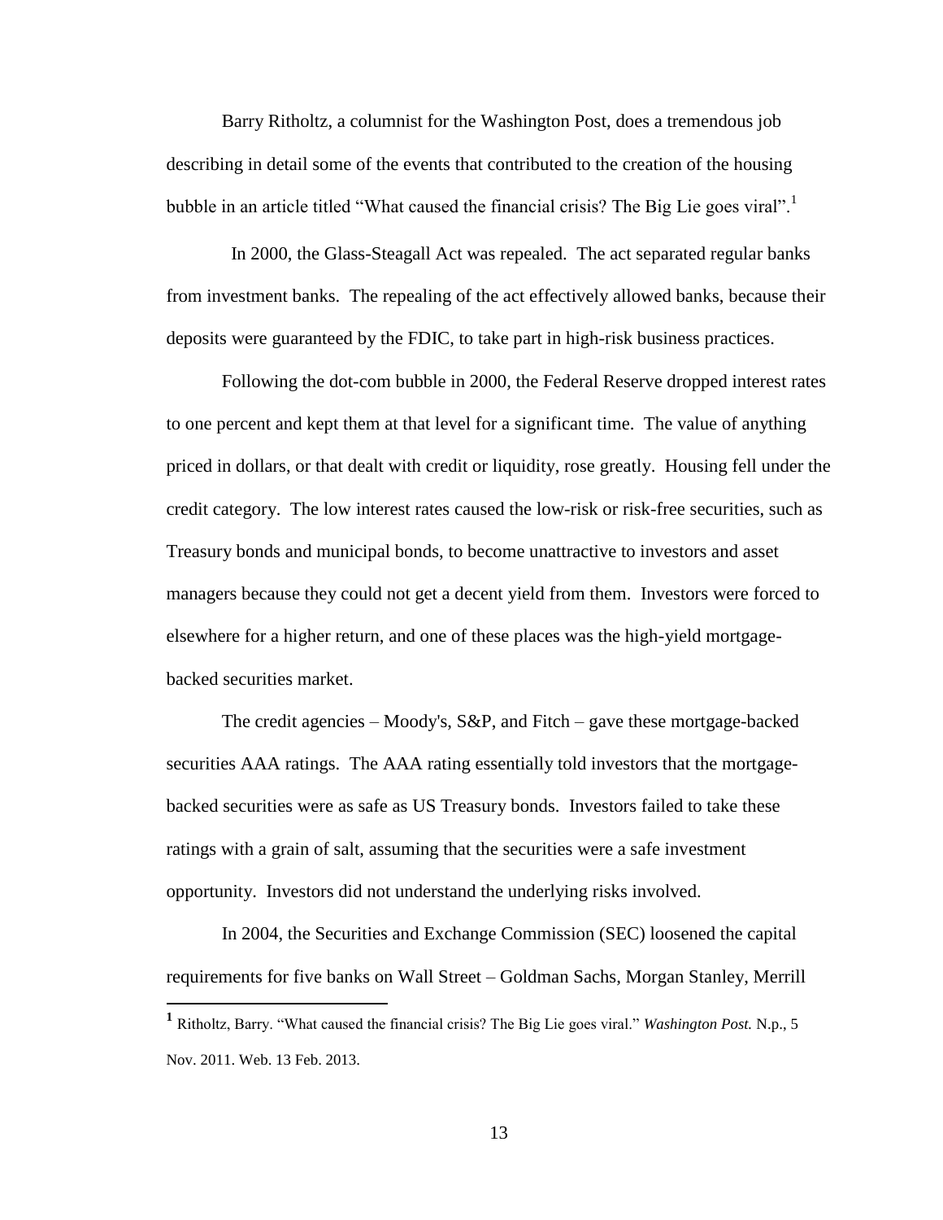Barry Ritholtz, a columnist for the Washington Post, does a tremendous job describing in detail some of the events that contributed to the creation of the housing bubble in an article titled "What caused the financial crisis? The Big Lie goes viral".[1]

In 2000, the Glass-Steagall Act was repealed. The act separated regular banks from investment banks. The repealing of the act effectively allowed banks, because their deposits were guaranteed by the FDIC, to take part in high-risk business practices.

Following the dot-com bubble in 2000, the Federal Reserve dropped interest rates to one percent and kept them at that level for a significant time. The value of anything priced in dollars, or that dealt with credit or liquidity, rose greatly. Housing fell under the credit category. The low interest rates caused the low-risk or risk-free securities, such as Treasury bonds and municipal bonds, to become unattractive to investors and asset managers because they could not get a decent yield from them. Investors were forced to elsewhere for a higher return, and one of these places was the high-yield mortgage-backed securities market.

The credit agencies – Moody's, S&P, and Fitch – gave these mortgage-backed securities AAA ratings. The AAA rating essentially told investors that the mortgage-backed securities were as safe as US Treasury bonds. Investors failed to take these ratings with a grain of salt, assuming that the securities were a safe investment opportunity. Investors did not understand the underlying risks involved.

In 2004, the Securities and Exchange Commission (SEC) loosened the capital requirements for five banks on Wall Street – Goldman Sachs, Morgan Stanley, Merrill

---

[1] Ritholtz, Barry. "What caused the financial crisis? The Big Lie goes viral." *Washington Post.* N.p., 5 Nov. 2011. Web. 13 Feb. 2013.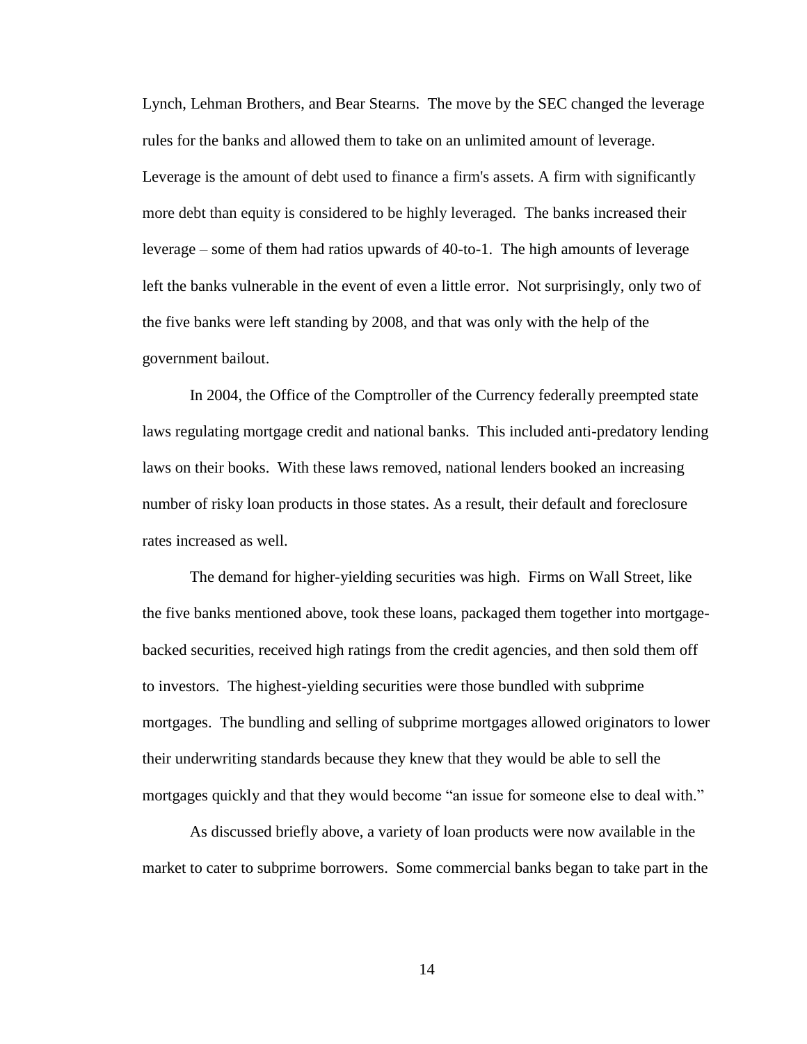Lynch, Lehman Brothers, and Bear Stearns. The move by the SEC changed the leverage rules for the banks and allowed them to take on an unlimited amount of leverage. Leverage is the amount of debt used to finance a firm's assets. A firm with significantly more debt than equity is considered to be highly leveraged. The banks increased their leverage – some of them had ratios upwards of 40-to-1. The high amounts of leverage left the banks vulnerable in the event of even a little error. Not surprisingly, only two of the five banks were left standing by 2008, and that was only with the help of the government bailout.

In 2004, the Office of the Comptroller of the Currency federally preempted state laws regulating mortgage credit and national banks. This included anti-predatory lending laws on their books. With these laws removed, national lenders booked an increasing number of risky loan products in those states. As a result, their default and foreclosure rates increased as well.

The demand for higher-yielding securities was high. Firms on Wall Street, like the five banks mentioned above, took these loans, packaged them together into mortgage-backed securities, received high ratings from the credit agencies, and then sold them off to investors. The highest-yielding securities were those bundled with subprime mortgages. The bundling and selling of subprime mortgages allowed originators to lower their underwriting standards because they knew that they would be able to sell the mortgages quickly and that they would become "an issue for someone else to deal with."

As discussed briefly above, a variety of loan products were now available in the market to cater to subprime borrowers. Some commercial banks began to take part in the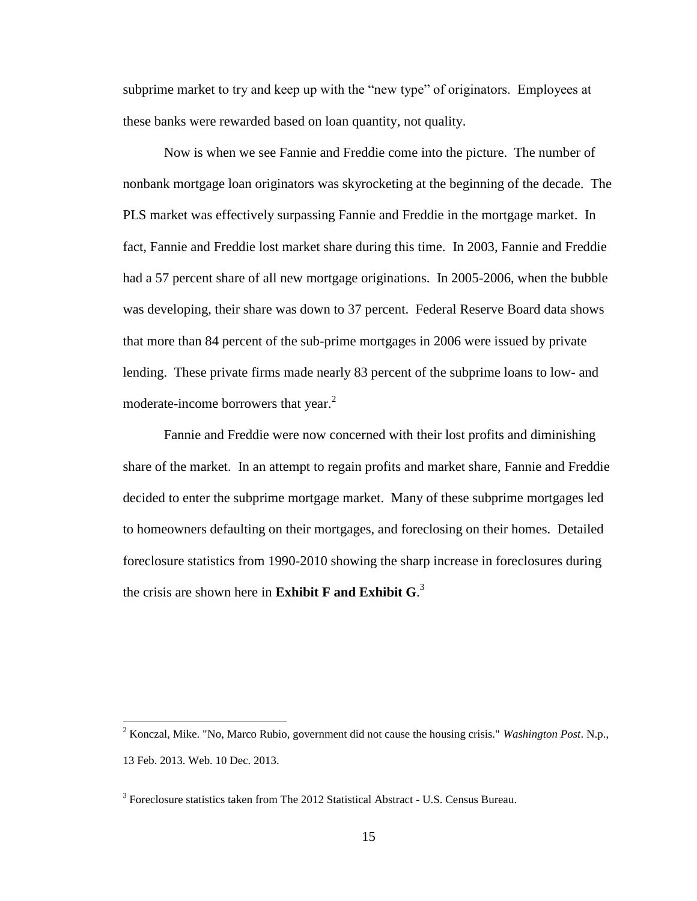subprime market to try and keep up with the "new type" of originators. Employees at these banks were rewarded based on loan quantity, not quality.

Now is when we see Fannie and Freddie come into the picture. The number of nonbank mortgage loan originators was skyrocketing at the beginning of the decade. The PLS market was effectively surpassing Fannie and Freddie in the mortgage market. In fact, Fannie and Freddie lost market share during this time. In 2003, Fannie and Freddie had a 57 percent share of all new mortgage originations. In 2005-2006, when the bubble was developing, their share was down to 37 percent. Federal Reserve Board data shows that more than 84 percent of the sub-prime mortgages in 2006 were issued by private lending. These private firms made nearly 83 percent of the subprime loans to low- and moderate-income borrowers that year.[2]

Fannie and Freddie were now concerned with their lost profits and diminishing share of the market. In an attempt to regain profits and market share, Fannie and Freddie decided to enter the subprime mortgage market. Many of these subprime mortgages led to homeowners defaulting on their mortgages, and foreclosing on their homes. Detailed foreclosure statistics from 1990-2010 showing the sharp increase in foreclosures during the crisis are shown here in **Exhibit F and Exhibit G**.[3]

---

[2] Konczal, Mike. "No, Marco Rubio, government did not cause the housing crisis." *Washington Post*. N.p., 13 Feb. 2013. Web. 10 Dec. 2013.

[3] Foreclosure statistics taken from The 2012 Statistical Abstract - U.S. Census Bureau.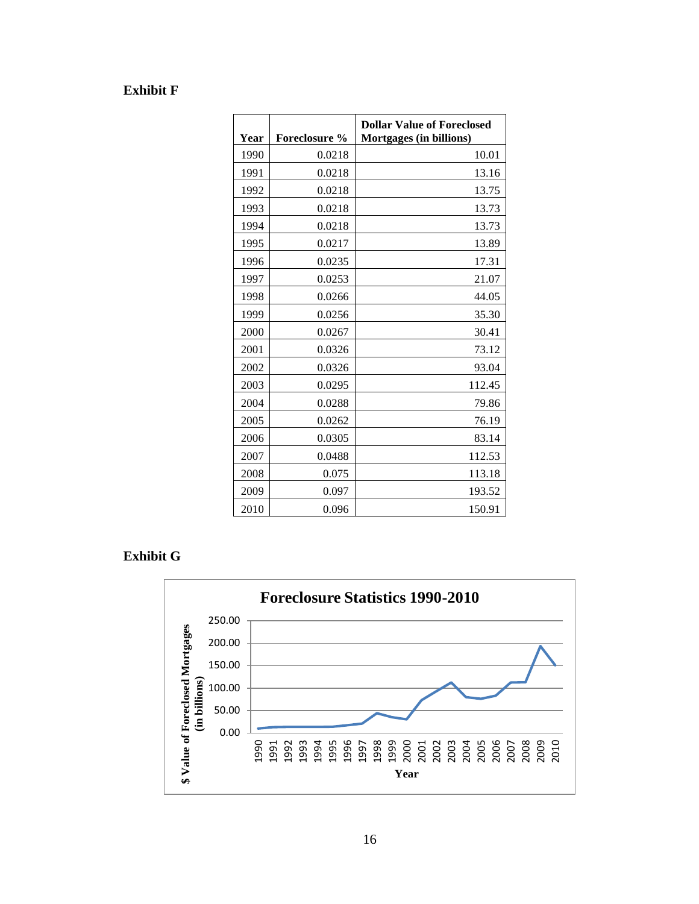**Exhibit F**

| Year | Foreclosure % | Dollar Value of Foreclosed Mortgages (in billions) |
|---|---|---|
| 1990 | 0.0218 | 10.01 |
| 1991 | 0.0218 | 13.16 |
| 1992 | 0.0218 | 13.75 |
| 1993 | 0.0218 | 13.73 |
| 1994 | 0.0218 | 13.73 |
| 1995 | 0.0217 | 13.89 |
| 1996 | 0.0235 | 17.31 |
| 1997 | 0.0253 | 21.07 |
| 1998 | 0.0266 | 44.05 |
| 1999 | 0.0256 | 35.30 |
| 2000 | 0.0267 | 30.41 |
| 2001 | 0.0326 | 73.12 |
| 2002 | 0.0326 | 93.04 |
| 2003 | 0.0295 | 112.45 |
| 2004 | 0.0288 | 79.86 |
| 2005 | 0.0262 | 76.19 |
| 2006 | 0.0305 | 83.14 |
| 2007 | 0.0488 | 112.53 |
| 2008 | 0.075 | 113.18 |
| 2009 | 0.097 | 193.52 |
| 2010 | 0.096 | 150.91 |

**Exhibit G**

**Foreclosure Statistics 1990-2010**

$ Value of Foreclosed Mortgages (in billions)

250.00
200.00
150.00
100.00
50.00
0.00

1990 1991 1992 1993 1994 1995 1996 1997 1998 1999 2000 2001 2002 2003 2004 2005 2006 2007 2008 2009 2010

Year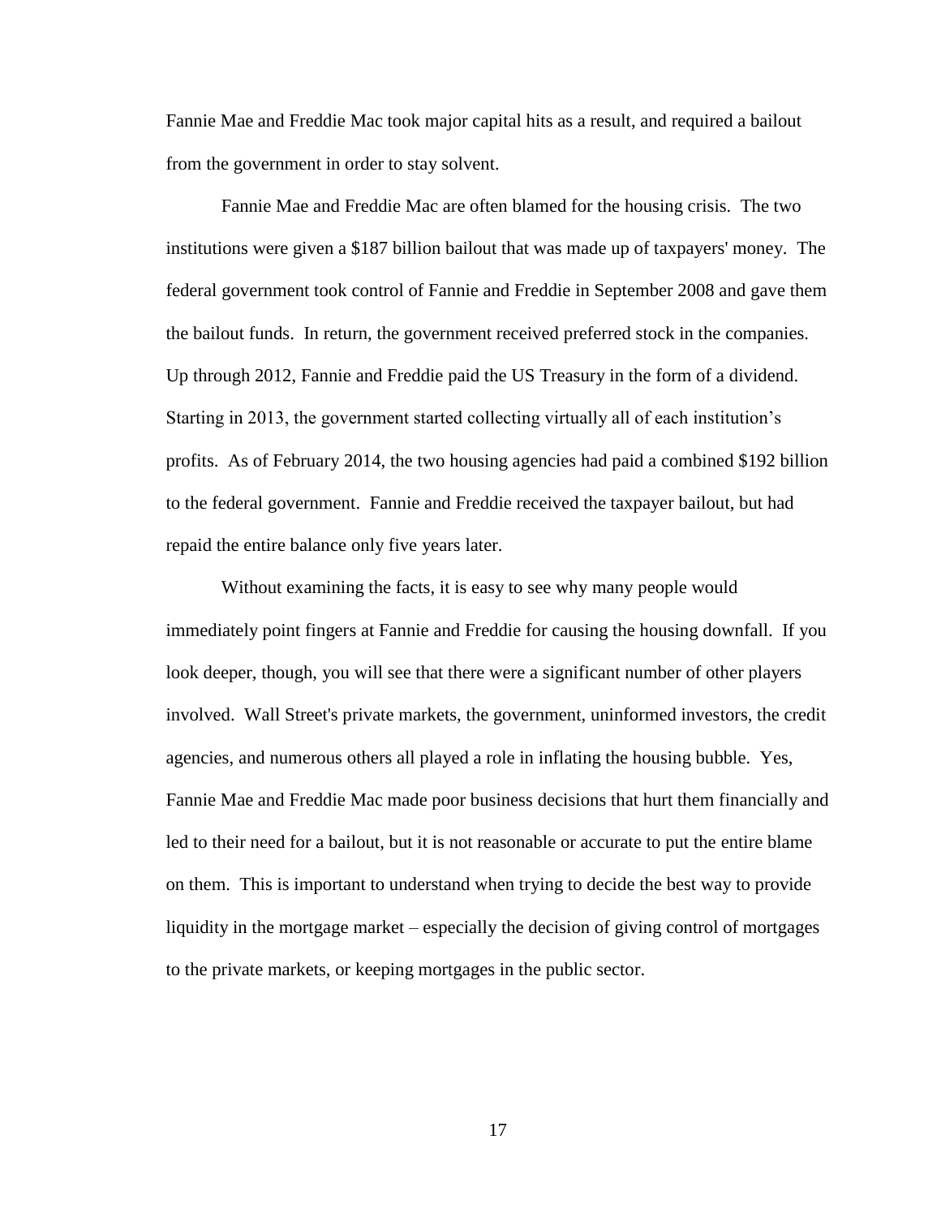Fannie Mae and Freddie Mac took major capital hits as a result, and required a bailout from the government in order to stay solvent.

Fannie Mae and Freddie Mac are often blamed for the housing crisis. The two institutions were given a $187 billion bailout that was made up of taxpayers' money. The federal government took control of Fannie and Freddie in September 2008 and gave them the bailout funds. In return, the government received preferred stock in the companies. Up through 2012, Fannie and Freddie paid the US Treasury in the form of a dividend. Starting in 2013, the government started collecting virtually all of each institution's profits. As of February 2014, the two housing agencies had paid a combined $192 billion to the federal government. Fannie and Freddie received the taxpayer bailout, but had repaid the entire balance only five years later.

Without examining the facts, it is easy to see why many people would immediately point fingers at Fannie and Freddie for causing the housing downfall. If you look deeper, though, you will see that there were a significant number of other players involved. Wall Street's private markets, the government, uninformed investors, the credit agencies, and numerous others all played a role in inflating the housing bubble. Yes, Fannie Mae and Freddie Mac made poor business decisions that hurt them financially and led to their need for a bailout, but it is not reasonable or accurate to put the entire blame on them. This is important to understand when trying to decide the best way to provide liquidity in the mortgage market – especially the decision of giving control of mortgages to the private markets, or keeping mortgages in the public sector.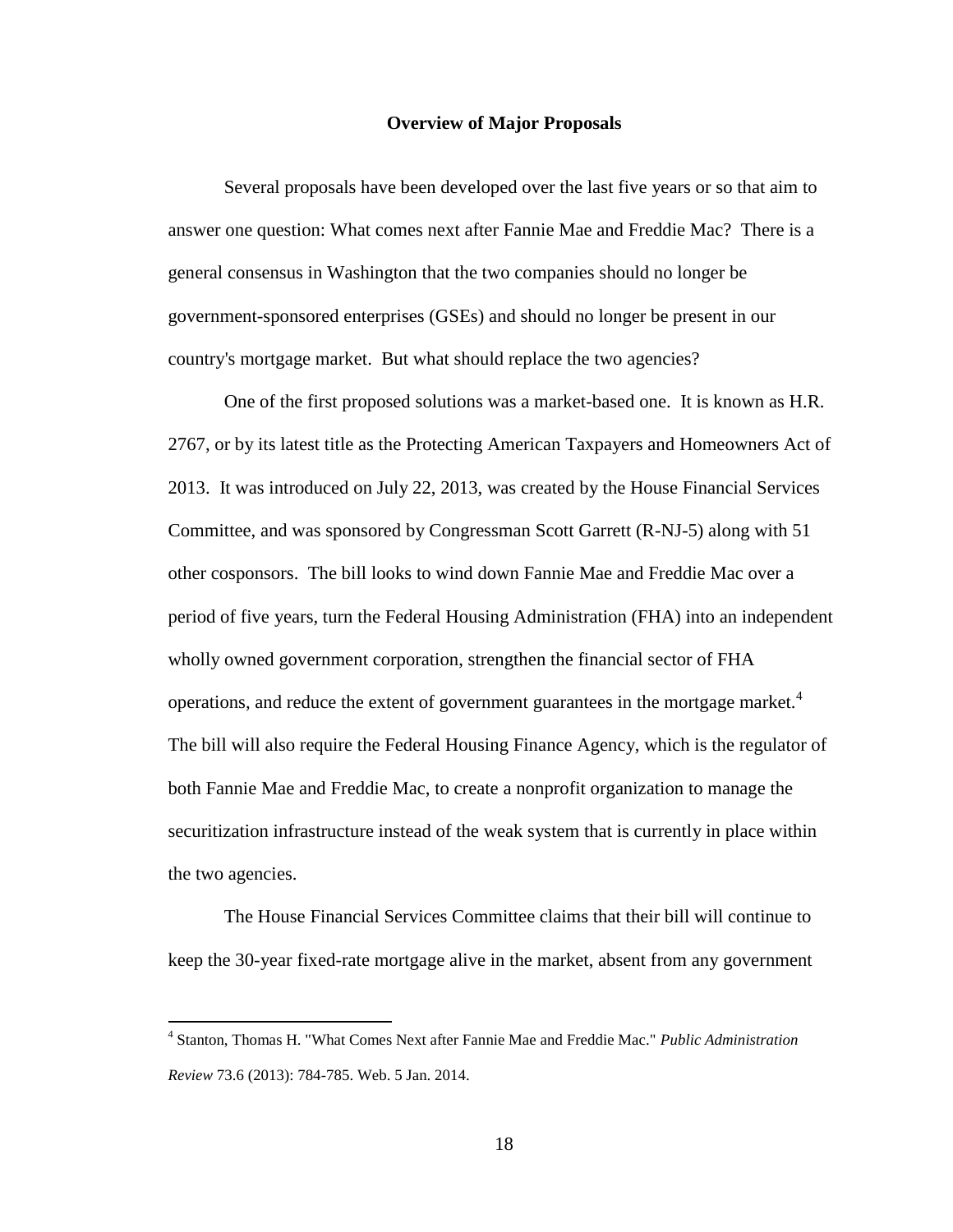## Overview of Major Proposals

Several proposals have been developed over the last five years or so that aim to answer one question: What comes next after Fannie Mae and Freddie Mac? There is a general consensus in Washington that the two companies should no longer be government-sponsored enterprises (GSEs) and should no longer be present in our country's mortgage market. But what should replace the two agencies?

One of the first proposed solutions was a market-based one. It is known as H.R. 2767, or by its latest title as the Protecting American Taxpayers and Homeowners Act of 2013. It was introduced on July 22, 2013, was created by the House Financial Services Committee, and was sponsored by Congressman Scott Garrett (R-NJ-5) along with 51 other cosponsors. The bill looks to wind down Fannie Mae and Freddie Mac over a period of five years, turn the Federal Housing Administration (FHA) into an independent wholly owned government corporation, strengthen the financial sector of FHA operations, and reduce the extent of government guarantees in the mortgage market.[4] The bill will also require the Federal Housing Finance Agency, which is the regulator of both Fannie Mae and Freddie Mac, to create a nonprofit organization to manage the securitization infrastructure instead of the weak system that is currently in place within the two agencies.

The House Financial Services Committee claims that their bill will continue to keep the 30-year fixed-rate mortgage alive in the market, absent from any government

---

[4] Stanton, Thomas H. "What Comes Next after Fannie Mae and Freddie Mac." *Public Administration Review* 73.6 (2013): 784-785. Web. 5 Jan. 2014.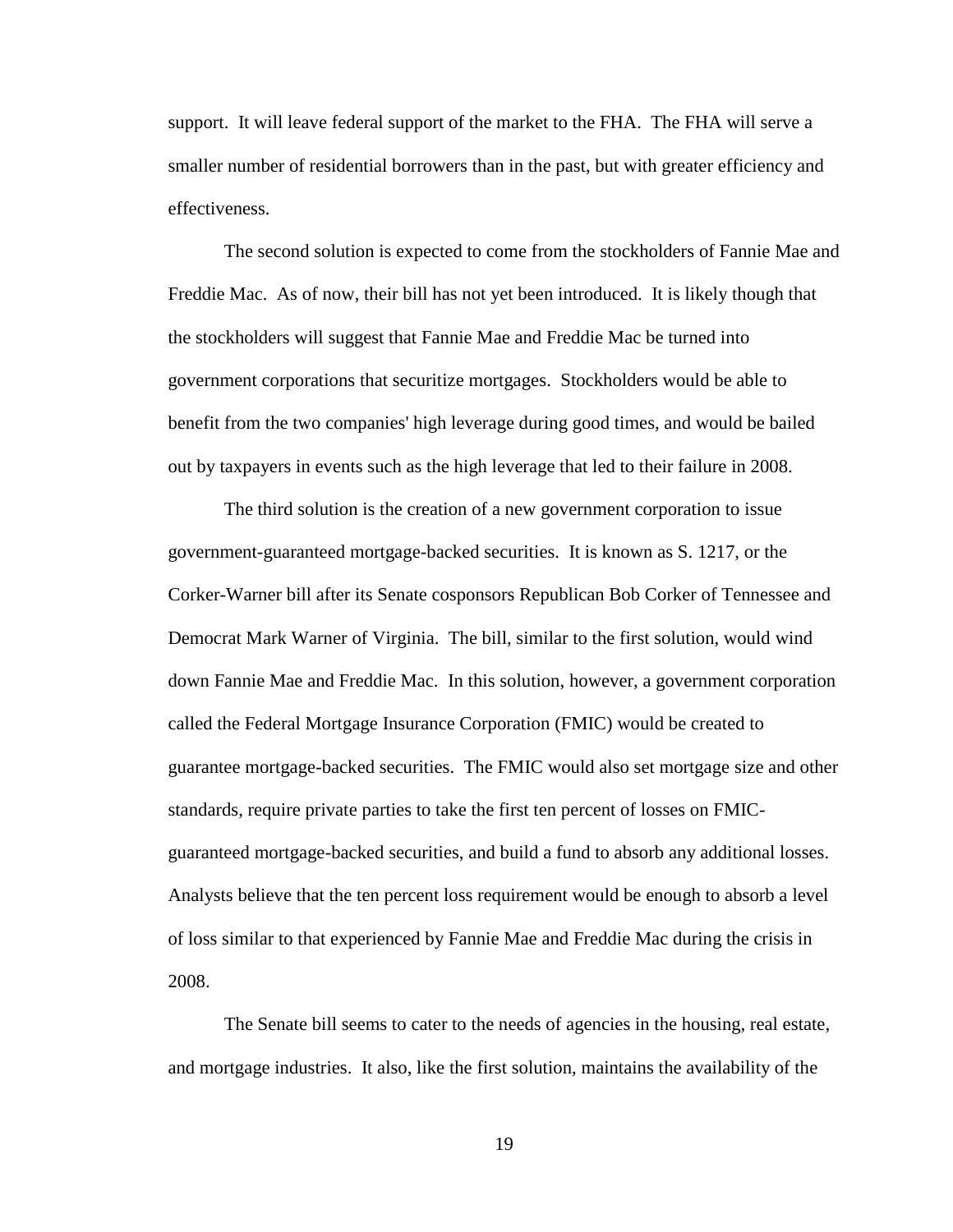support. It will leave federal support of the market to the FHA. The FHA will serve a smaller number of residential borrowers than in the past, but with greater efficiency and effectiveness.

The second solution is expected to come from the stockholders of Fannie Mae and Freddie Mac. As of now, their bill has not yet been introduced. It is likely though that the stockholders will suggest that Fannie Mae and Freddie Mac be turned into government corporations that securitize mortgages. Stockholders would be able to benefit from the two companies' high leverage during good times, and would be bailed out by taxpayers in events such as the high leverage that led to their failure in 2008.

The third solution is the creation of a new government corporation to issue government-guaranteed mortgage-backed securities. It is known as S. 1217, or the Corker-Warner bill after its Senate cosponsors Republican Bob Corker of Tennessee and Democrat Mark Warner of Virginia. The bill, similar to the first solution, would wind down Fannie Mae and Freddie Mac. In this solution, however, a government corporation called the Federal Mortgage Insurance Corporation (FMIC) would be created to guarantee mortgage-backed securities. The FMIC would also set mortgage size and other standards, require private parties to take the first ten percent of losses on FMIC-guaranteed mortgage-backed securities, and build a fund to absorb any additional losses. Analysts believe that the ten percent loss requirement would be enough to absorb a level of loss similar to that experienced by Fannie Mae and Freddie Mac during the crisis in 2008.

The Senate bill seems to cater to the needs of agencies in the housing, real estate, and mortgage industries. It also, like the first solution, maintains the availability of the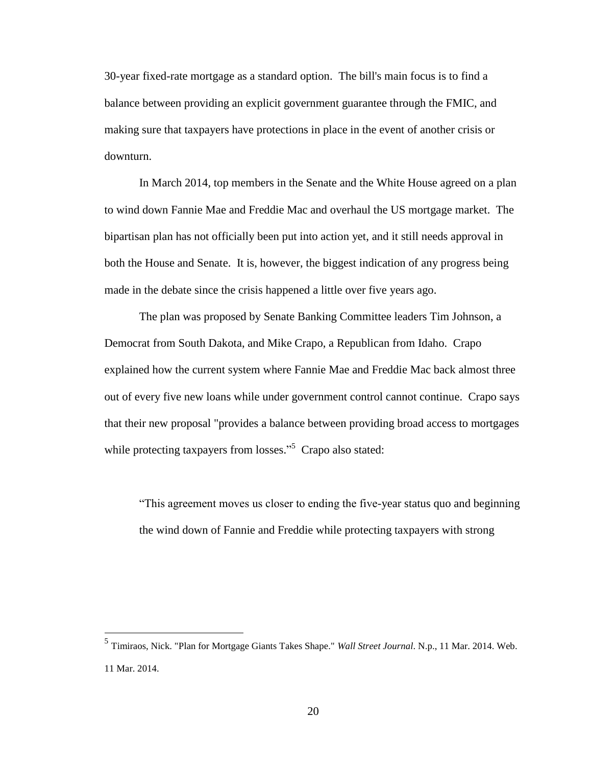30-year fixed-rate mortgage as a standard option. The bill's main focus is to find a balance between providing an explicit government guarantee through the FMIC, and making sure that taxpayers have protections in place in the event of another crisis or downturn.

In March 2014, top members in the Senate and the White House agreed on a plan to wind down Fannie Mae and Freddie Mac and overhaul the US mortgage market. The bipartisan plan has not officially been put into action yet, and it still needs approval in both the House and Senate. It is, however, the biggest indication of any progress being made in the debate since the crisis happened a little over five years ago.

The plan was proposed by Senate Banking Committee leaders Tim Johnson, a Democrat from South Dakota, and Mike Crapo, a Republican from Idaho. Crapo explained how the current system where Fannie Mae and Freddie Mac back almost three out of every five new loans while under government control cannot continue. Crapo says that their new proposal "provides a balance between providing broad access to mortgages while protecting taxpayers from losses."[5] Crapo also stated:

> "This agreement moves us closer to ending the five-year status quo and beginning the wind down of Fannie and Freddie while protecting taxpayers with strong

[5] Timiraos, Nick. "Plan for Mortgage Giants Takes Shape." *Wall Street Journal*. N.p., 11 Mar. 2014. Web. 11 Mar. 2014.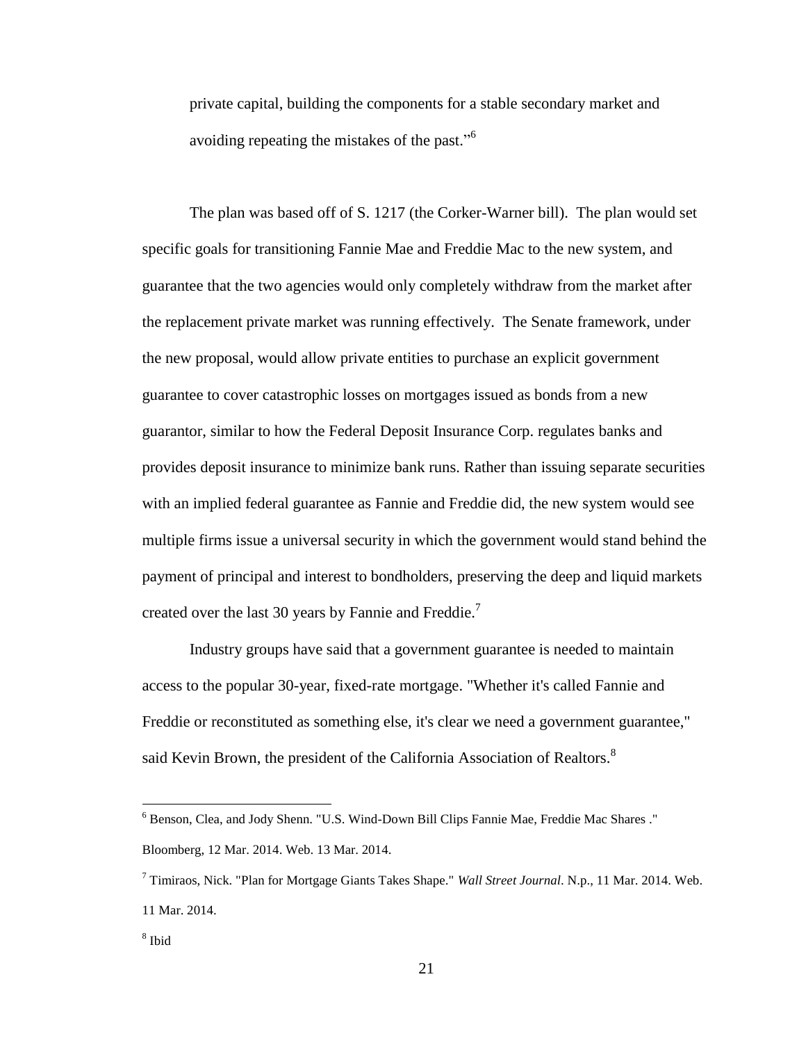private capital, building the components for a stable secondary market and avoiding repeating the mistakes of the past."[6]

The plan was based off of S. 1217 (the Corker-Warner bill). The plan would set specific goals for transitioning Fannie Mae and Freddie Mac to the new system, and guarantee that the two agencies would only completely withdraw from the market after the replacement private market was running effectively. The Senate framework, under the new proposal, would allow private entities to purchase an explicit government guarantee to cover catastrophic losses on mortgages issued as bonds from a new guarantor, similar to how the Federal Deposit Insurance Corp. regulates banks and provides deposit insurance to minimize bank runs. Rather than issuing separate securities with an implied federal guarantee as Fannie and Freddie did, the new system would see multiple firms issue a universal security in which the government would stand behind the payment of principal and interest to bondholders, preserving the deep and liquid markets created over the last 30 years by Fannie and Freddie.[7]

Industry groups have said that a government guarantee is needed to maintain access to the popular 30-year, fixed-rate mortgage. "Whether it's called Fannie and Freddie or reconstituted as something else, it's clear we need a government guarantee," said Kevin Brown, the president of the California Association of Realtors.[8]

---

[6] Benson, Clea, and Jody Shenn. "U.S. Wind-Down Bill Clips Fannie Mae, Freddie Mac Shares ." Bloomberg, 12 Mar. 2014. Web. 13 Mar. 2014.

[7] Timiraos, Nick. "Plan for Mortgage Giants Takes Shape." *Wall Street Journal*. N.p., 11 Mar. 2014. Web. 11 Mar. 2014.

[8] Ibid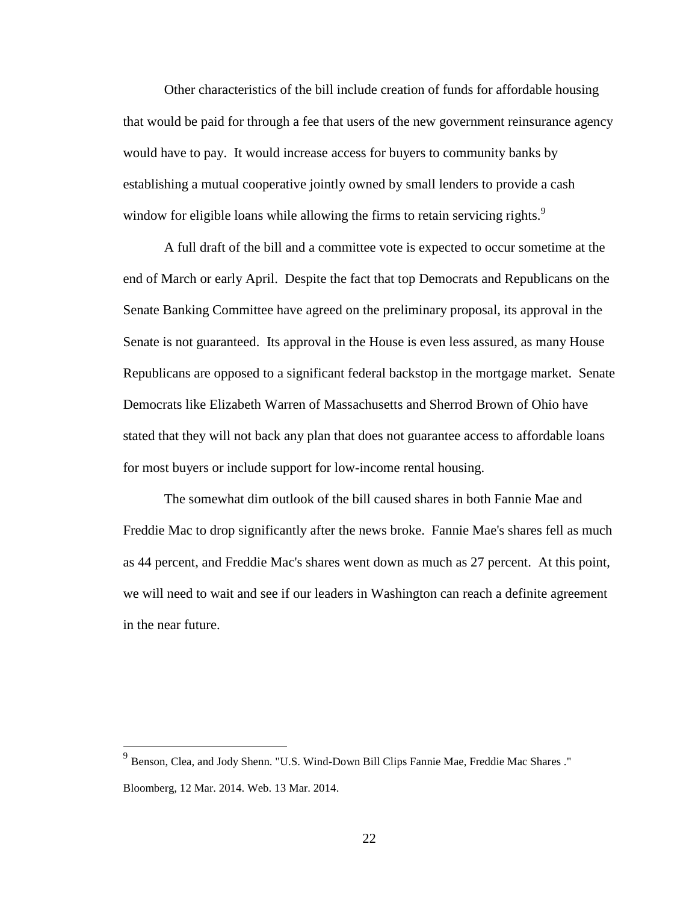Other characteristics of the bill include creation of funds for affordable housing that would be paid for through a fee that users of the new government reinsurance agency would have to pay. It would increase access for buyers to community banks by establishing a mutual cooperative jointly owned by small lenders to provide a cash window for eligible loans while allowing the firms to retain servicing rights.[9]

A full draft of the bill and a committee vote is expected to occur sometime at the end of March or early April. Despite the fact that top Democrats and Republicans on the Senate Banking Committee have agreed on the preliminary proposal, its approval in the Senate is not guaranteed. Its approval in the House is even less assured, as many House Republicans are opposed to a significant federal backstop in the mortgage market. Senate Democrats like Elizabeth Warren of Massachusetts and Sherrod Brown of Ohio have stated that they will not back any plan that does not guarantee access to affordable loans for most buyers or include support for low-income rental housing.

The somewhat dim outlook of the bill caused shares in both Fannie Mae and Freddie Mac to drop significantly after the news broke. Fannie Mae's shares fell as much as 44 percent, and Freddie Mac's shares went down as much as 27 percent. At this point, we will need to wait and see if our leaders in Washington can reach a definite agreement in the near future.

---

[9] Benson, Clea, and Jody Shenn. "U.S. Wind-Down Bill Clips Fannie Mae, Freddie Mac Shares ." Bloomberg, 12 Mar. 2014. Web. 13 Mar. 2014.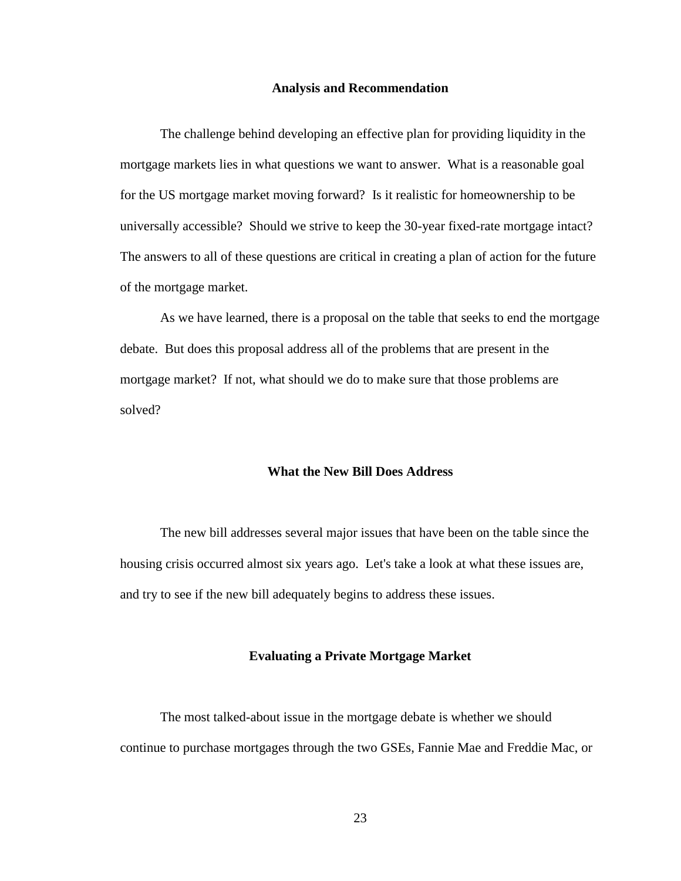## Analysis and Recommendation

The challenge behind developing an effective plan for providing liquidity in the mortgage markets lies in what questions we want to answer. What is a reasonable goal for the US mortgage market moving forward? Is it realistic for homeownership to be universally accessible? Should we strive to keep the 30-year fixed-rate mortgage intact? The answers to all of these questions are critical in creating a plan of action for the future of the mortgage market.

As we have learned, there is a proposal on the table that seeks to end the mortgage debate. But does this proposal address all of the problems that are present in the mortgage market? If not, what should we do to make sure that those problems are solved?

### What the New Bill Does Address

The new bill addresses several major issues that have been on the table since the housing crisis occurred almost six years ago. Let's take a look at what these issues are, and try to see if the new bill adequately begins to address these issues.

### Evaluating a Private Mortgage Market

The most talked-about issue in the mortgage debate is whether we should continue to purchase mortgages through the two GSEs, Fannie Mae and Freddie Mac, or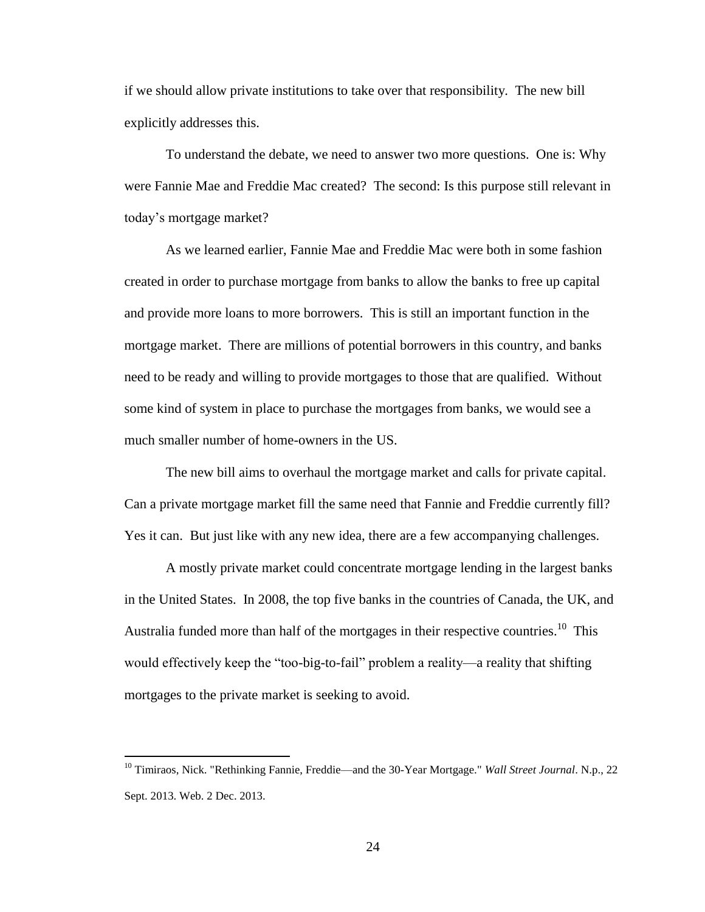if we should allow private institutions to take over that responsibility. The new bill explicitly addresses this.

To understand the debate, we need to answer two more questions. One is: Why were Fannie Mae and Freddie Mac created? The second: Is this purpose still relevant in today's mortgage market?

As we learned earlier, Fannie Mae and Freddie Mac were both in some fashion created in order to purchase mortgage from banks to allow the banks to free up capital and provide more loans to more borrowers. This is still an important function in the mortgage market. There are millions of potential borrowers in this country, and banks need to be ready and willing to provide mortgages to those that are qualified. Without some kind of system in place to purchase the mortgages from banks, we would see a much smaller number of home-owners in the US.

The new bill aims to overhaul the mortgage market and calls for private capital. Can a private mortgage market fill the same need that Fannie and Freddie currently fill? Yes it can. But just like with any new idea, there are a few accompanying challenges.

A mostly private market could concentrate mortgage lending in the largest banks in the United States. In 2008, the top five banks in the countries of Canada, the UK, and Australia funded more than half of the mortgages in their respective countries.[10] This would effectively keep the "too-big-to-fail" problem a reality—a reality that shifting mortgages to the private market is seeking to avoid.

---

[10] Timiraos, Nick. "Rethinking Fannie, Freddie—and the 30-Year Mortgage." *Wall Street Journal*. N.p., 22 Sept. 2013. Web. 2 Dec. 2013.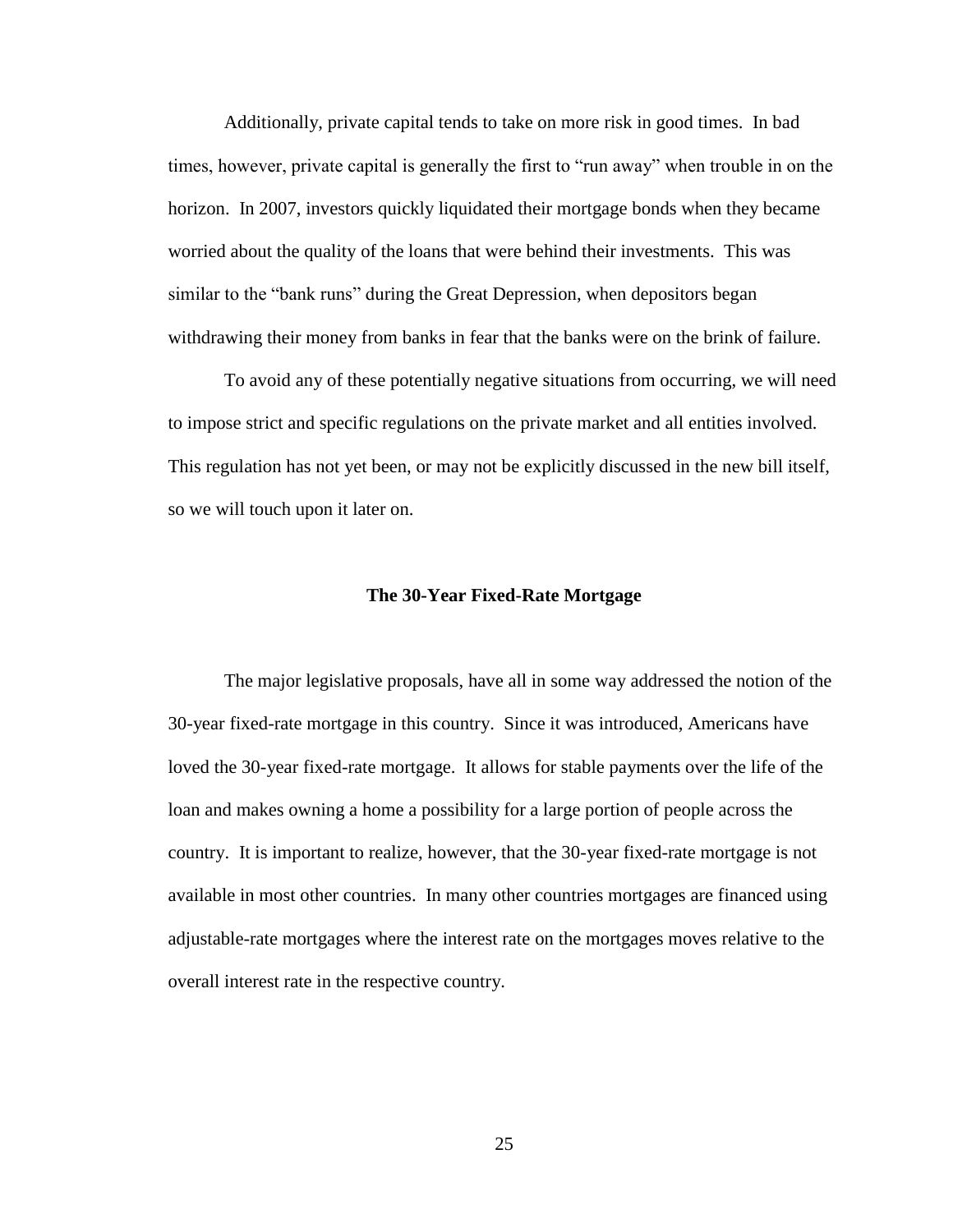Additionally, private capital tends to take on more risk in good times. In bad times, however, private capital is generally the first to "run away" when trouble in on the horizon. In 2007, investors quickly liquidated their mortgage bonds when they became worried about the quality of the loans that were behind their investments. This was similar to the "bank runs" during the Great Depression, when depositors began withdrawing their money from banks in fear that the banks were on the brink of failure.

To avoid any of these potentially negative situations from occurring, we will need to impose strict and specific regulations on the private market and all entities involved. This regulation has not yet been, or may not be explicitly discussed in the new bill itself, so we will touch upon it later on.

## The 30-Year Fixed-Rate Mortgage

The major legislative proposals, have all in some way addressed the notion of the 30-year fixed-rate mortgage in this country. Since it was introduced, Americans have loved the 30-year fixed-rate mortgage. It allows for stable payments over the life of the loan and makes owning a home a possibility for a large portion of people across the country. It is important to realize, however, that the 30-year fixed-rate mortgage is not available in most other countries. In many other countries mortgages are financed using adjustable-rate mortgages where the interest rate on the mortgages moves relative to the overall interest rate in the respective country.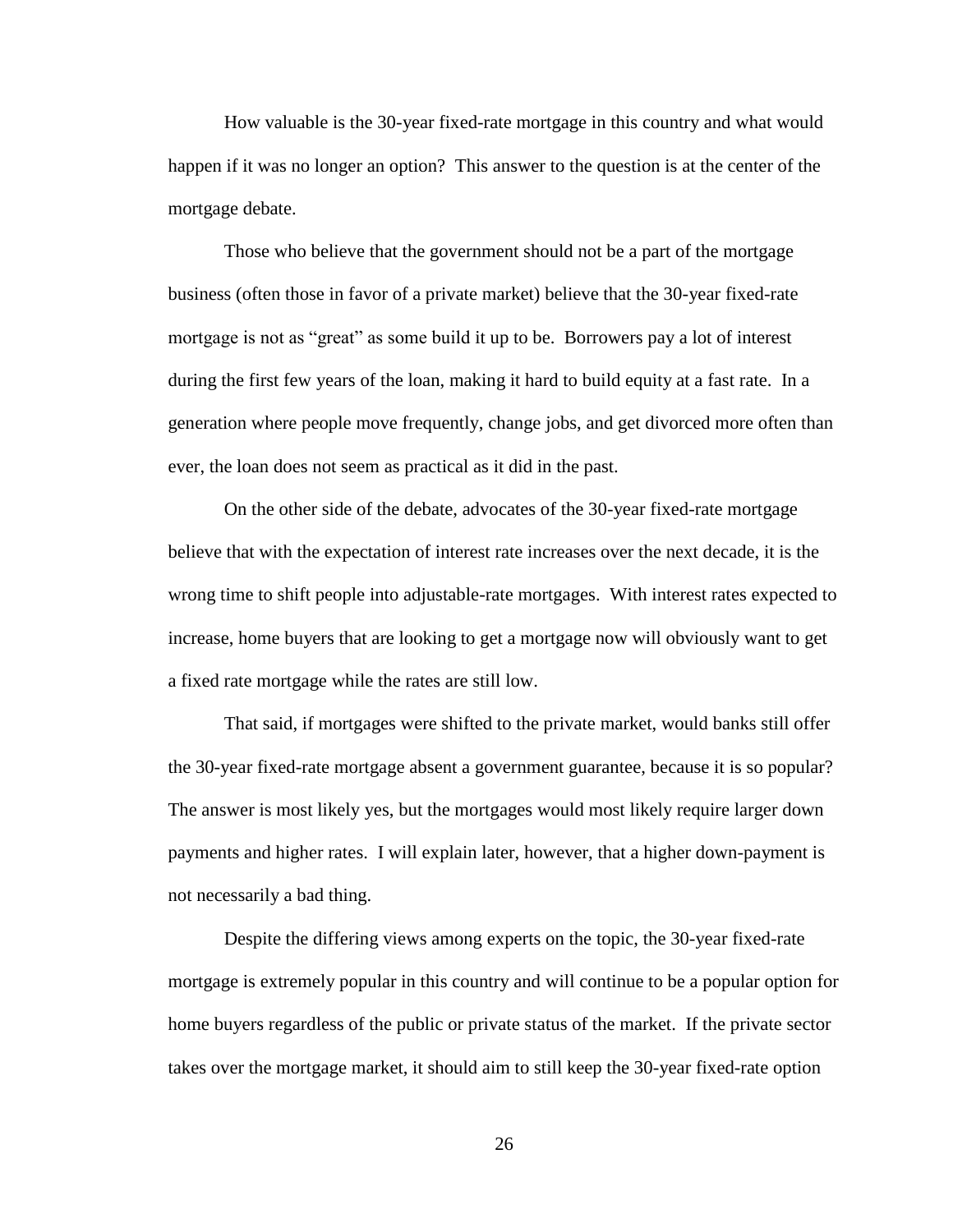How valuable is the 30-year fixed-rate mortgage in this country and what would happen if it was no longer an option? This answer to the question is at the center of the mortgage debate.

Those who believe that the government should not be a part of the mortgage business (often those in favor of a private market) believe that the 30-year fixed-rate mortgage is not as "great" as some build it up to be. Borrowers pay a lot of interest during the first few years of the loan, making it hard to build equity at a fast rate. In a generation where people move frequently, change jobs, and get divorced more often than ever, the loan does not seem as practical as it did in the past.

On the other side of the debate, advocates of the 30-year fixed-rate mortgage believe that with the expectation of interest rate increases over the next decade, it is the wrong time to shift people into adjustable-rate mortgages. With interest rates expected to increase, home buyers that are looking to get a mortgage now will obviously want to get a fixed rate mortgage while the rates are still low.

That said, if mortgages were shifted to the private market, would banks still offer the 30-year fixed-rate mortgage absent a government guarantee, because it is so popular? The answer is most likely yes, but the mortgages would most likely require larger down payments and higher rates. I will explain later, however, that a higher down-payment is not necessarily a bad thing.

Despite the differing views among experts on the topic, the 30-year fixed-rate mortgage is extremely popular in this country and will continue to be a popular option for home buyers regardless of the public or private status of the market. If the private sector takes over the mortgage market, it should aim to still keep the 30-year fixed-rate option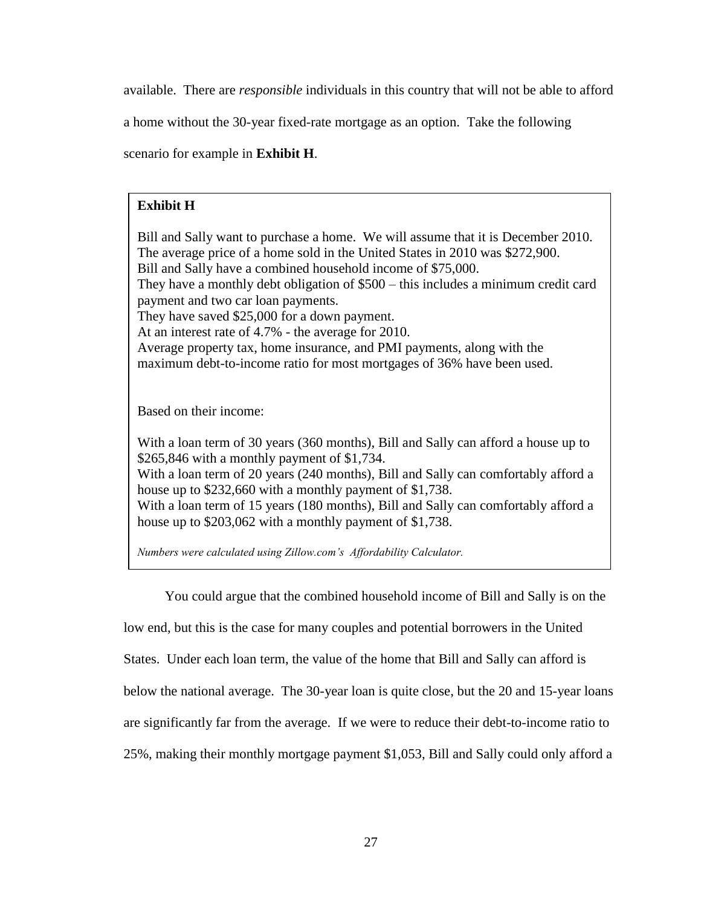available. There are *responsible* individuals in this country that will not be able to afford a home without the 30-year fixed-rate mortgage as an option. Take the following scenario for example in **Exhibit H**.

> **Exhibit H**
>
> Bill and Sally want to purchase a home. We will assume that it is December 2010.
> The average price of a home sold in the United States in 2010 was $272,900.
> Bill and Sally have a combined household income of $75,000.
> They have a monthly debt obligation of $500 – this includes a minimum credit card payment and two car loan payments.
> They have saved $25,000 for a down payment.
> At an interest rate of 4.7% - the average for 2010.
> Average property tax, home insurance, and PMI payments, along with the maximum debt-to-income ratio for most mortgages of 36% have been used.
>
> Based on their income:
>
> With a loan term of 30 years (360 months), Bill and Sally can afford a house up to $265,846 with a monthly payment of $1,734.
> With a loan term of 20 years (240 months), Bill and Sally can comfortably afford a house up to $232,660 with a monthly payment of $1,738.
> With a loan term of 15 years (180 months), Bill and Sally can comfortably afford a house up to $203,062 with a monthly payment of $1,738.
>
> *Numbers were calculated using Zillow.com's Affordability Calculator.*

You could argue that the combined household income of Bill and Sally is on the low end, but this is the case for many couples and potential borrowers in the United States. Under each loan term, the value of the home that Bill and Sally can afford is below the national average. The 30-year loan is quite close, but the 20 and 15-year loans are significantly far from the average. If we were to reduce their debt-to-income ratio to 25%, making their monthly mortgage payment $1,053, Bill and Sally could only afford a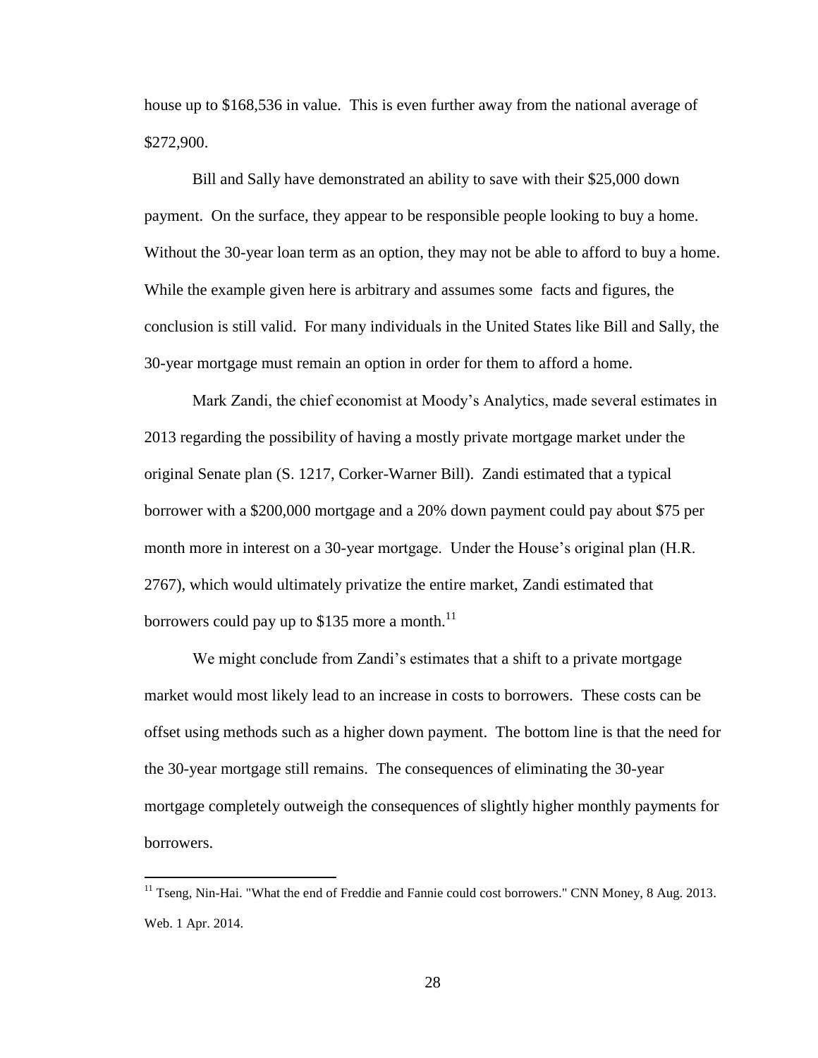house up to $168,536 in value. This is even further away from the national average of $272,900.

Bill and Sally have demonstrated an ability to save with their $25,000 down payment. On the surface, they appear to be responsible people looking to buy a home. Without the 30-year loan term as an option, they may not be able to afford to buy a home. While the example given here is arbitrary and assumes some facts and figures, the conclusion is still valid. For many individuals in the United States like Bill and Sally, the 30-year mortgage must remain an option in order for them to afford a home.

Mark Zandi, the chief economist at Moody's Analytics, made several estimates in 2013 regarding the possibility of having a mostly private mortgage market under the original Senate plan (S. 1217, Corker-Warner Bill). Zandi estimated that a typical borrower with a $200,000 mortgage and a 20% down payment could pay about $75 per month more in interest on a 30-year mortgage. Under the House's original plan (H.R. 2767), which would ultimately privatize the entire market, Zandi estimated that borrowers could pay up to $135 more a month.[11]

We might conclude from Zandi's estimates that a shift to a private mortgage market would most likely lead to an increase in costs to borrowers. These costs can be offset using methods such as a higher down payment. The bottom line is that the need for the 30-year mortgage still remains. The consequences of eliminating the 30-year mortgage completely outweigh the consequences of slightly higher monthly payments for borrowers.

[11] Tseng, Nin-Hai. "What the end of Freddie and Fannie could cost borrowers." CNN Money, 8 Aug. 2013. Web. 1 Apr. 2014.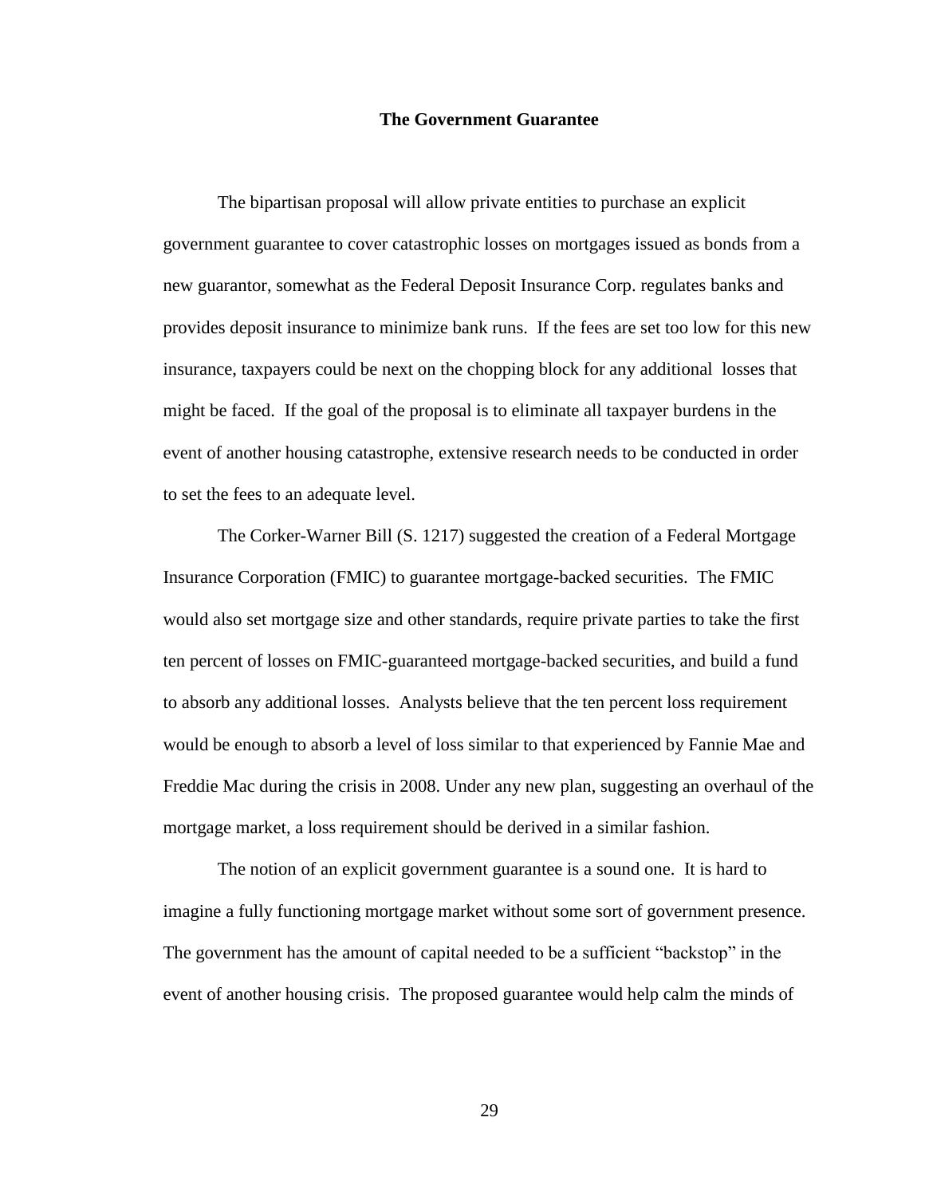## The Government Guarantee

The bipartisan proposal will allow private entities to purchase an explicit government guarantee to cover catastrophic losses on mortgages issued as bonds from a new guarantor, somewhat as the Federal Deposit Insurance Corp. regulates banks and provides deposit insurance to minimize bank runs. If the fees are set too low for this new insurance, taxpayers could be next on the chopping block for any additional losses that might be faced. If the goal of the proposal is to eliminate all taxpayer burdens in the event of another housing catastrophe, extensive research needs to be conducted in order to set the fees to an adequate level.

The Corker-Warner Bill (S. 1217) suggested the creation of a Federal Mortgage Insurance Corporation (FMIC) to guarantee mortgage-backed securities. The FMIC would also set mortgage size and other standards, require private parties to take the first ten percent of losses on FMIC-guaranteed mortgage-backed securities, and build a fund to absorb any additional losses. Analysts believe that the ten percent loss requirement would be enough to absorb a level of loss similar to that experienced by Fannie Mae and Freddie Mac during the crisis in 2008. Under any new plan, suggesting an overhaul of the mortgage market, a loss requirement should be derived in a similar fashion.

The notion of an explicit government guarantee is a sound one. It is hard to imagine a fully functioning mortgage market without some sort of government presence. The government has the amount of capital needed to be a sufficient "backstop" in the event of another housing crisis. The proposed guarantee would help calm the minds of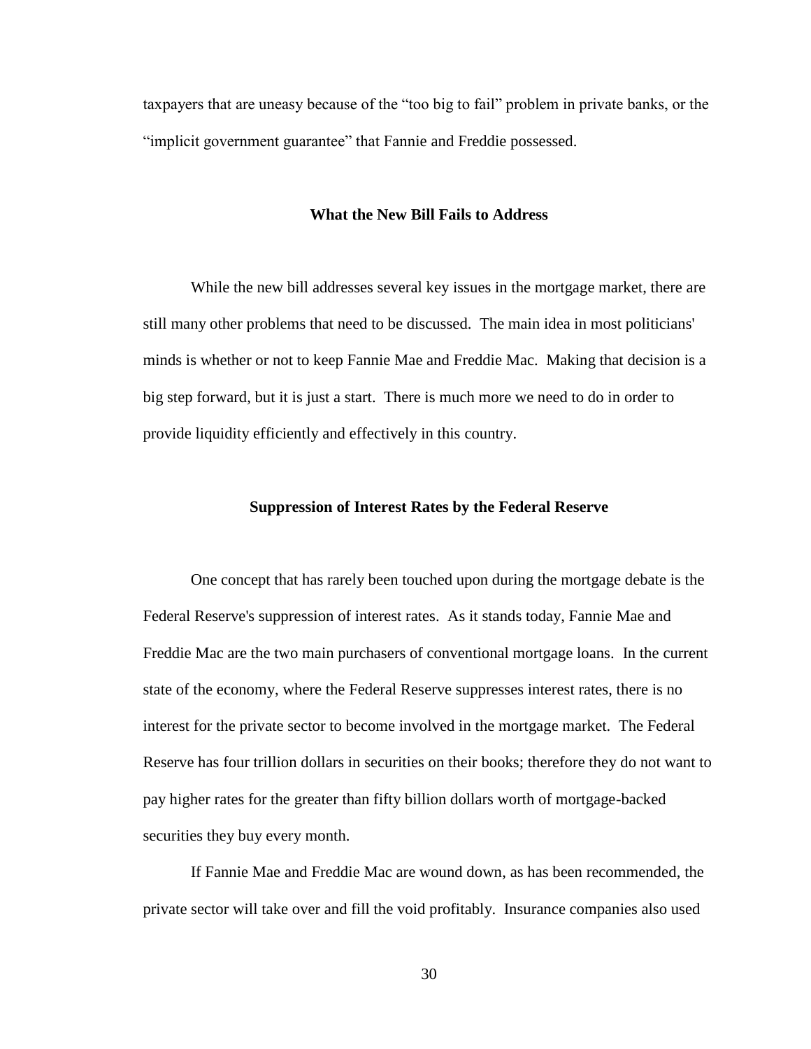taxpayers that are uneasy because of the "too big to fail" problem in private banks, or the "implicit government guarantee" that Fannie and Freddie possessed.

## What the New Bill Fails to Address

While the new bill addresses several key issues in the mortgage market, there are still many other problems that need to be discussed. The main idea in most politicians' minds is whether or not to keep Fannie Mae and Freddie Mac. Making that decision is a big step forward, but it is just a start. There is much more we need to do in order to provide liquidity efficiently and effectively in this country.

## Suppression of Interest Rates by the Federal Reserve

One concept that has rarely been touched upon during the mortgage debate is the Federal Reserve's suppression of interest rates. As it stands today, Fannie Mae and Freddie Mac are the two main purchasers of conventional mortgage loans. In the current state of the economy, where the Federal Reserve suppresses interest rates, there is no interest for the private sector to become involved in the mortgage market. The Federal Reserve has four trillion dollars in securities on their books; therefore they do not want to pay higher rates for the greater than fifty billion dollars worth of mortgage-backed securities they buy every month.

If Fannie Mae and Freddie Mac are wound down, as has been recommended, the private sector will take over and fill the void profitably. Insurance companies also used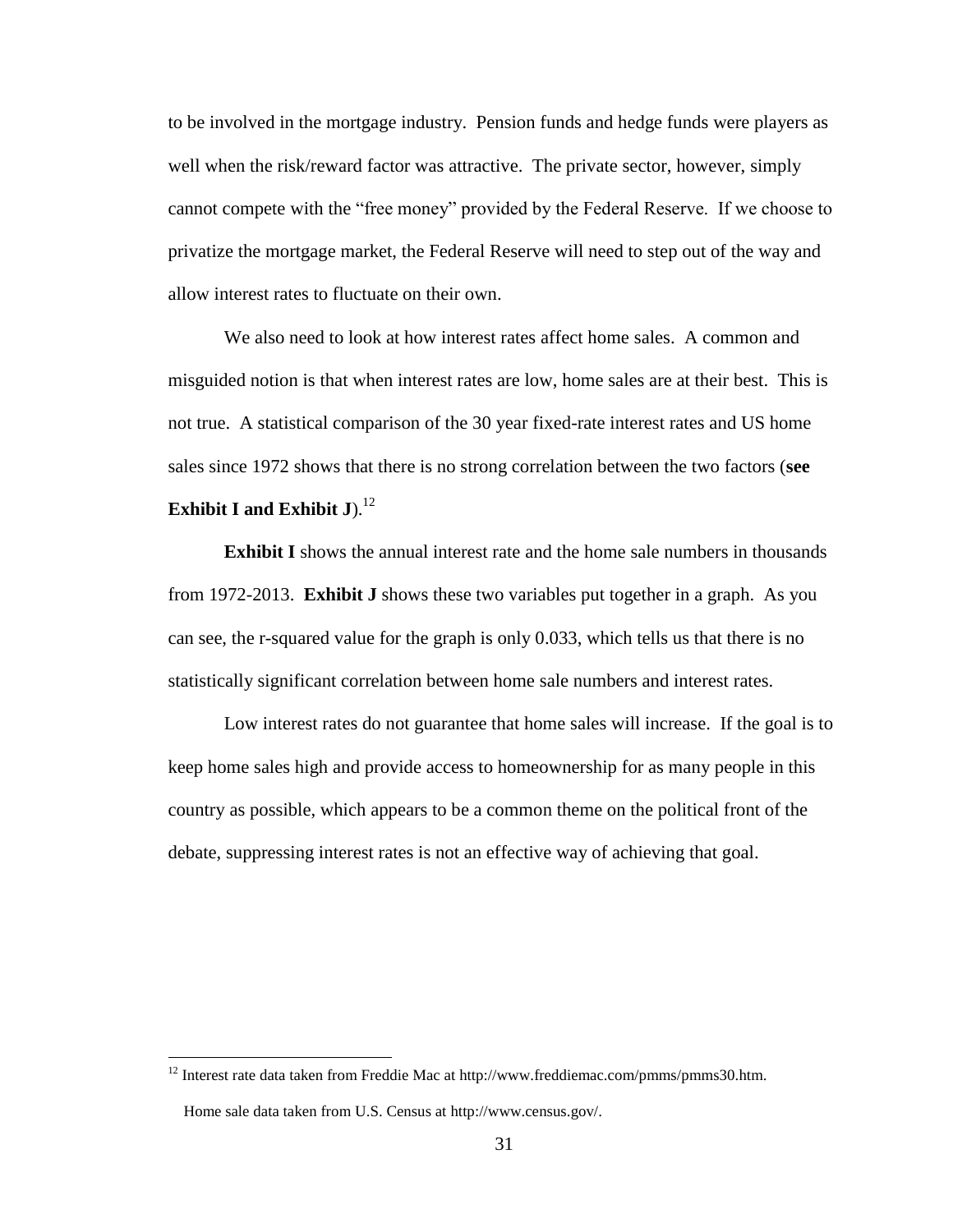to be involved in the mortgage industry. Pension funds and hedge funds were players as well when the risk/reward factor was attractive. The private sector, however, simply cannot compete with the "free money" provided by the Federal Reserve. If we choose to privatize the mortgage market, the Federal Reserve will need to step out of the way and allow interest rates to fluctuate on their own.

We also need to look at how interest rates affect home sales. A common and misguided notion is that when interest rates are low, home sales are at their best. This is not true. A statistical comparison of the 30 year fixed-rate interest rates and US home sales since 1972 shows that there is no strong correlation between the two factors (**see Exhibit I and Exhibit J**).[12]

**Exhibit I** shows the annual interest rate and the home sale numbers in thousands from 1972-2013. **Exhibit J** shows these two variables put together in a graph. As you can see, the r-squared value for the graph is only 0.033, which tells us that there is no statistically significant correlation between home sale numbers and interest rates.

Low interest rates do not guarantee that home sales will increase. If the goal is to keep home sales high and provide access to homeownership for as many people in this country as possible, which appears to be a common theme on the political front of the debate, suppressing interest rates is not an effective way of achieving that goal.

---

[12] Interest rate data taken from Freddie Mac at http://www.freddiemac.com/pmms/pmms30.htm.

Home sale data taken from U.S. Census at http://www.census.gov/.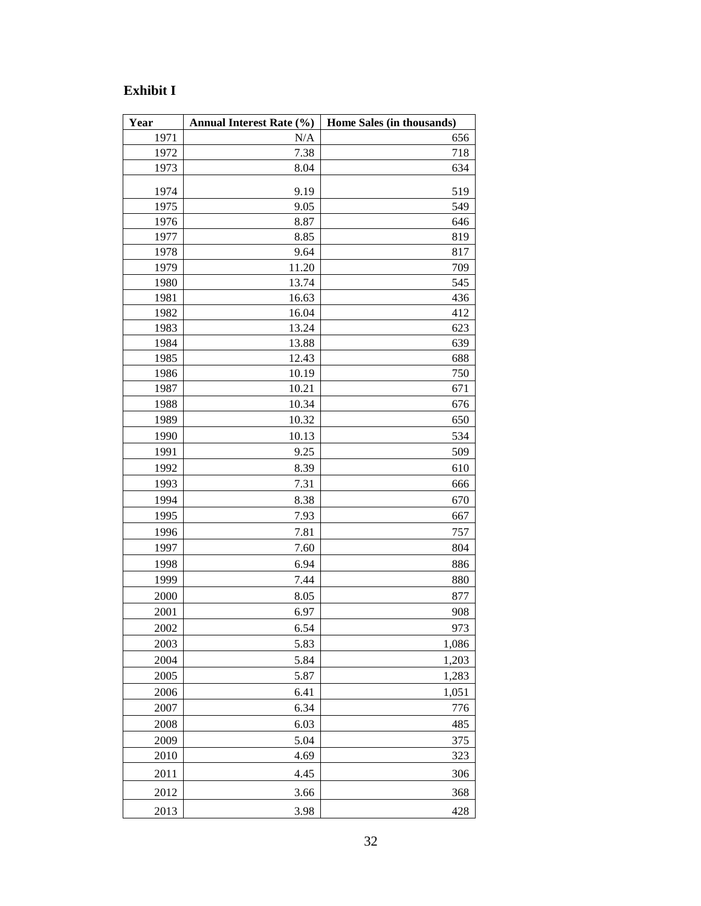**Exhibit I**

| Year | Annual Interest Rate (%) | Home Sales (in thousands) |
|---|---|---|
| 1971 | N/A | 656 |
| 1972 | 7.38 | 718 |
| 1973 | 8.04 | 634 |
| 1974 | 9.19 | 519 |
| 1975 | 9.05 | 549 |
| 1976 | 8.87 | 646 |
| 1977 | 8.85 | 819 |
| 1978 | 9.64 | 817 |
| 1979 | 11.20 | 709 |
| 1980 | 13.74 | 545 |
| 1981 | 16.63 | 436 |
| 1982 | 16.04 | 412 |
| 1983 | 13.24 | 623 |
| 1984 | 13.88 | 639 |
| 1985 | 12.43 | 688 |
| 1986 | 10.19 | 750 |
| 1987 | 10.21 | 671 |
| 1988 | 10.34 | 676 |
| 1989 | 10.32 | 650 |
| 1990 | 10.13 | 534 |
| 1991 | 9.25 | 509 |
| 1992 | 8.39 | 610 |
| 1993 | 7.31 | 666 |
| 1994 | 8.38 | 670 |
| 1995 | 7.93 | 667 |
| 1996 | 7.81 | 757 |
| 1997 | 7.60 | 804 |
| 1998 | 6.94 | 886 |
| 1999 | 7.44 | 880 |
| 2000 | 8.05 | 877 |
| 2001 | 6.97 | 908 |
| 2002 | 6.54 | 973 |
| 2003 | 5.83 | 1,086 |
| 2004 | 5.84 | 1,203 |
| 2005 | 5.87 | 1,283 |
| 2006 | 6.41 | 1,051 |
| 2007 | 6.34 | 776 |
| 2008 | 6.03 | 485 |
| 2009 | 5.04 | 375 |
| 2010 | 4.69 | 323 |
| 2011 | 4.45 | 306 |
| 2012 | 3.66 | 368 |
| 2013 | 3.98 | 428 |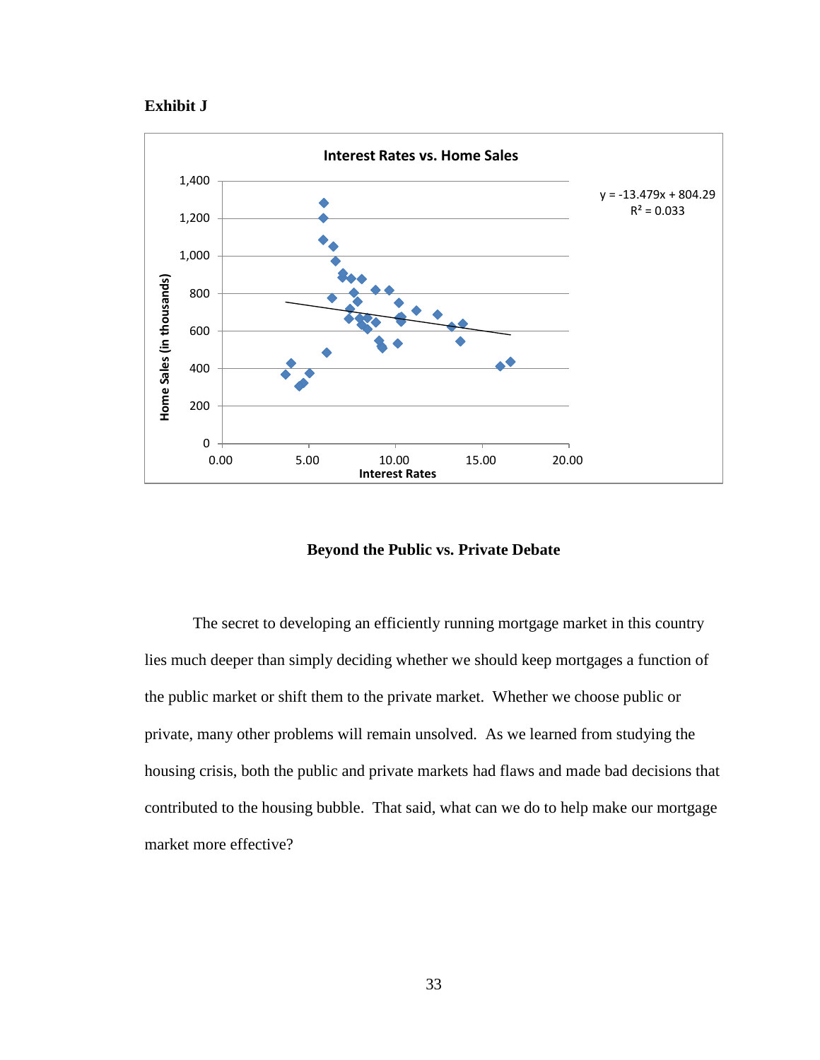**Exhibit J**

**Interest Rates vs. Home Sales**

$y = -13.479x + 804.29$
$R^2 = 0.033$

Home Sales (in thousands)

Interest Rates

## Beyond the Public vs. Private Debate

The secret to developing an efficiently running mortgage market in this country lies much deeper than simply deciding whether we should keep mortgages a function of the public market or shift them to the private market. Whether we choose public or private, many other problems will remain unsolved. As we learned from studying the housing crisis, both the public and private markets had flaws and made bad decisions that contributed to the housing bubble. That said, what can we do to help make our mortgage market more effective?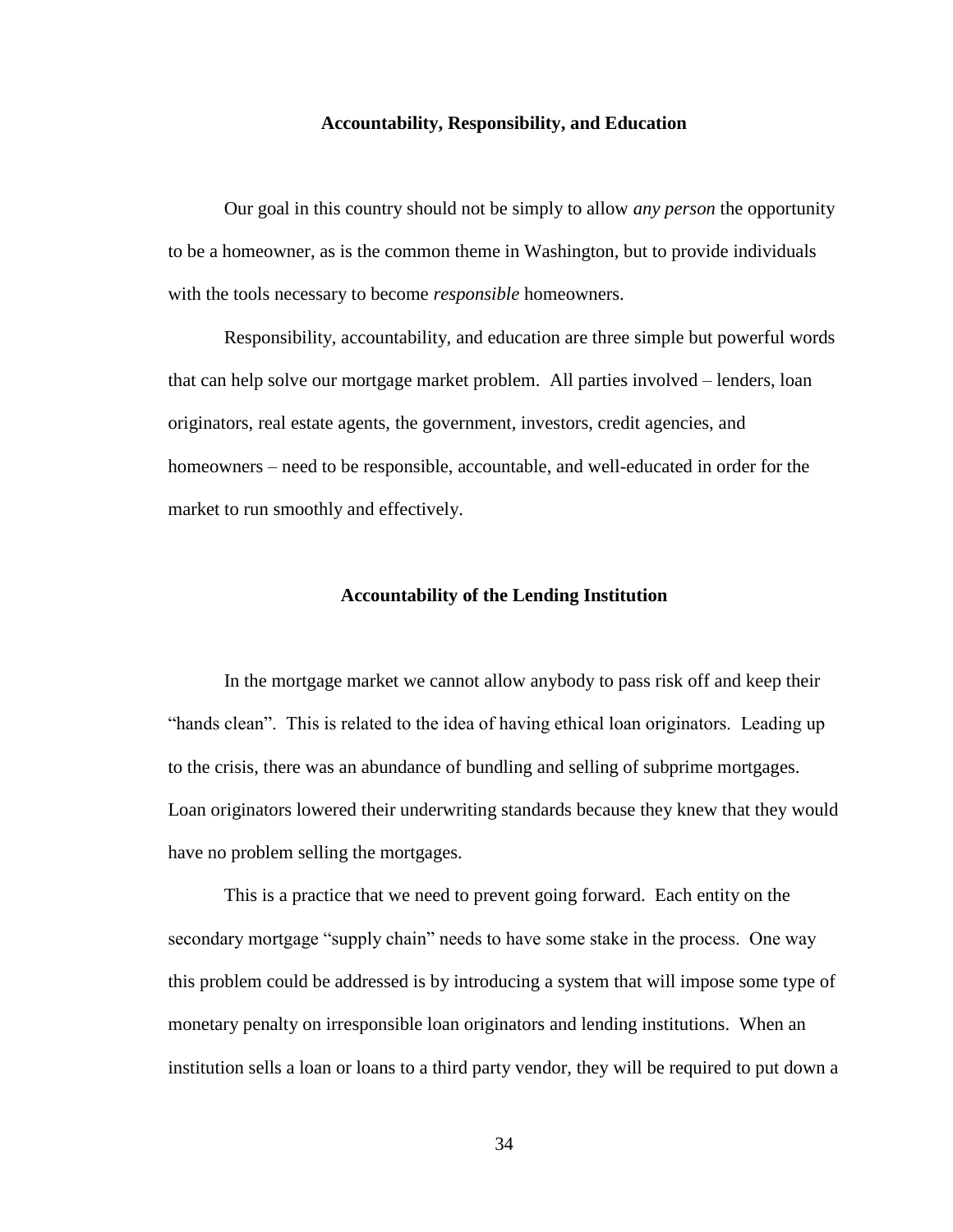## Accountability, Responsibility, and Education

Our goal in this country should not be simply to allow *any person* the opportunity to be a homeowner, as is the common theme in Washington, but to provide individuals with the tools necessary to become *responsible* homeowners.

Responsibility, accountability, and education are three simple but powerful words that can help solve our mortgage market problem. All parties involved – lenders, loan originators, real estate agents, the government, investors, credit agencies, and homeowners – need to be responsible, accountable, and well-educated in order for the market to run smoothly and effectively.

## Accountability of the Lending Institution

In the mortgage market we cannot allow anybody to pass risk off and keep their "hands clean". This is related to the idea of having ethical loan originators. Leading up to the crisis, there was an abundance of bundling and selling of subprime mortgages. Loan originators lowered their underwriting standards because they knew that they would have no problem selling the mortgages.

This is a practice that we need to prevent going forward. Each entity on the secondary mortgage "supply chain" needs to have some stake in the process. One way this problem could be addressed is by introducing a system that will impose some type of monetary penalty on irresponsible loan originators and lending institutions. When an institution sells a loan or loans to a third party vendor, they will be required to put down a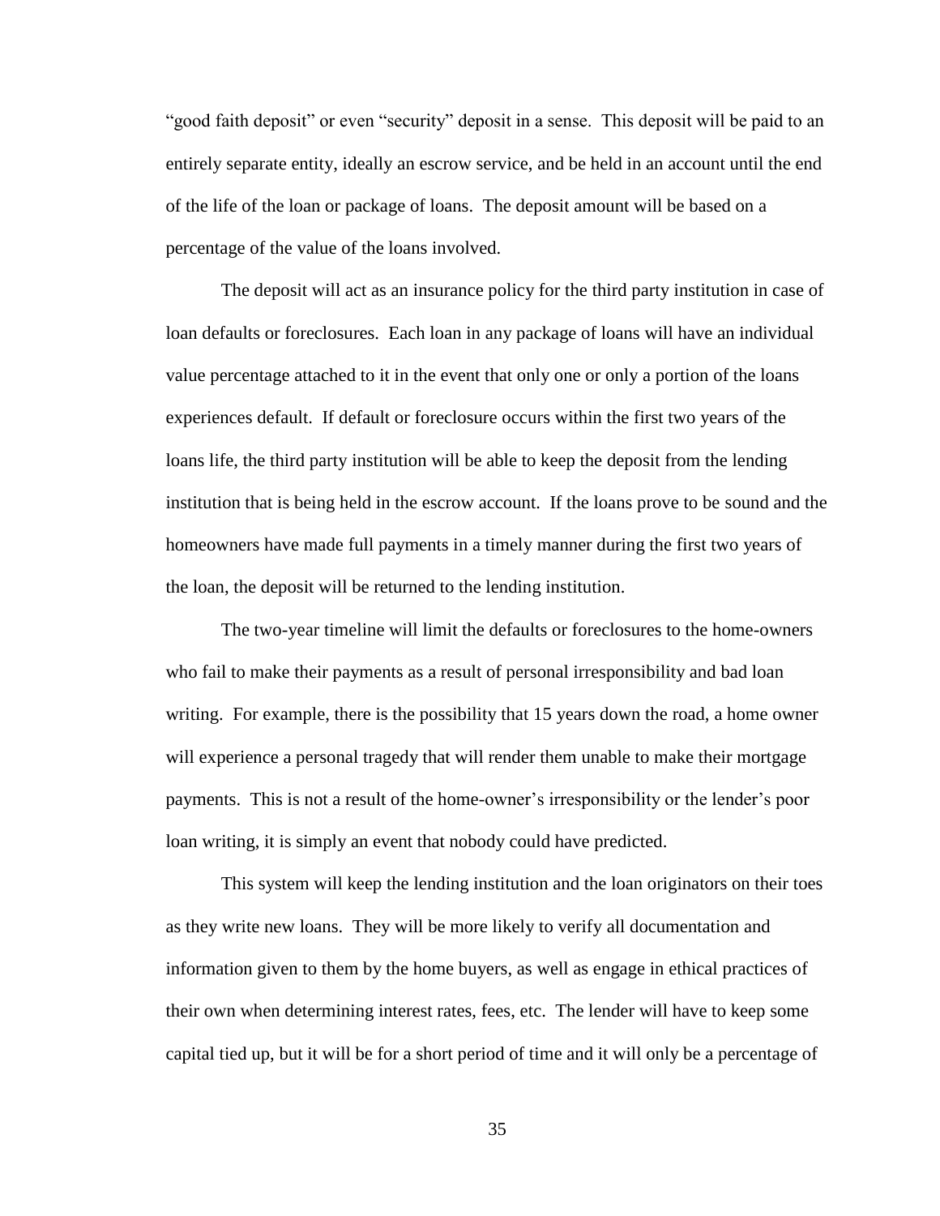"good faith deposit" or even "security" deposit in a sense. This deposit will be paid to an entirely separate entity, ideally an escrow service, and be held in an account until the end of the life of the loan or package of loans. The deposit amount will be based on a percentage of the value of the loans involved.

The deposit will act as an insurance policy for the third party institution in case of loan defaults or foreclosures. Each loan in any package of loans will have an individual value percentage attached to it in the event that only one or only a portion of the loans experiences default. If default or foreclosure occurs within the first two years of the loans life, the third party institution will be able to keep the deposit from the lending institution that is being held in the escrow account. If the loans prove to be sound and the homeowners have made full payments in a timely manner during the first two years of the loan, the deposit will be returned to the lending institution.

The two-year timeline will limit the defaults or foreclosures to the home-owners who fail to make their payments as a result of personal irresponsibility and bad loan writing. For example, there is the possibility that 15 years down the road, a home owner will experience a personal tragedy that will render them unable to make their mortgage payments. This is not a result of the home-owner's irresponsibility or the lender's poor loan writing, it is simply an event that nobody could have predicted.

This system will keep the lending institution and the loan originators on their toes as they write new loans. They will be more likely to verify all documentation and information given to them by the home buyers, as well as engage in ethical practices of their own when determining interest rates, fees, etc. The lender will have to keep some capital tied up, but it will be for a short period of time and it will only be a percentage of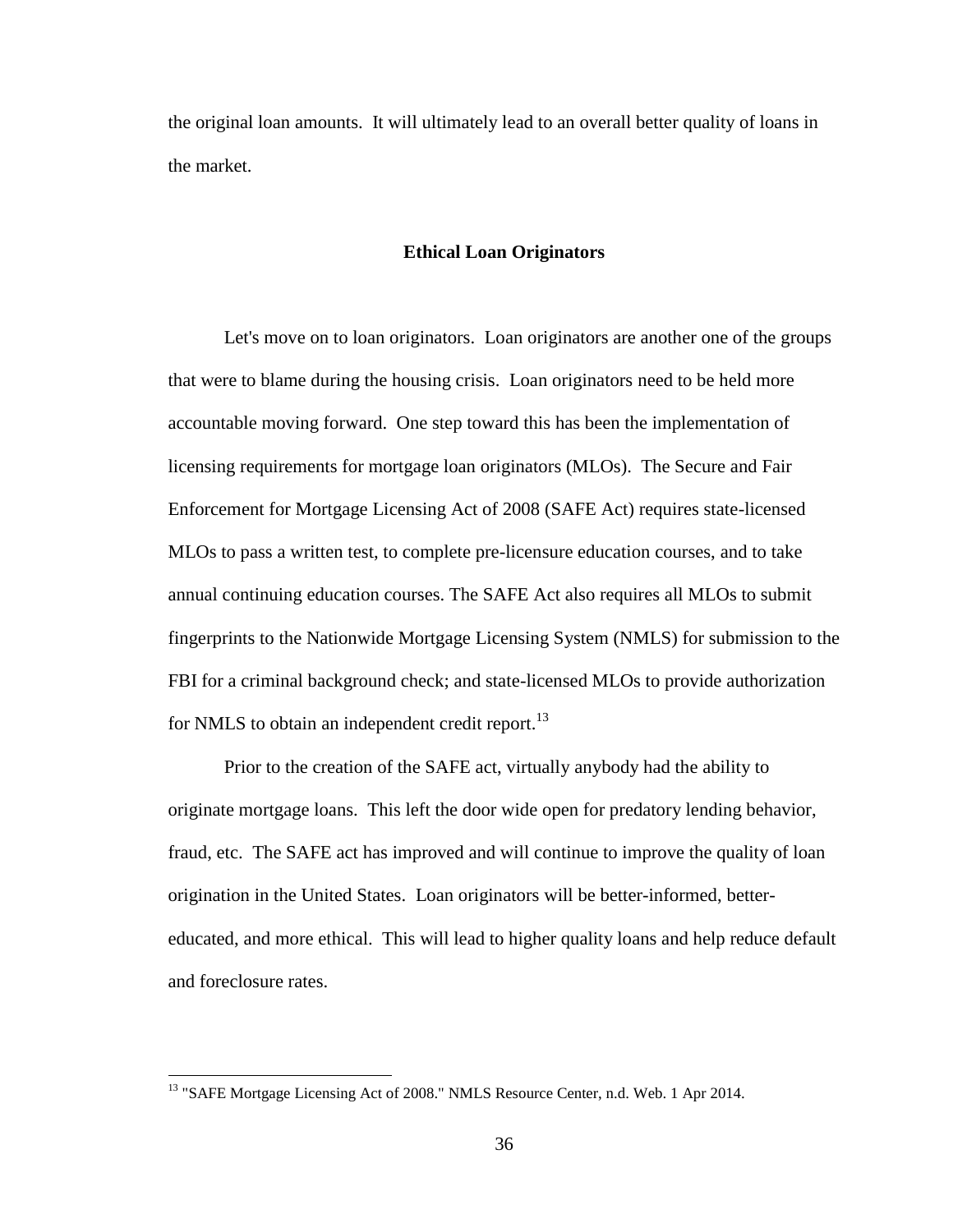the original loan amounts. It will ultimately lead to an overall better quality of loans in the market.

## Ethical Loan Originators

Let's move on to loan originators. Loan originators are another one of the groups that were to blame during the housing crisis. Loan originators need to be held more accountable moving forward. One step toward this has been the implementation of licensing requirements for mortgage loan originators (MLOs). The Secure and Fair Enforcement for Mortgage Licensing Act of 2008 (SAFE Act) requires state-licensed MLOs to pass a written test, to complete pre-licensure education courses, and to take annual continuing education courses. The SAFE Act also requires all MLOs to submit fingerprints to the Nationwide Mortgage Licensing System (NMLS) for submission to the FBI for a criminal background check; and state-licensed MLOs to provide authorization for NMLS to obtain an independent credit report.[13]

Prior to the creation of the SAFE act, virtually anybody had the ability to originate mortgage loans. This left the door wide open for predatory lending behavior, fraud, etc. The SAFE act has improved and will continue to improve the quality of loan origination in the United States. Loan originators will be better-informed, better-educated, and more ethical. This will lead to higher quality loans and help reduce default and foreclosure rates.

---

[13] "SAFE Mortgage Licensing Act of 2008." NMLS Resource Center, n.d. Web. 1 Apr 2014.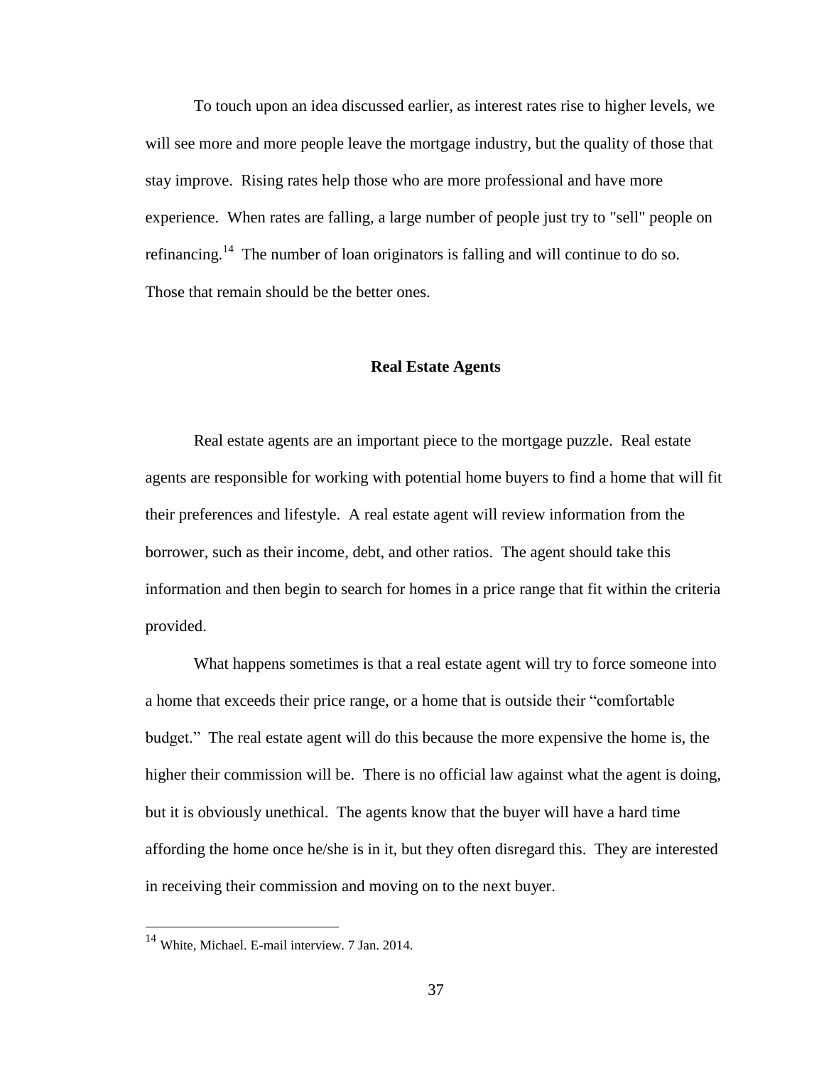To touch upon an idea discussed earlier, as interest rates rise to higher levels, we will see more and more people leave the mortgage industry, but the quality of those that stay improve. Rising rates help those who are more professional and have more experience. When rates are falling, a large number of people just try to "sell" people on refinancing.[14] The number of loan originators is falling and will continue to do so. Those that remain should be the better ones.

## Real Estate Agents

Real estate agents are an important piece to the mortgage puzzle. Real estate agents are responsible for working with potential home buyers to find a home that will fit their preferences and lifestyle. A real estate agent will review information from the borrower, such as their income, debt, and other ratios. The agent should take this information and then begin to search for homes in a price range that fit within the criteria provided.

What happens sometimes is that a real estate agent will try to force someone into a home that exceeds their price range, or a home that is outside their "comfortable budget." The real estate agent will do this because the more expensive the home is, the higher their commission will be. There is no official law against what the agent is doing, but it is obviously unethical. The agents know that the buyer will have a hard time affording the home once he/she is in it, but they often disregard this. They are interested in receiving their commission and moving on to the next buyer.

---

[14] White, Michael. E-mail interview. 7 Jan. 2014.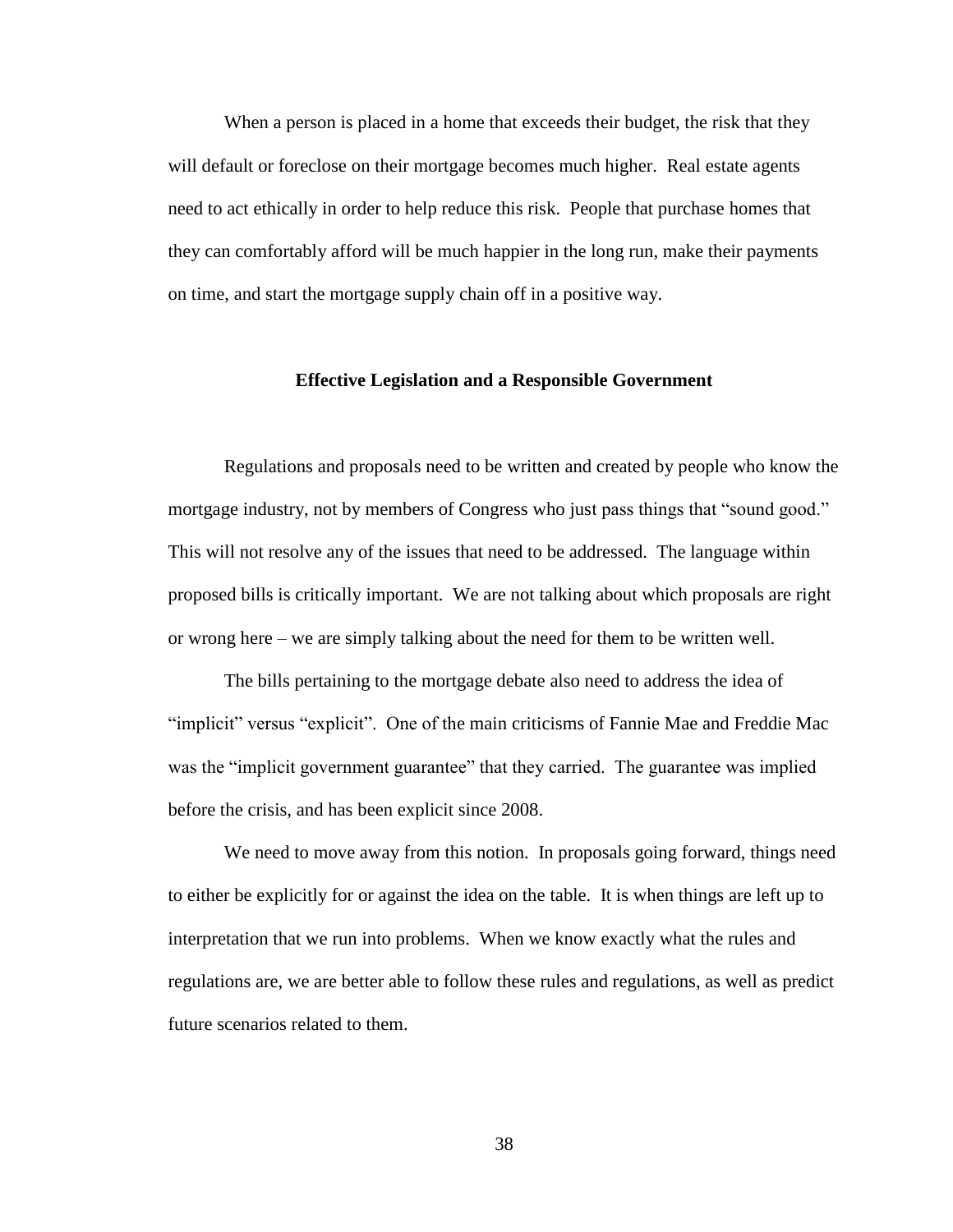When a person is placed in a home that exceeds their budget, the risk that they will default or foreclose on their mortgage becomes much higher. Real estate agents need to act ethically in order to help reduce this risk. People that purchase homes that they can comfortably afford will be much happier in the long run, make their payments on time, and start the mortgage supply chain off in a positive way.

### Effective Legislation and a Responsible Government

Regulations and proposals need to be written and created by people who know the mortgage industry, not by members of Congress who just pass things that "sound good." This will not resolve any of the issues that need to be addressed. The language within proposed bills is critically important. We are not talking about which proposals are right or wrong here – we are simply talking about the need for them to be written well.

The bills pertaining to the mortgage debate also need to address the idea of "implicit" versus "explicit". One of the main criticisms of Fannie Mae and Freddie Mac was the "implicit government guarantee" that they carried. The guarantee was implied before the crisis, and has been explicit since 2008.

We need to move away from this notion. In proposals going forward, things need to either be explicitly for or against the idea on the table. It is when things are left up to interpretation that we run into problems. When we know exactly what the rules and regulations are, we are better able to follow these rules and regulations, as well as predict future scenarios related to them.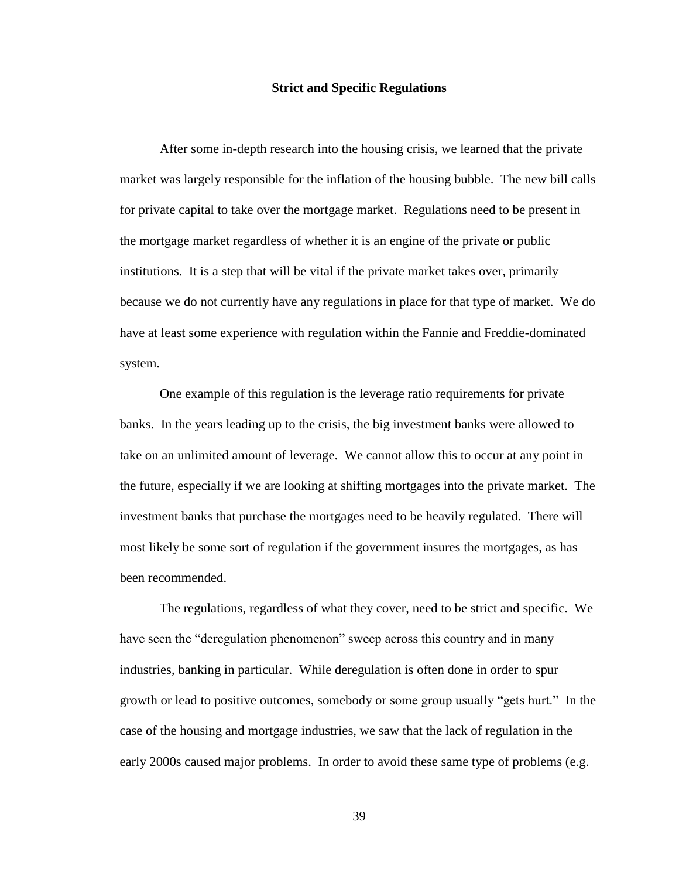## Strict and Specific Regulations

After some in-depth research into the housing crisis, we learned that the private market was largely responsible for the inflation of the housing bubble. The new bill calls for private capital to take over the mortgage market. Regulations need to be present in the mortgage market regardless of whether it is an engine of the private or public institutions. It is a step that will be vital if the private market takes over, primarily because we do not currently have any regulations in place for that type of market. We do have at least some experience with regulation within the Fannie and Freddie-dominated system.

One example of this regulation is the leverage ratio requirements for private banks. In the years leading up to the crisis, the big investment banks were allowed to take on an unlimited amount of leverage. We cannot allow this to occur at any point in the future, especially if we are looking at shifting mortgages into the private market. The investment banks that purchase the mortgages need to be heavily regulated. There will most likely be some sort of regulation if the government insures the mortgages, as has been recommended.

The regulations, regardless of what they cover, need to be strict and specific. We have seen the "deregulation phenomenon" sweep across this country and in many industries, banking in particular. While deregulation is often done in order to spur growth or lead to positive outcomes, somebody or some group usually "gets hurt." In the case of the housing and mortgage industries, we saw that the lack of regulation in the early 2000s caused major problems. In order to avoid these same type of problems (e.g.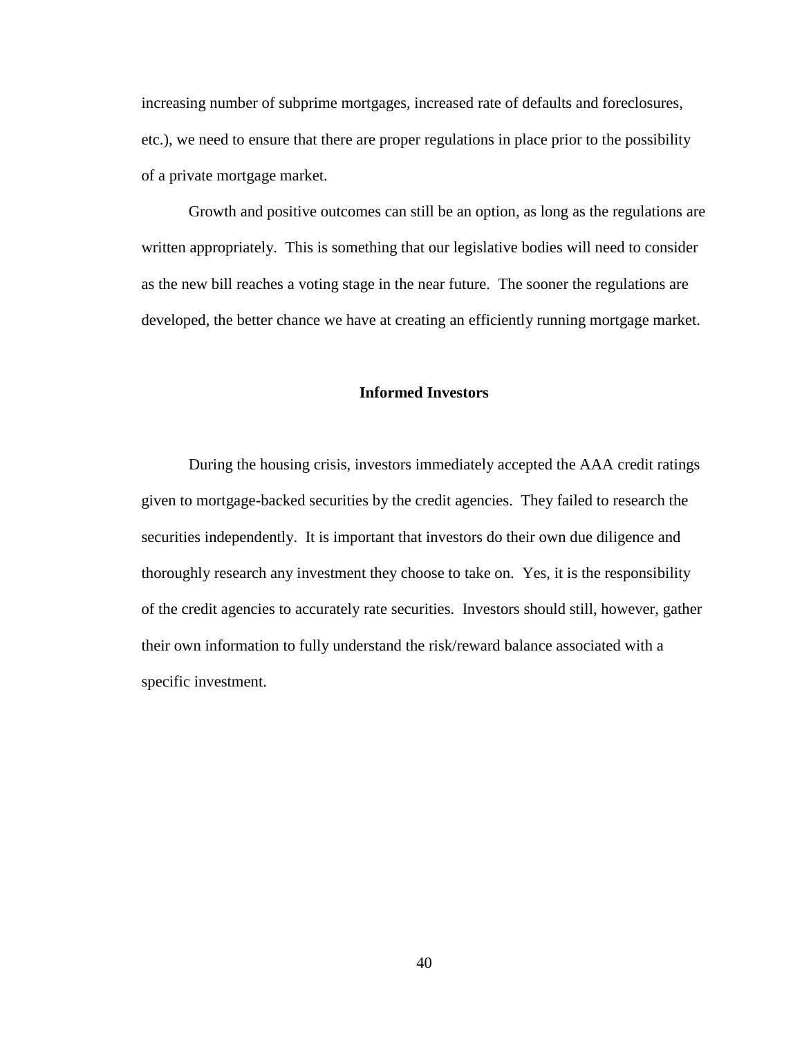increasing number of subprime mortgages, increased rate of defaults and foreclosures, etc.), we need to ensure that there are proper regulations in place prior to the possibility of a private mortgage market.

Growth and positive outcomes can still be an option, as long as the regulations are written appropriately. This is something that our legislative bodies will need to consider as the new bill reaches a voting stage in the near future. The sooner the regulations are developed, the better chance we have at creating an efficiently running mortgage market.

## Informed Investors

During the housing crisis, investors immediately accepted the AAA credit ratings given to mortgage-backed securities by the credit agencies. They failed to research the securities independently. It is important that investors do their own due diligence and thoroughly research any investment they choose to take on. Yes, it is the responsibility of the credit agencies to accurately rate securities. Investors should still, however, gather their own information to fully understand the risk/reward balance associated with a specific investment.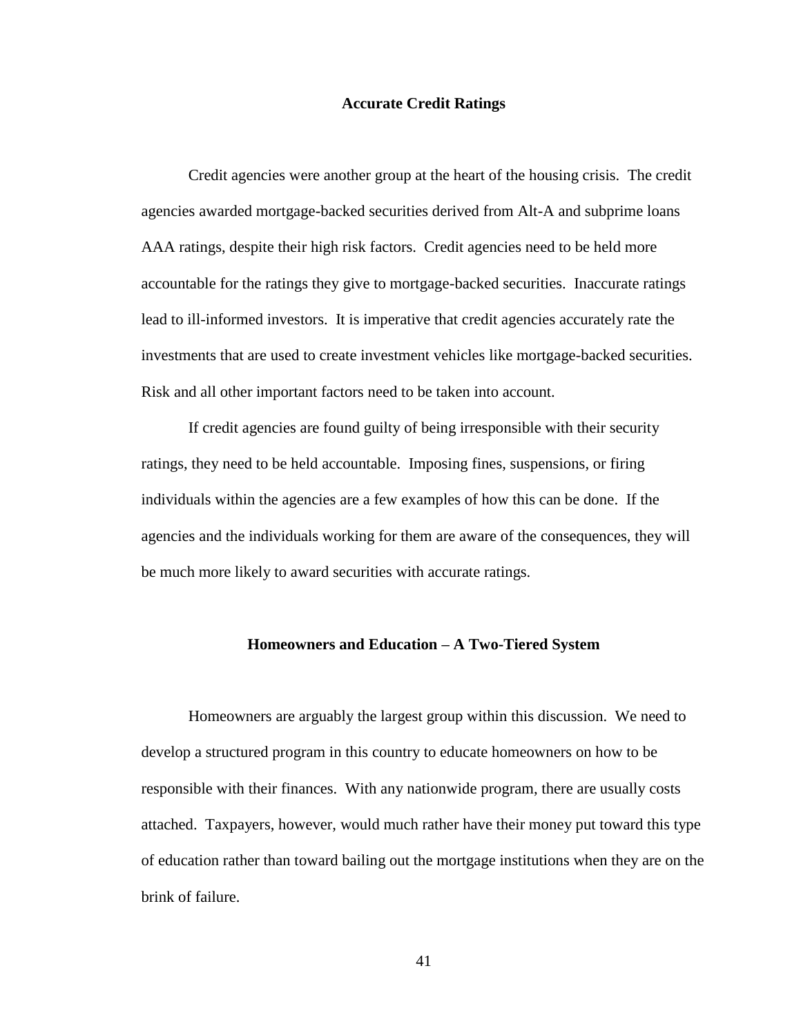## Accurate Credit Ratings

Credit agencies were another group at the heart of the housing crisis. The credit agencies awarded mortgage-backed securities derived from Alt-A and subprime loans AAA ratings, despite their high risk factors. Credit agencies need to be held more accountable for the ratings they give to mortgage-backed securities. Inaccurate ratings lead to ill-informed investors. It is imperative that credit agencies accurately rate the investments that are used to create investment vehicles like mortgage-backed securities. Risk and all other important factors need to be taken into account.

If credit agencies are found guilty of being irresponsible with their security ratings, they need to be held accountable. Imposing fines, suspensions, or firing individuals within the agencies are a few examples of how this can be done. If the agencies and the individuals working for them are aware of the consequences, they will be much more likely to award securities with accurate ratings.

## Homeowners and Education – A Two-Tiered System

Homeowners are arguably the largest group within this discussion. We need to develop a structured program in this country to educate homeowners on how to be responsible with their finances. With any nationwide program, there are usually costs attached. Taxpayers, however, would much rather have their money put toward this type of education rather than toward bailing out the mortgage institutions when they are on the brink of failure.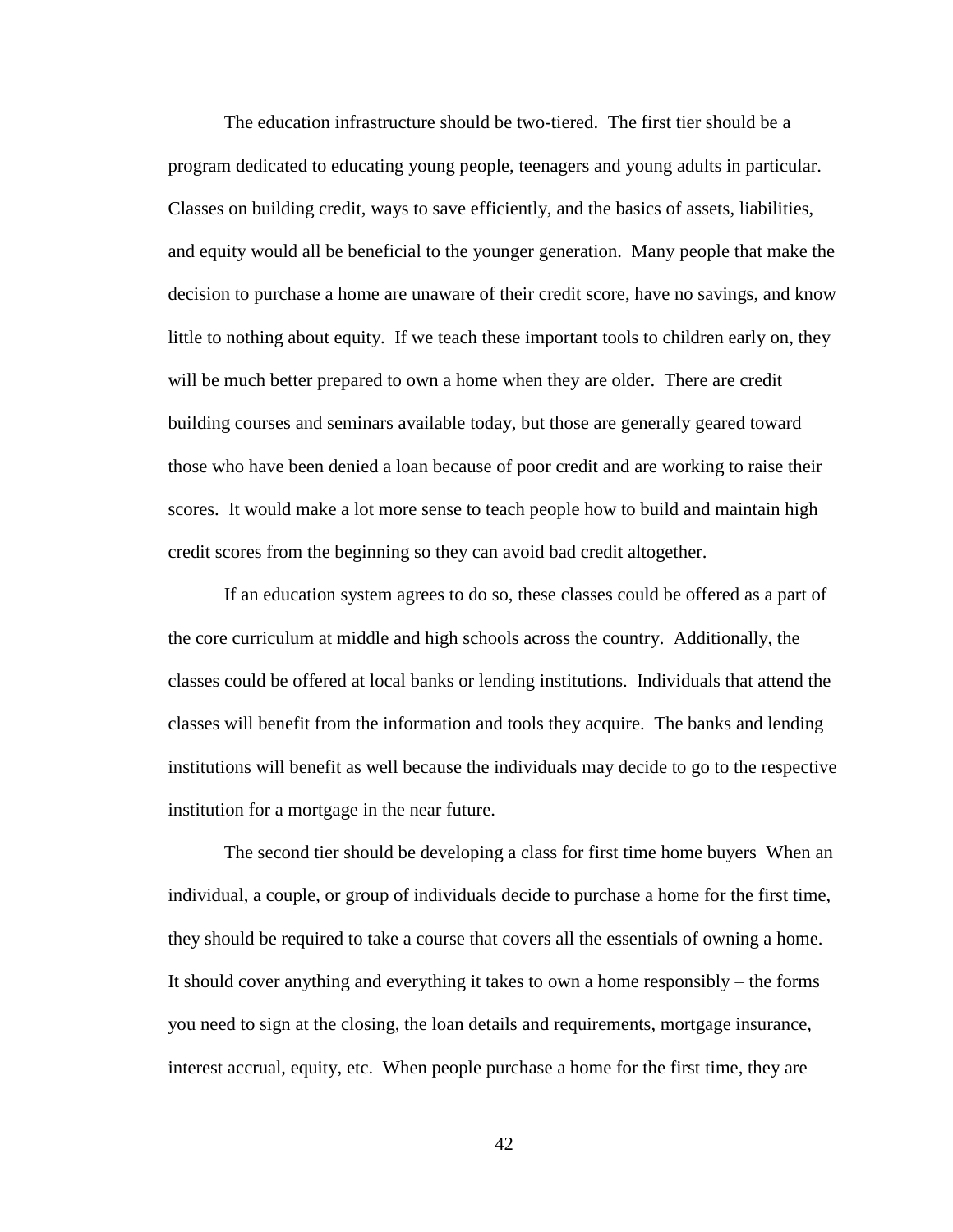The education infrastructure should be two-tiered. The first tier should be a program dedicated to educating young people, teenagers and young adults in particular. Classes on building credit, ways to save efficiently, and the basics of assets, liabilities, and equity would all be beneficial to the younger generation. Many people that make the decision to purchase a home are unaware of their credit score, have no savings, and know little to nothing about equity. If we teach these important tools to children early on, they will be much better prepared to own a home when they are older. There are credit building courses and seminars available today, but those are generally geared toward those who have been denied a loan because of poor credit and are working to raise their scores. It would make a lot more sense to teach people how to build and maintain high credit scores from the beginning so they can avoid bad credit altogether.

If an education system agrees to do so, these classes could be offered as a part of the core curriculum at middle and high schools across the country. Additionally, the classes could be offered at local banks or lending institutions. Individuals that attend the classes will benefit from the information and tools they acquire. The banks and lending institutions will benefit as well because the individuals may decide to go to the respective institution for a mortgage in the near future.

The second tier should be developing a class for first time home buyers When an individual, a couple, or group of individuals decide to purchase a home for the first time, they should be required to take a course that covers all the essentials of owning a home. It should cover anything and everything it takes to own a home responsibly – the forms you need to sign at the closing, the loan details and requirements, mortgage insurance, interest accrual, equity, etc. When people purchase a home for the first time, they are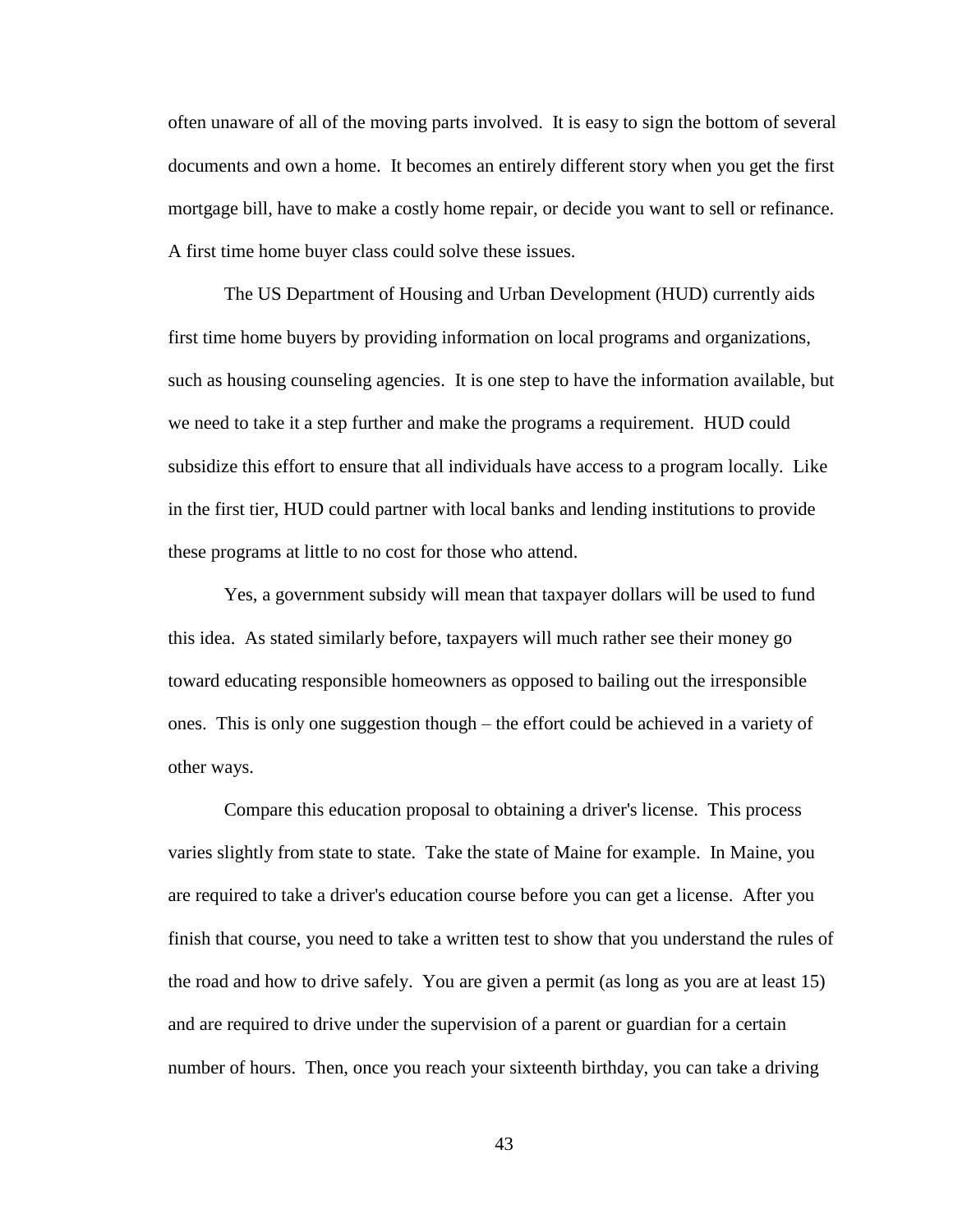often unaware of all of the moving parts involved. It is easy to sign the bottom of several documents and own a home. It becomes an entirely different story when you get the first mortgage bill, have to make a costly home repair, or decide you want to sell or refinance. A first time home buyer class could solve these issues.

The US Department of Housing and Urban Development (HUD) currently aids first time home buyers by providing information on local programs and organizations, such as housing counseling agencies. It is one step to have the information available, but we need to take it a step further and make the programs a requirement. HUD could subsidize this effort to ensure that all individuals have access to a program locally. Like in the first tier, HUD could partner with local banks and lending institutions to provide these programs at little to no cost for those who attend.

Yes, a government subsidy will mean that taxpayer dollars will be used to fund this idea. As stated similarly before, taxpayers will much rather see their money go toward educating responsible homeowners as opposed to bailing out the irresponsible ones. This is only one suggestion though – the effort could be achieved in a variety of other ways.

Compare this education proposal to obtaining a driver's license. This process varies slightly from state to state. Take the state of Maine for example. In Maine, you are required to take a driver's education course before you can get a license. After you finish that course, you need to take a written test to show that you understand the rules of the road and how to drive safely. You are given a permit (as long as you are at least 15) and are required to drive under the supervision of a parent or guardian for a certain number of hours. Then, once you reach your sixteenth birthday, you can take a driving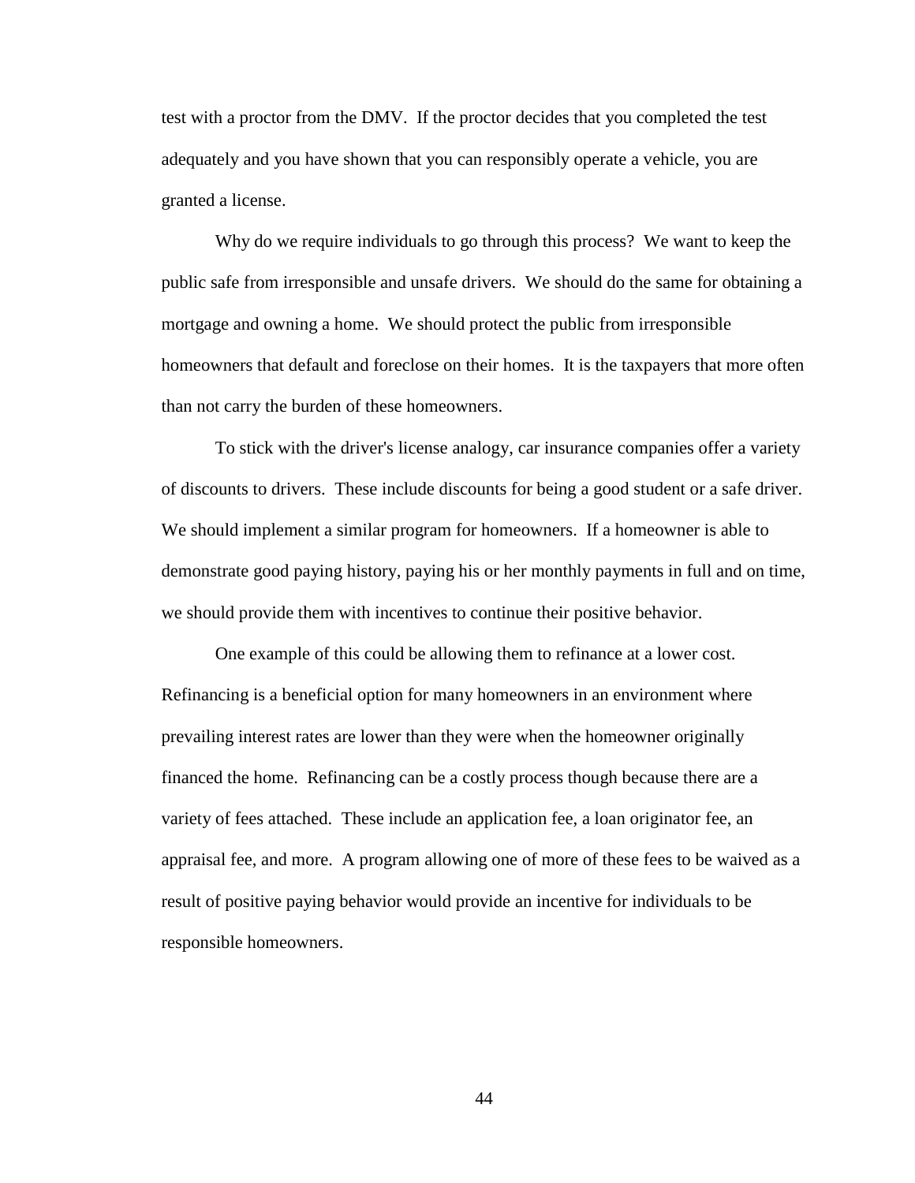test with a proctor from the DMV. If the proctor decides that you completed the test adequately and you have shown that you can responsibly operate a vehicle, you are granted a license.

Why do we require individuals to go through this process? We want to keep the public safe from irresponsible and unsafe drivers. We should do the same for obtaining a mortgage and owning a home. We should protect the public from irresponsible homeowners that default and foreclose on their homes. It is the taxpayers that more often than not carry the burden of these homeowners.

To stick with the driver's license analogy, car insurance companies offer a variety of discounts to drivers. These include discounts for being a good student or a safe driver. We should implement a similar program for homeowners. If a homeowner is able to demonstrate good paying history, paying his or her monthly payments in full and on time, we should provide them with incentives to continue their positive behavior.

One example of this could be allowing them to refinance at a lower cost. Refinancing is a beneficial option for many homeowners in an environment where prevailing interest rates are lower than they were when the homeowner originally financed the home. Refinancing can be a costly process though because there are a variety of fees attached. These include an application fee, a loan originator fee, an appraisal fee, and more. A program allowing one of more of these fees to be waived as a result of positive paying behavior would provide an incentive for individuals to be responsible homeowners.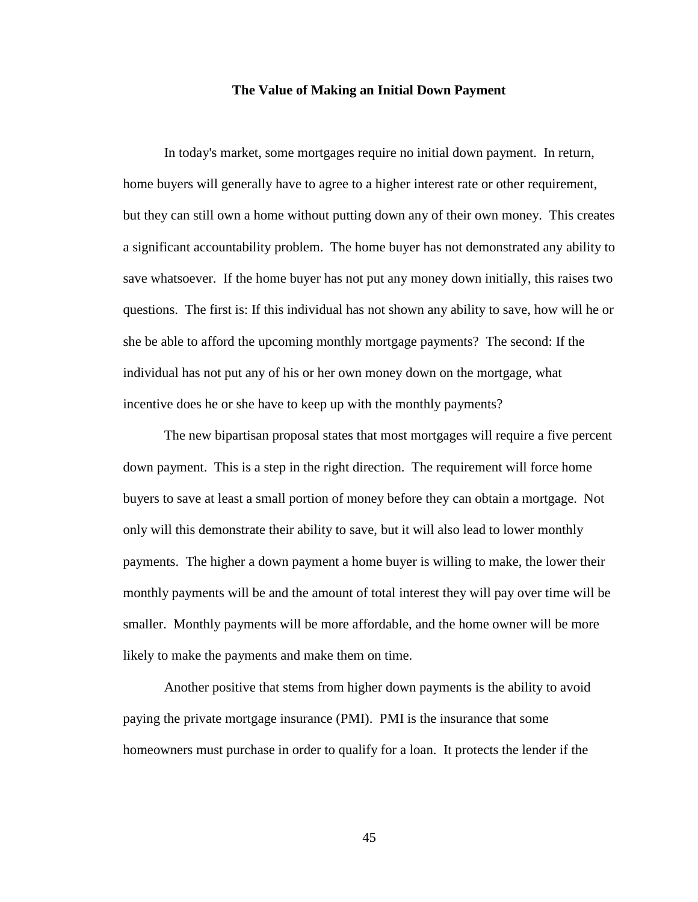**The Value of Making an Initial Down Payment**

In today's market, some mortgages require no initial down payment. In return, home buyers will generally have to agree to a higher interest rate or other requirement, but they can still own a home without putting down any of their own money. This creates a significant accountability problem. The home buyer has not demonstrated any ability to save whatsoever. If the home buyer has not put any money down initially, this raises two questions. The first is: If this individual has not shown any ability to save, how will he or she be able to afford the upcoming monthly mortgage payments? The second: If the individual has not put any of his or her own money down on the mortgage, what incentive does he or she have to keep up with the monthly payments?

The new bipartisan proposal states that most mortgages will require a five percent down payment. This is a step in the right direction. The requirement will force home buyers to save at least a small portion of money before they can obtain a mortgage. Not only will this demonstrate their ability to save, but it will also lead to lower monthly payments. The higher a down payment a home buyer is willing to make, the lower their monthly payments will be and the amount of total interest they will pay over time will be smaller. Monthly payments will be more affordable, and the home owner will be more likely to make the payments and make them on time.

Another positive that stems from higher down payments is the ability to avoid paying the private mortgage insurance (PMI). PMI is the insurance that some homeowners must purchase in order to qualify for a loan. It protects the lender if the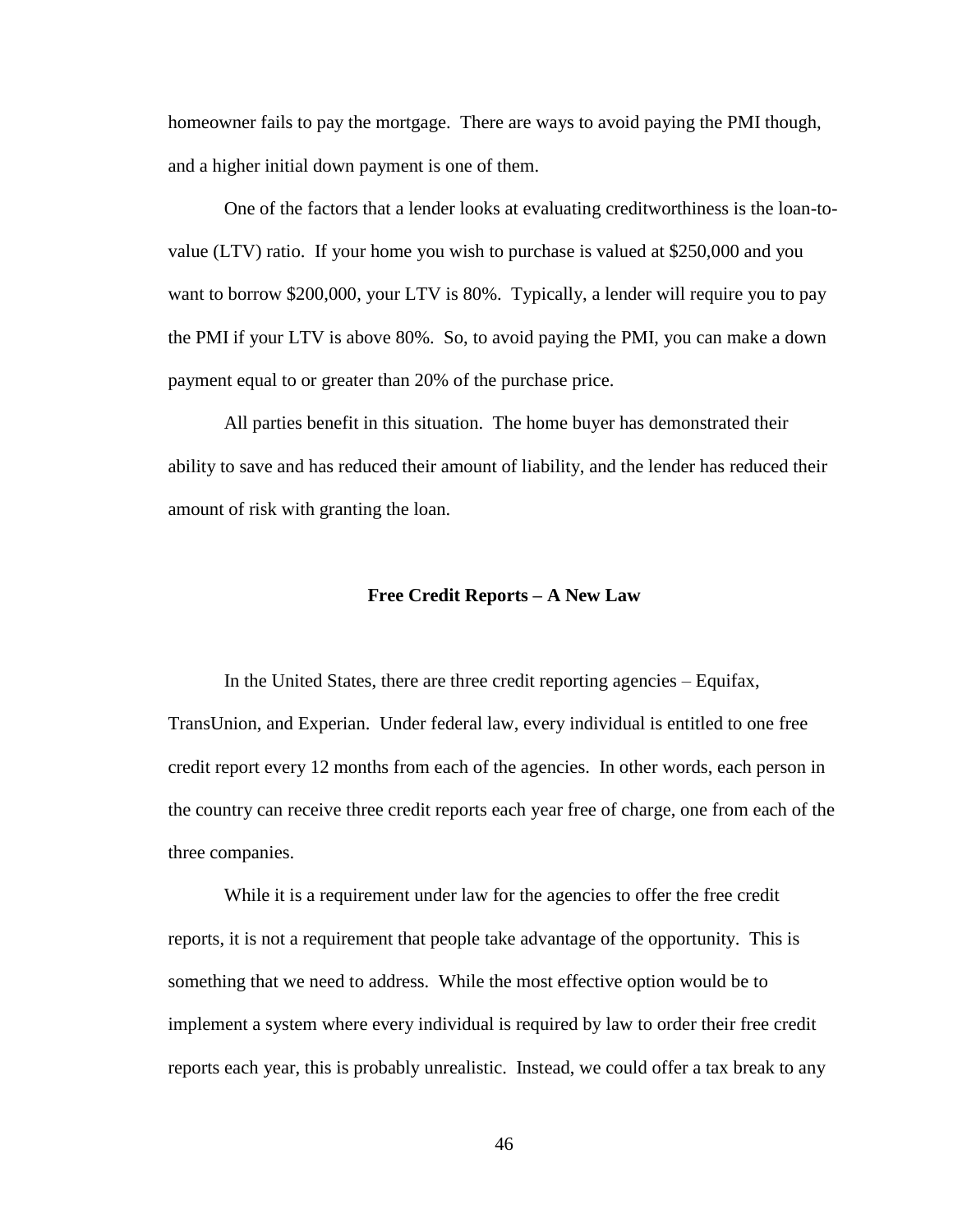homeowner fails to pay the mortgage. There are ways to avoid paying the PMI though, and a higher initial down payment is one of them.

One of the factors that a lender looks at evaluating creditworthiness is the loan-to-value (LTV) ratio. If your home you wish to purchase is valued at $250,000 and you want to borrow $200,000, your LTV is 80%. Typically, a lender will require you to pay the PMI if your LTV is above 80%. So, to avoid paying the PMI, you can make a down payment equal to or greater than 20% of the purchase price.

All parties benefit in this situation. The home buyer has demonstrated their ability to save and has reduced their amount of liability, and the lender has reduced their amount of risk with granting the loan.

## Free Credit Reports – A New Law

In the United States, there are three credit reporting agencies – Equifax, TransUnion, and Experian. Under federal law, every individual is entitled to one free credit report every 12 months from each of the agencies. In other words, each person in the country can receive three credit reports each year free of charge, one from each of the three companies.

While it is a requirement under law for the agencies to offer the free credit reports, it is not a requirement that people take advantage of the opportunity. This is something that we need to address. While the most effective option would be to implement a system where every individual is required by law to order their free credit reports each year, this is probably unrealistic. Instead, we could offer a tax break to any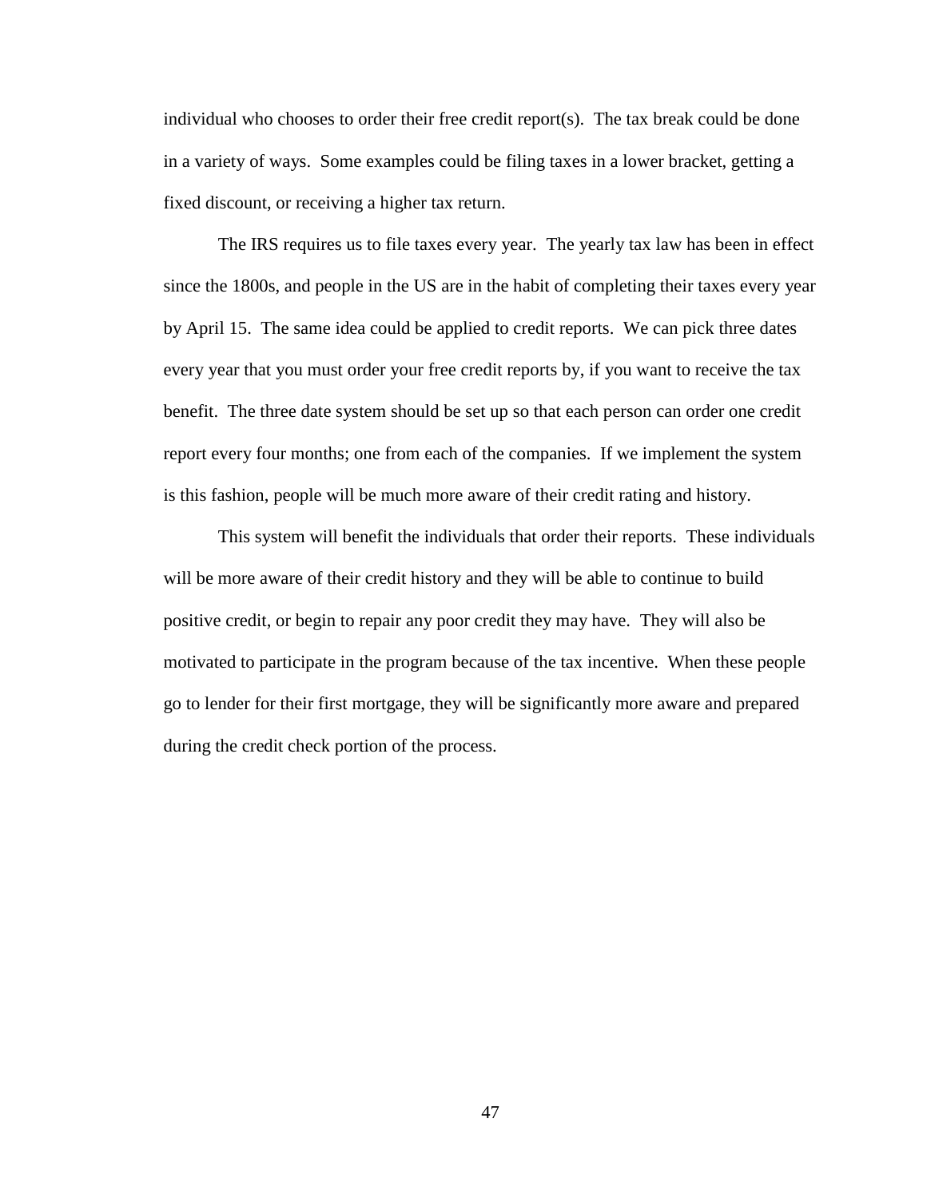individual who chooses to order their free credit report(s). The tax break could be done in a variety of ways. Some examples could be filing taxes in a lower bracket, getting a fixed discount, or receiving a higher tax return.

The IRS requires us to file taxes every year. The yearly tax law has been in effect since the 1800s, and people in the US are in the habit of completing their taxes every year by April 15. The same idea could be applied to credit reports. We can pick three dates every year that you must order your free credit reports by, if you want to receive the tax benefit. The three date system should be set up so that each person can order one credit report every four months; one from each of the companies. If we implement the system is this fashion, people will be much more aware of their credit rating and history.

This system will benefit the individuals that order their reports. These individuals will be more aware of their credit history and they will be able to continue to build positive credit, or begin to repair any poor credit they may have. They will also be motivated to participate in the program because of the tax incentive. When these people go to lender for their first mortgage, they will be significantly more aware and prepared during the credit check portion of the process.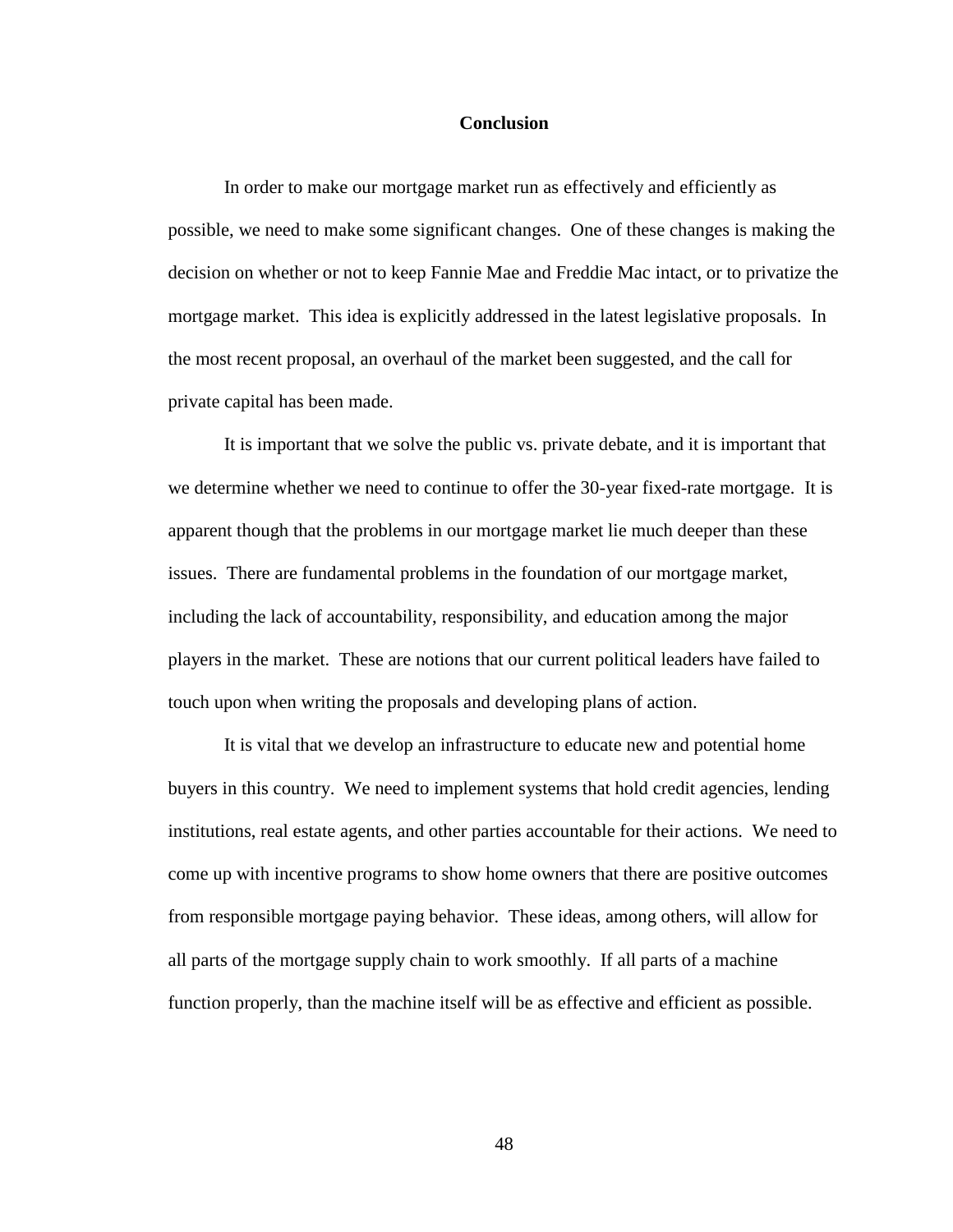# Conclusion

In order to make our mortgage market run as effectively and efficiently as possible, we need to make some significant changes. One of these changes is making the decision on whether or not to keep Fannie Mae and Freddie Mac intact, or to privatize the mortgage market. This idea is explicitly addressed in the latest legislative proposals. In the most recent proposal, an overhaul of the market been suggested, and the call for private capital has been made.

It is important that we solve the public vs. private debate, and it is important that we determine whether we need to continue to offer the 30-year fixed-rate mortgage. It is apparent though that the problems in our mortgage market lie much deeper than these issues. There are fundamental problems in the foundation of our mortgage market, including the lack of accountability, responsibility, and education among the major players in the market. These are notions that our current political leaders have failed to touch upon when writing the proposals and developing plans of action.

It is vital that we develop an infrastructure to educate new and potential home buyers in this country. We need to implement systems that hold credit agencies, lending institutions, real estate agents, and other parties accountable for their actions. We need to come up with incentive programs to show home owners that there are positive outcomes from responsible mortgage paying behavior. These ideas, among others, will allow for all parts of the mortgage supply chain to work smoothly. If all parts of a machine function properly, than the machine itself will be as effective and efficient as possible.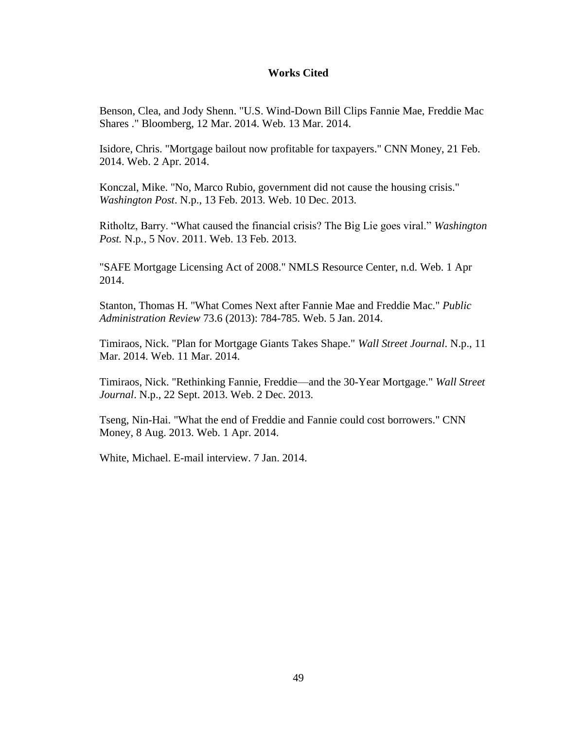## Works Cited

Benson, Clea, and Jody Shenn. "U.S. Wind-Down Bill Clips Fannie Mae, Freddie Mac Shares ." Bloomberg, 12 Mar. 2014. Web. 13 Mar. 2014.

Isidore, Chris. "Mortgage bailout now profitable for taxpayers." CNN Money, 21 Feb. 2014. Web. 2 Apr. 2014.

Konczal, Mike. "No, Marco Rubio, government did not cause the housing crisis." *Washington Post*. N.p., 13 Feb. 2013. Web. 10 Dec. 2013.

Ritholtz, Barry. "What caused the financial crisis? The Big Lie goes viral." *Washington Post.* N.p., 5 Nov. 2011. Web. 13 Feb. 2013.

"SAFE Mortgage Licensing Act of 2008." NMLS Resource Center, n.d. Web. 1 Apr 2014.

Stanton, Thomas H. "What Comes Next after Fannie Mae and Freddie Mac." *Public Administration Review* 73.6 (2013): 784-785. Web. 5 Jan. 2014.

Timiraos, Nick. "Plan for Mortgage Giants Takes Shape." *Wall Street Journal*. N.p., 11 Mar. 2014. Web. 11 Mar. 2014.

Timiraos, Nick. "Rethinking Fannie, Freddie—and the 30-Year Mortgage." *Wall Street Journal*. N.p., 22 Sept. 2013. Web. 2 Dec. 2013.

Tseng, Nin-Hai. "What the end of Freddie and Fannie could cost borrowers." CNN Money, 8 Aug. 2013. Web. 1 Apr. 2014.

White, Michael. E-mail interview. 7 Jan. 2014.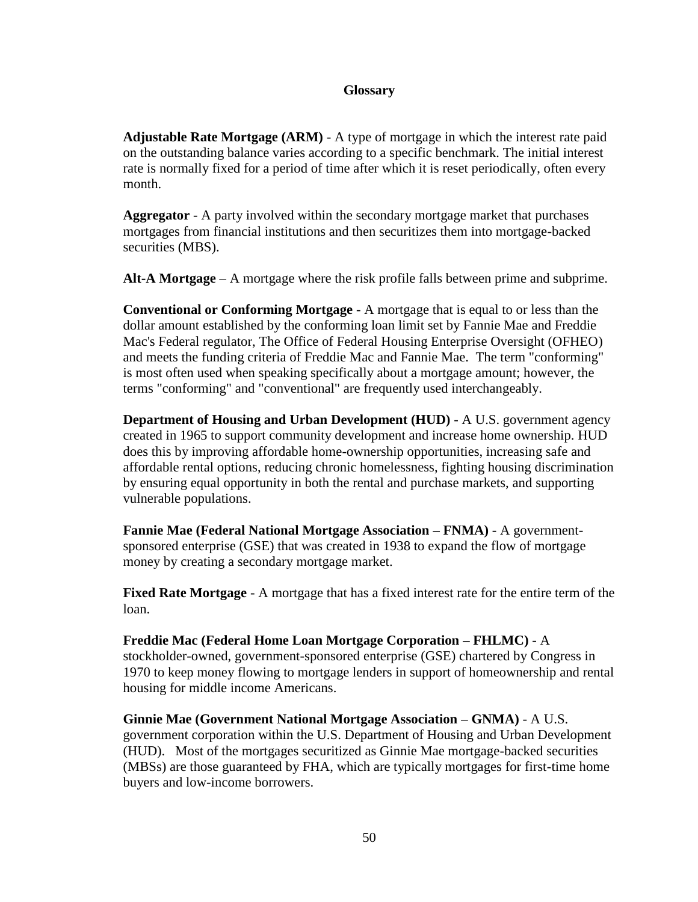## Glossary

**Adjustable Rate Mortgage (ARM)** - A type of mortgage in which the interest rate paid on the outstanding balance varies according to a specific benchmark. The initial interest rate is normally fixed for a period of time after which it is reset periodically, often every month.

**Aggregator** - A party involved within the secondary mortgage market that purchases mortgages from financial institutions and then securitizes them into mortgage-backed securities (MBS).

**Alt-A Mortgage** – A mortgage where the risk profile falls between prime and subprime.

**Conventional or Conforming Mortgage** - A mortgage that is equal to or less than the dollar amount established by the conforming loan limit set by Fannie Mae and Freddie Mac's Federal regulator, The Office of Federal Housing Enterprise Oversight (OFHEO) and meets the funding criteria of Freddie Mac and Fannie Mae. The term "conforming" is most often used when speaking specifically about a mortgage amount; however, the terms "conforming" and "conventional" are frequently used interchangeably.

**Department of Housing and Urban Development (HUD)** - A U.S. government agency created in 1965 to support community development and increase home ownership. HUD does this by improving affordable home-ownership opportunities, increasing safe and affordable rental options, reducing chronic homelessness, fighting housing discrimination by ensuring equal opportunity in both the rental and purchase markets, and supporting vulnerable populations.

**Fannie Mae (Federal National Mortgage Association – FNMA)** - A government-sponsored enterprise (GSE) that was created in 1938 to expand the flow of mortgage money by creating a secondary mortgage market.

**Fixed Rate Mortgage** - A mortgage that has a fixed interest rate for the entire term of the loan.

**Freddie Mac (Federal Home Loan Mortgage Corporation – FHLMC)** - A stockholder-owned, government-sponsored enterprise (GSE) chartered by Congress in 1970 to keep money flowing to mortgage lenders in support of homeownership and rental housing for middle income Americans.

**Ginnie Mae (Government National Mortgage Association – GNMA)** - A U.S. government corporation within the U.S. Department of Housing and Urban Development (HUD). Most of the mortgages securitized as Ginnie Mae mortgage-backed securities (MBSs) are those guaranteed by FHA, which are typically mortgages for first-time home buyers and low-income borrowers.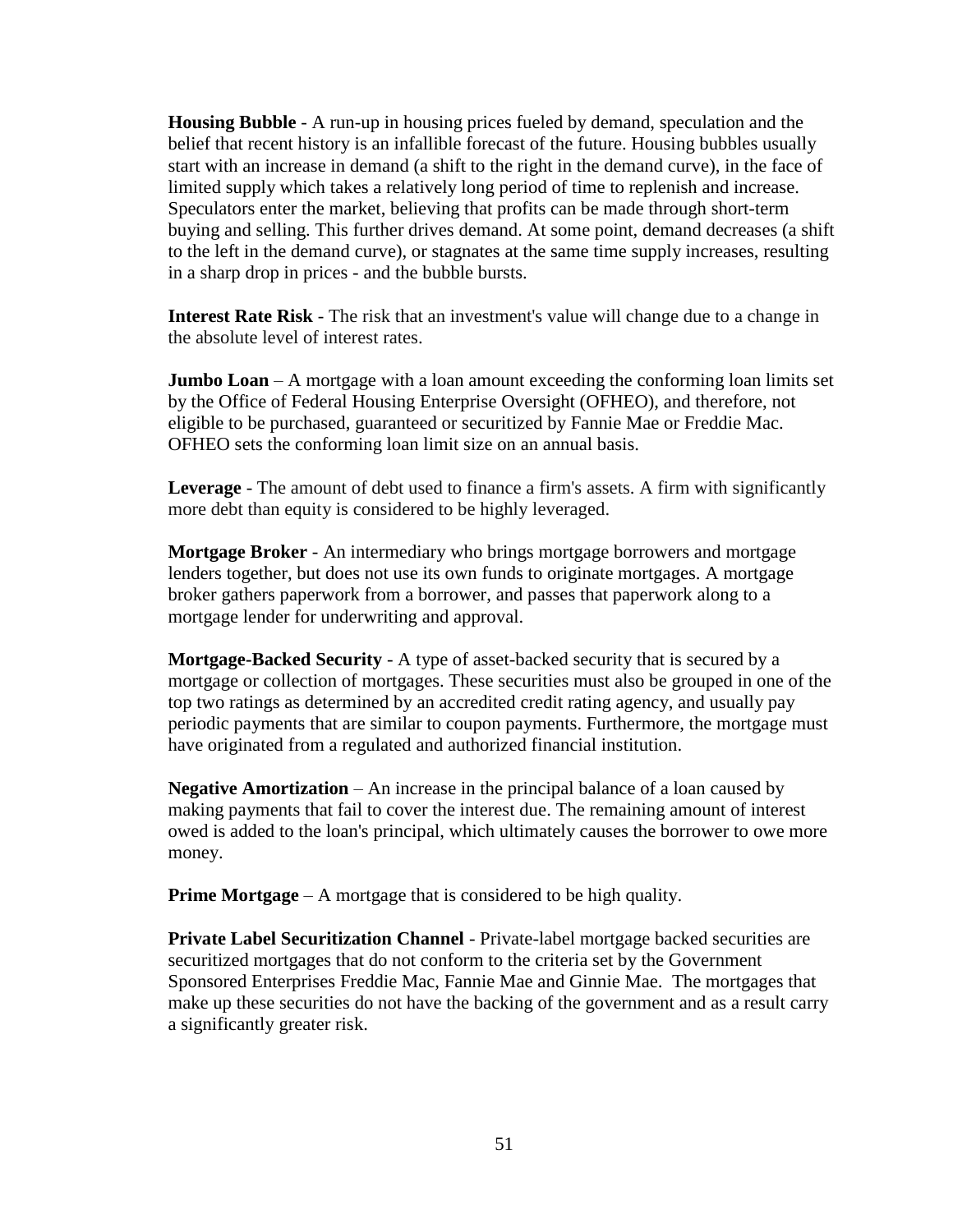**Housing Bubble** - A run-up in housing prices fueled by demand, speculation and the belief that recent history is an infallible forecast of the future. Housing bubbles usually start with an increase in demand (a shift to the right in the demand curve), in the face of limited supply which takes a relatively long period of time to replenish and increase. Speculators enter the market, believing that profits can be made through short-term buying and selling. This further drives demand. At some point, demand decreases (a shift to the left in the demand curve), or stagnates at the same time supply increases, resulting in a sharp drop in prices - and the bubble bursts.

**Interest Rate Risk** - The risk that an investment's value will change due to a change in the absolute level of interest rates.

**Jumbo Loan** – A mortgage with a loan amount exceeding the conforming loan limits set by the Office of Federal Housing Enterprise Oversight (OFHEO), and therefore, not eligible to be purchased, guaranteed or securitized by Fannie Mae or Freddie Mac. OFHEO sets the conforming loan limit size on an annual basis.

**Leverage** - The amount of debt used to finance a firm's assets. A firm with significantly more debt than equity is considered to be highly leveraged.

**Mortgage Broker** - An intermediary who brings mortgage borrowers and mortgage lenders together, but does not use its own funds to originate mortgages. A mortgage broker gathers paperwork from a borrower, and passes that paperwork along to a mortgage lender for underwriting and approval.

**Mortgage-Backed Security** - A type of asset-backed security that is secured by a mortgage or collection of mortgages. These securities must also be grouped in one of the top two ratings as determined by an accredited credit rating agency, and usually pay periodic payments that are similar to coupon payments. Furthermore, the mortgage must have originated from a regulated and authorized financial institution.

**Negative Amortization** – An increase in the principal balance of a loan caused by making payments that fail to cover the interest due. The remaining amount of interest owed is added to the loan's principal, which ultimately causes the borrower to owe more money.

**Prime Mortgage** – A mortgage that is considered to be high quality.

**Private Label Securitization Channel** - Private-label mortgage backed securities are securitized mortgages that do not conform to the criteria set by the Government Sponsored Enterprises Freddie Mac, Fannie Mae and Ginnie Mae. The mortgages that make up these securities do not have the backing of the government and as a result carry a significantly greater risk.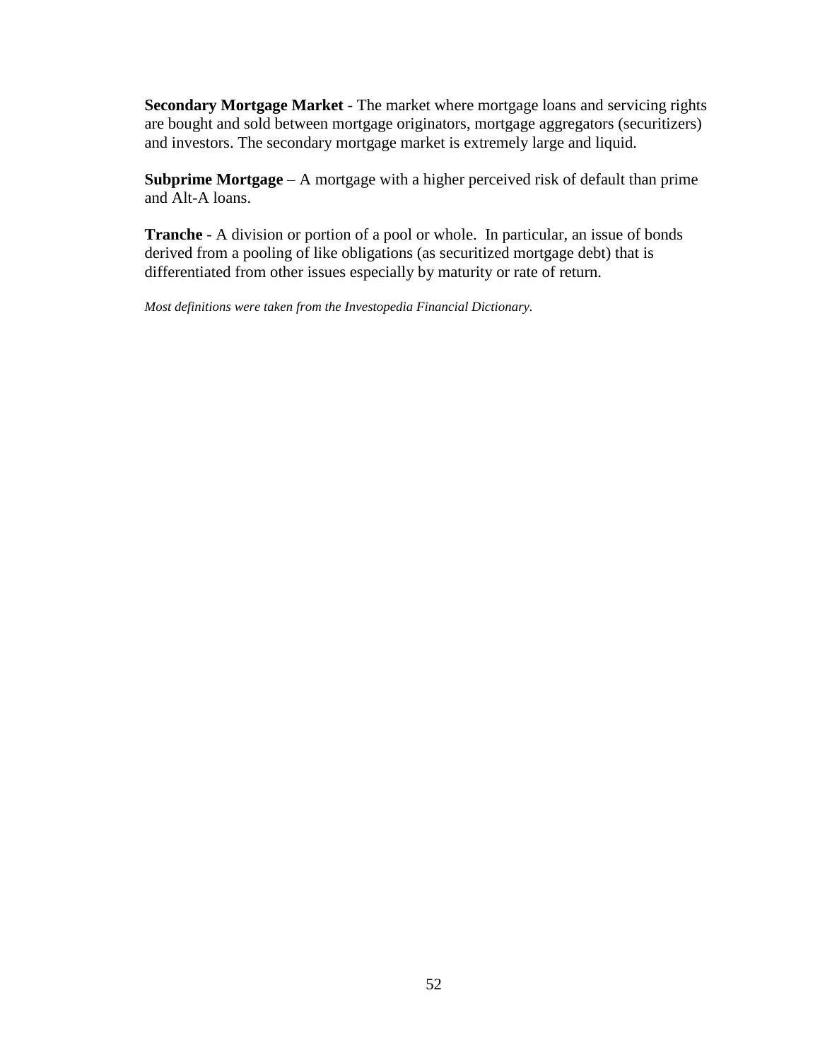**Secondary Mortgage Market** - The market where mortgage loans and servicing rights are bought and sold between mortgage originators, mortgage aggregators (securitizers) and investors. The secondary mortgage market is extremely large and liquid.

**Subprime Mortgage** – A mortgage with a higher perceived risk of default than prime and Alt-A loans.

**Tranche** - A division or portion of a pool or whole. In particular, an issue of bonds derived from a pooling of like obligations (as securitized mortgage debt) that is differentiated from other issues especially by maturity or rate of return.

*Most definitions were taken from the Investopedia Financial Dictionary.*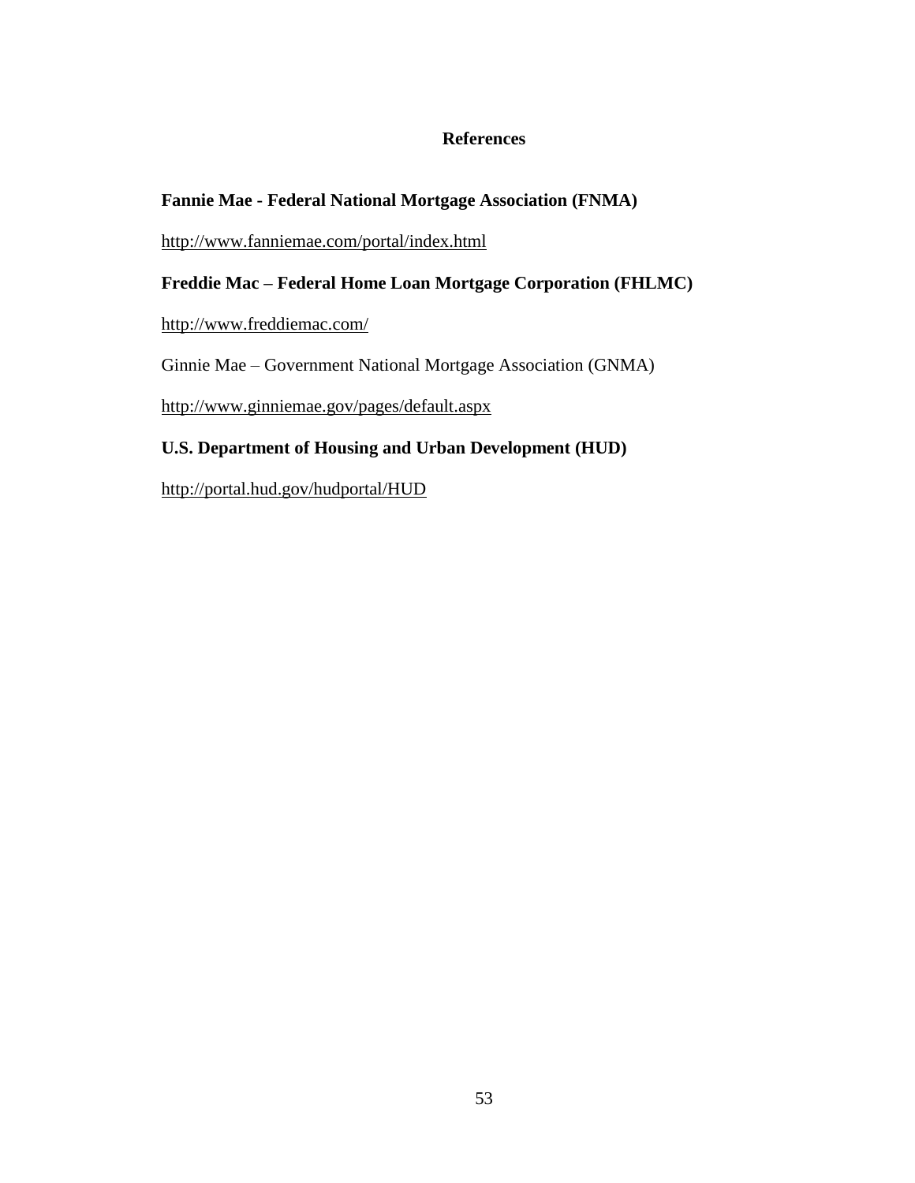## References

**Fannie Mae - Federal National Mortgage Association (FNMA)**

http://www.fanniemae.com/portal/index.html

**Freddie Mac – Federal Home Loan Mortgage Corporation (FHLMC)**

http://www.freddiemac.com/

Ginnie Mae – Government National Mortgage Association (GNMA)

http://www.ginniemae.gov/pages/default.aspx

**U.S. Department of Housing and Urban Development (HUD)**

http://portal.hud.gov/hudportal/HUD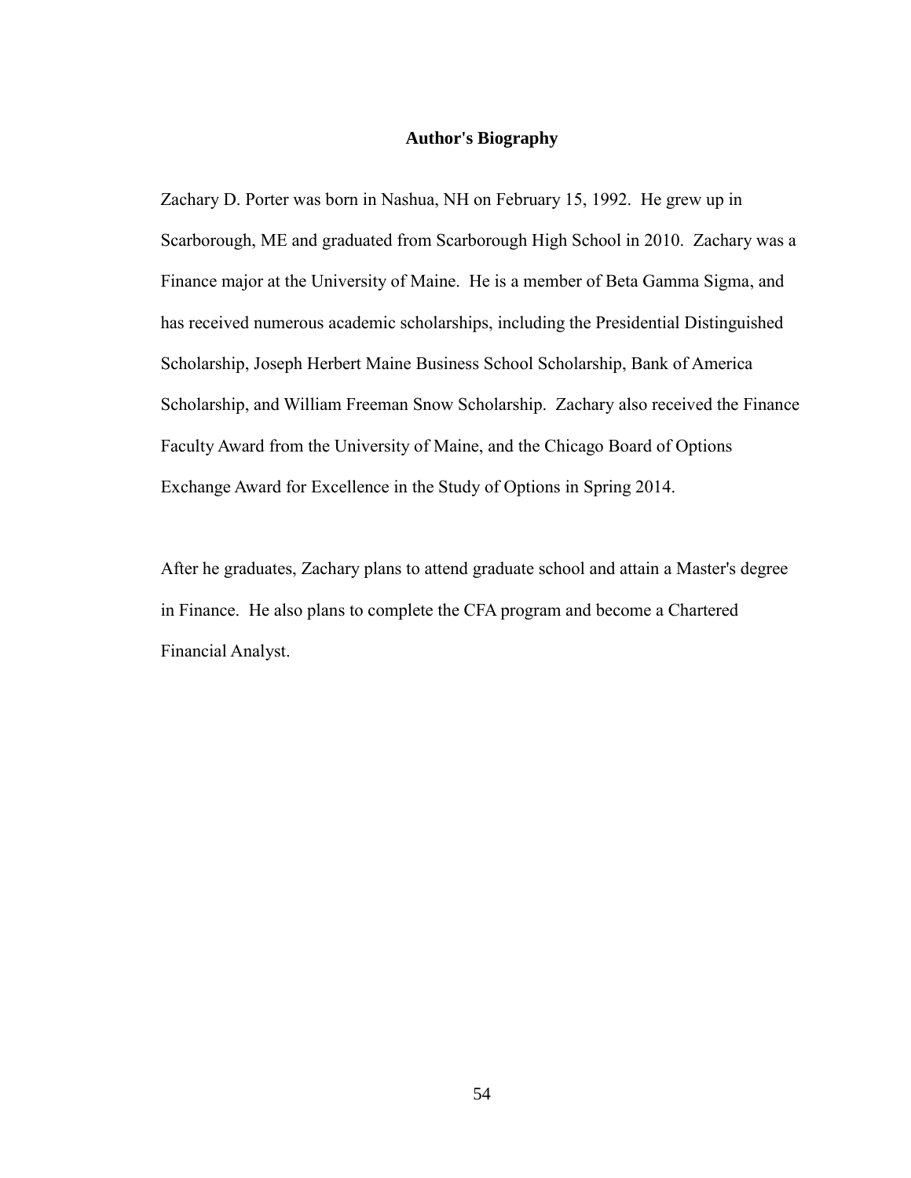# Author's Biography

Zachary D. Porter was born in Nashua, NH on February 15, 1992. He grew up in Scarborough, ME and graduated from Scarborough High School in 2010. Zachary was a Finance major at the University of Maine. He is a member of Beta Gamma Sigma, and has received numerous academic scholarships, including the Presidential Distinguished Scholarship, Joseph Herbert Maine Business School Scholarship, Bank of America Scholarship, and William Freeman Snow Scholarship. Zachary also received the Finance Faculty Award from the University of Maine, and the Chicago Board of Options Exchange Award for Excellence in the Study of Options in Spring 2014.

After he graduates, Zachary plans to attend graduate school and attain a Master's degree in Finance. He also plans to complete the CFA program and become a Chartered Financial Analyst.